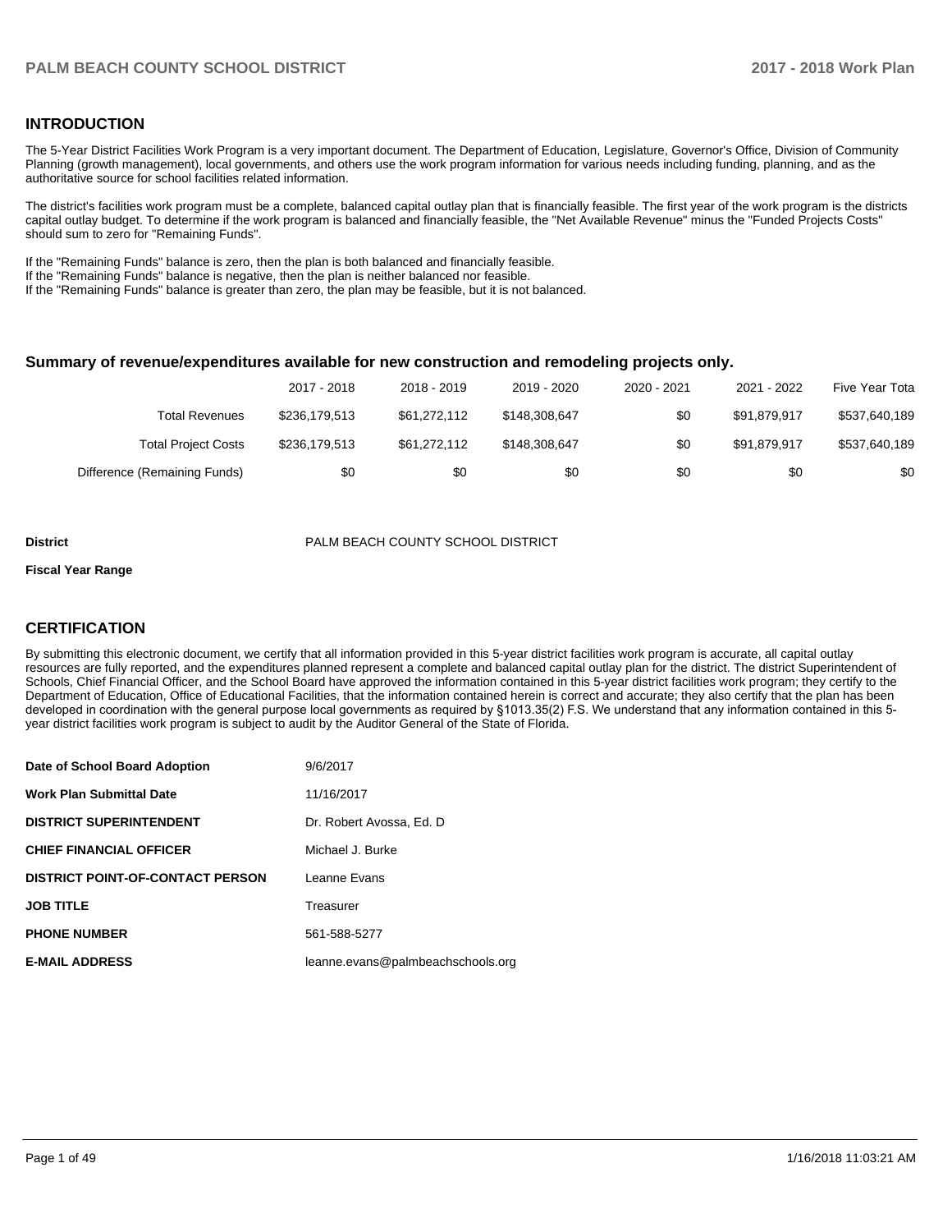## INTRODUCTION

The 5-Year District Facilities Work Program is a very important document. The Department of Education, Legislature, Governor's Office, Division of Community Planning (growth management), local governments, and others use the work program information for various needs including funding, planning, and as the authoritative source for school facilities related information.

The district's facilities work program must be a complete, balanced capital outlay plan that is financially feasible. The first year of the work program is the districts capital outlay budget. To determine if the work program is balanced and financially feasible, the "Net Available Revenue" minus the "Funded Projects Costs" should sum to zero for "Remaining Funds".

If the "Remaining Funds" balance is zero, then the plan is both balanced and financially feasible.
If the "Remaining Funds" balance is negative, then the plan is neither balanced nor feasible.
If the "Remaining Funds" balance is greater than zero, the plan may be feasible, but it is not balanced.

### Summary of revenue/expenditures available for new construction and remodeling projects only.

| | 2017 - 2018 | 2018 - 2019 | 2019 - 2020 | 2020 - 2021 | 2021 - 2022 | Five Year Tota |
|---|---|---|---|---|---|---|
| Total Revenues | $236,179,513 | $61,272,112 | $148,308,647 | $0 | $91,879,917 | $537,640,189 |
| Total Project Costs | $236,179,513 | $61,272,112 | $148,308,647 | $0 | $91,879,917 | $537,640,189 |
| Difference (Remaining Funds) | $0 | $0 | $0 | $0 | $0 | $0 |

**District** PALM BEACH COUNTY SCHOOL DISTRICT

**Fiscal Year Range**

## CERTIFICATION

By submitting this electronic document, we certify that all information provided in this 5-year district facilities work program is accurate, all capital outlay resources are fully reported, and the expenditures planned represent a complete and balanced capital outlay plan for the district. The district Superintendent of Schools, Chief Financial Officer, and the School Board have approved the information contained in this 5-year district facilities work program; they certify to the Department of Education, Office of Educational Facilities, that the information contained herein is correct and accurate; they also certify that the plan has been developed in coordination with the general purpose local governments as required by §1013.35(2) F.S. We understand that any information contained in this 5-year district facilities work program is subject to audit by the Auditor General of the State of Florida.

| | |
|---|---|
| **Date of School Board Adoption** | 9/6/2017 |
| **Work Plan Submittal Date** | 11/16/2017 |
| **DISTRICT SUPERINTENDENT** | Dr. Robert Avossa, Ed. D |
| **CHIEF FINANCIAL OFFICER** | Michael J. Burke |
| **DISTRICT POINT-OF-CONTACT PERSON** | Leanne Evans |
| **JOB TITLE** | Treasurer |
| **PHONE NUMBER** | 561-588-5277 |
| **E-MAIL ADDRESS** | leanne.evans@palmbeachschools.org |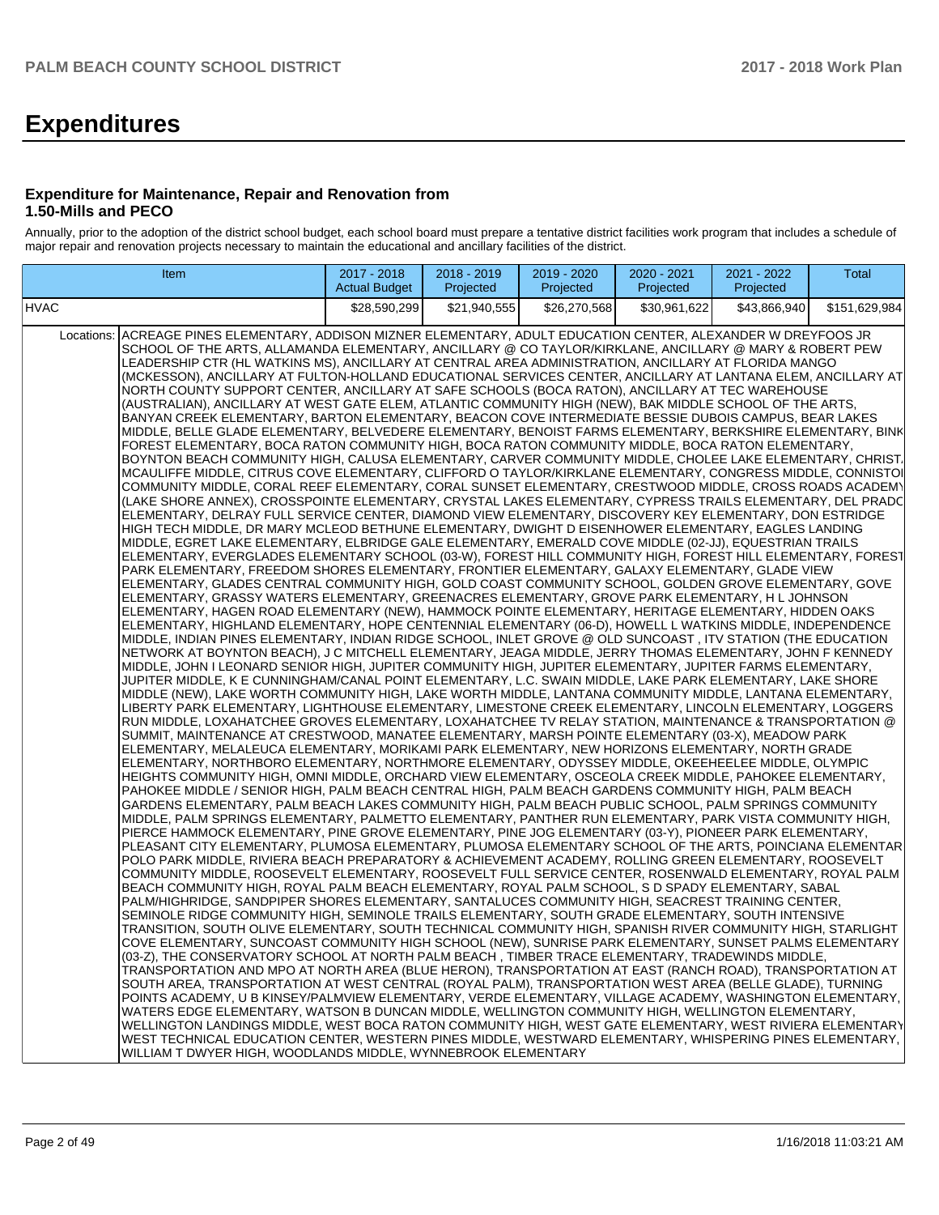# Expenditures

### Expenditure for Maintenance, Repair and Renovation from 1.50-Mills and PECO

Annually, prior to the adoption of the district school budget, each school board must prepare a tentative district facilities work program that includes a schedule of major repair and renovation projects necessary to maintain the educational and ancillary facilities of the district.

| Item | | 2017 - 2018 Actual Budget | 2018 - 2019 Projected | 2019 - 2020 Projected | 2020 - 2021 Projected | 2021 - 2022 Projected | Total |
|---|---|---|---|---|---|---|---|
| HVAC | | $28,590,299 | $21,940,555 | $26,270,568 | $30,961,622 | $43,866,940 | $151,629,984 |
| Locations: | ACREAGE PINES ELEMENTARY, ADDISON MIZNER ELEMENTARY, ADULT EDUCATION CENTER, ALEXANDER W DREYFOOS JR SCHOOL OF THE ARTS, ALLAMANDA ELEMENTARY, ANCILLARY @ CO TAYLOR/KIRKLANE, ANCILLARY @ MARY & ROBERT PEW LEADERSHIP CTR (HL WATKINS MS), ANCILLARY AT CENTRAL AREA ADMINISTRATION, ANCILLARY AT FLORIDA MANGO (MCKESSON), ANCILLARY AT FULTON-HOLLAND EDUCATIONAL SERVICES CENTER, ANCILLARY AT LANTANA ELEM, ANCILLARY AT NORTH COUNTY SUPPORT CENTER, ANCILLARY AT SAFE SCHOOLS (BOCA RATON), ANCILLARY AT TEC WAREHOUSE (AUSTRALIAN), ANCILLARY AT WEST GATE ELEM, ATLANTIC COMMUNITY HIGH (NEW), BAK MIDDLE SCHOOL OF THE ARTS, BANYAN CREEK ELEMENTARY, BARTON ELEMENTARY, BEACON COVE INTERMEDIATE BESSIE DUBOIS CAMPUS, BEAR LAKES MIDDLE, BELLE GLADE ELEMENTARY, BELVEDERE ELEMENTARY, BENOIST FARMS ELEMENTARY, BERKSHIRE ELEMENTARY, BINK FOREST ELEMENTARY, BOCA RATON COMMUNITY HIGH, BOCA RATON COMMUNITY MIDDLE, BOCA RATON ELEMENTARY, BOYNTON BEACH COMMUNITY HIGH, CALUSA ELEMENTARY, CARVER COMMUNITY MIDDLE, CHOLEE LAKE ELEMENTARY, CHRIST. MCAULIFFE MIDDLE, CITRUS COVE ELEMENTARY, CLIFFORD O TAYLOR/KIRKLANE ELEMENTARY, CONGRESS MIDDLE, CONNISTOI COMMUNITY MIDDLE, CORAL REEF ELEMENTARY, CORAL SUNSET ELEMENTARY, CRESTWOOD MIDDLE, CROSS ROADS ACADEMY (LAKE SHORE ANNEX), CROSSPOINTE ELEMENTARY, CRYSTAL LAKES ELEMENTARY, CYPRESS TRAILS ELEMENTARY, DEL PRADC ELEMENTARY, DELRAY FULL SERVICE CENTER, DIAMOND VIEW ELEMENTARY, DISCOVERY KEY ELEMENTARY, DON ESTRIDGE HIGH TECH MIDDLE, DR MARY MCLEOD BETHUNE ELEMENTARY, DWIGHT D EISENHOWER ELEMENTARY, EAGLES LANDING MIDDLE, EGRET LAKE ELEMENTARY, ELBRIDGE GALE ELEMENTARY, EMERALD COVE MIDDLE (02-JJ), EQUESTRIAN TRAILS ELEMENTARY, EVERGLADES ELEMENTARY SCHOOL (03-W), FOREST HILL COMMUNITY HIGH, FOREST HILL ELEMENTARY, FOREST PARK ELEMENTARY, FREEDOM SHORES ELEMENTARY, FRONTIER ELEMENTARY, GALAXY ELEMENTARY, GLADE VIEW ELEMENTARY, GLADES CENTRAL COMMUNITY HIGH, GOLD COAST COMMUNITY SCHOOL, GOLDEN GROVE ELEMENTARY, GOVE ELEMENTARY, GRASSY WATERS ELEMENTARY, GREENACRES ELEMENTARY, GROVE PARK ELEMENTARY, H L JOHNSON ELEMENTARY, HAGEN ROAD ELEMENTARY (NEW), HAMMOCK POINTE ELEMENTARY, HERITAGE ELEMENTARY, HIDDEN OAKS ELEMENTARY, HIGHLAND ELEMENTARY, HOPE CENTENNIAL ELEMENTARY (06-D), HOWELL L WATKINS MIDDLE, INDEPENDENCE MIDDLE, INDIAN PINES ELEMENTARY, INDIAN RIDGE SCHOOL, INLET GROVE @ OLD SUNCOAST , ITV STATION (THE EDUCATION NETWORK AT BOYNTON BEACH), J C MITCHELL ELEMENTARY, JEAGA MIDDLE, JERRY THOMAS ELEMENTARY, JOHN F KENNEDY MIDDLE, JOHN I LEONARD SENIOR HIGH, JUPITER COMMUNITY HIGH, JUPITER ELEMENTARY, JUPITER FARMS ELEMENTARY, JUPITER MIDDLE, K E CUNNINGHAM/CANAL POINT ELEMENTARY, L.C. SWAIN MIDDLE, LAKE PARK ELEMENTARY, LAKE SHORE MIDDLE (NEW), LAKE WORTH COMMUNITY HIGH, LAKE WORTH MIDDLE, LANTANA COMMUNITY MIDDLE, LANTANA ELEMENTARY, LIBERTY PARK ELEMENTARY, LIGHTHOUSE ELEMENTARY, LIMESTONE CREEK ELEMENTARY, LINCOLN ELEMENTARY, LOGGERS RUN MIDDLE, LOXAHATCHEE GROVES ELEMENTARY, LOXAHATCHEE TV RELAY STATION, MAINTENANCE & TRANSPORTATION @ SUMMIT, MAINTENANCE AT CRESTWOOD, MANATEE ELEMENTARY, MARSH POINTE ELEMENTARY (03-X), MEADOW PARK ELEMENTARY, MELALEUCA ELEMENTARY, MORIKAMI PARK ELEMENTARY, NEW HORIZONS ELEMENTARY, NORTH GRADE ELEMENTARY, NORTHBORO ELEMENTARY, NORTHMORE ELEMENTARY, ODYSSEY MIDDLE, OKEEHEELEE MIDDLE, OLYMPIC HEIGHTS COMMUNITY HIGH, OMNI MIDDLE, ORCHARD VIEW ELEMENTARY, OSCEOLA CREEK MIDDLE, PAHOKEE ELEMENTARY, PAHOKEE MIDDLE / SENIOR HIGH, PALM BEACH CENTRAL HIGH, PALM BEACH GARDENS COMMUNITY HIGH, PALM BEACH GARDENS ELEMENTARY, PALM BEACH LAKES COMMUNITY HIGH, PALM BEACH PUBLIC SCHOOL, PALM SPRINGS COMMUNITY MIDDLE, PALM SPRINGS ELEMENTARY, PALMETTO ELEMENTARY, PANTHER RUN ELEMENTARY, PARK VISTA COMMUNITY HIGH, PIERCE HAMMOCK ELEMENTARY, PINE GROVE ELEMENTARY, PINE JOG ELEMENTARY (03-Y), PIONEER PARK ELEMENTARY, PLEASANT CITY ELEMENTARY, PLUMOSA ELEMENTARY, PLUMOSA ELEMENTARY SCHOOL OF THE ARTS, POINCIANA ELEMENTAR POLO PARK MIDDLE, RIVIERA BEACH PREPARATORY & ACHIEVEMENT ACADEMY, ROLLING GREEN ELEMENTARY, ROOSEVELT COMMUNITY MIDDLE, ROOSEVELT ELEMENTARY, ROOSEVELT FULL SERVICE CENTER, ROSENWALD ELEMENTARY, ROYAL PALM BEACH COMMUNITY HIGH, ROYAL PALM BEACH ELEMENTARY, ROYAL PALM SCHOOL, S D SPADY ELEMENTARY, SABAL PALM/HIGHRIDGE, SANDPIPER SHORES ELEMENTARY, SANTALUCES COMMUNITY HIGH, SEACREST TRAINING CENTER, SEMINOLE RIDGE COMMUNITY HIGH, SEMINOLE TRAILS ELEMENTARY, SOUTH GRADE ELEMENTARY, SOUTH INTENSIVE TRANSITION, SOUTH OLIVE ELEMENTARY, SOUTH TECHNICAL COMMUNITY HIGH, SPANISH RIVER COMMUNITY HIGH, STARLIGHT COVE ELEMENTARY, SUNCOAST COMMUNITY HIGH SCHOOL (NEW), SUNRISE PARK ELEMENTARY, SUNSET PALMS ELEMENTARY (03-Z), THE CONSERVATORY SCHOOL AT NORTH PALM BEACH , TIMBER TRACE ELEMENTARY, TRADEWINDS MIDDLE, TRANSPORTATION AND MPO AT NORTH AREA (BLUE HERON), TRANSPORTATION AT EAST (RANCH ROAD), TRANSPORTATION AT SOUTH AREA, TRANSPORTATION AT WEST CENTRAL (ROYAL PALM), TRANSPORTATION WEST AREA (BELLE GLADE), TURNING POINTS ACADEMY, U B KINSEY/PALMVIEW ELEMENTARY, VERDE ELEMENTARY, VILLAGE ACADEMY, WASHINGTON ELEMENTARY, WATERS EDGE ELEMENTARY, WATSON B DUNCAN MIDDLE, WELLINGTON COMMUNITY HIGH, WELLINGTON ELEMENTARY, WELLINGTON LANDINGS MIDDLE, WEST BOCA RATON COMMUNITY HIGH, WEST GATE ELEMENTARY, WEST RIVIERA ELEMENTARY WEST TECHNICAL EDUCATION CENTER, WESTERN PINES MIDDLE, WESTWARD ELEMENTARY, WHISPERING PINES ELEMENTARY, WILLIAM T DWYER HIGH, WOODLANDS MIDDLE, WYNNEBROOK ELEMENTARY | | | | | | |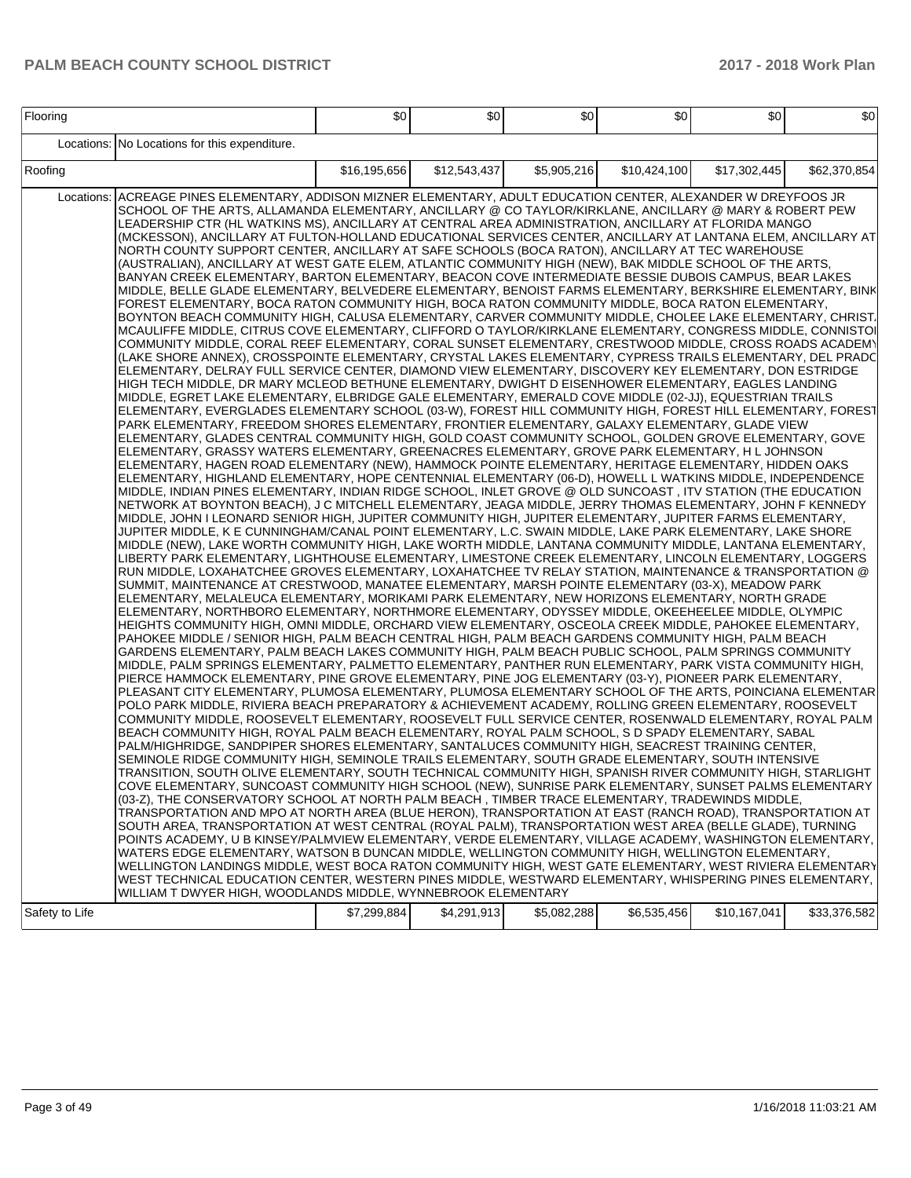| Flooring | | $0 | $0 | $0 | $0 | $0 | $0 |
|---|---|---|---|---|---|---|---|
| | Locations: | No Locations for this expenditure. | | | | | |
| Roofing | | $16,195,656 | $12,543,437 | $5,905,216 | $10,424,100 | $17,302,445 | $62,370,854 |
| | Locations: | ACREAGE PINES ELEMENTARY, ADDISON MIZNER ELEMENTARY, ADULT EDUCATION CENTER, ALEXANDER W DREYFOOS JR SCHOOL OF THE ARTS, ALLAMANDA ELEMENTARY, ANCILLARY @ CO TAYLOR/KIRKLANE, ANCILLARY @ MARY & ROBERT PEW LEADERSHIP CTR (HL WATKINS MS), ANCILLARY AT CENTRAL AREA ADMINISTRATION, ANCILLARY AT FLORIDA MANGO (MCKESSON), ANCILLARY AT FULTON-HOLLAND EDUCATIONAL SERVICES CENTER, ANCILLARY AT LANTANA ELEM, ANCILLARY AT NORTH COUNTY SUPPORT CENTER, ANCILLARY AT SAFE SCHOOLS (BOCA RATON), ANCILLARY AT TEC WAREHOUSE (AUSTRALIAN), ANCILLARY AT WEST GATE ELEM, ATLANTIC COMMUNITY HIGH (NEW), BAK MIDDLE SCHOOL OF THE ARTS, BANYAN CREEK ELEMENTARY, BARTON ELEMENTARY, BEACON COVE INTERMEDIATE BESSIE DUBOIS CAMPUS, BEAR LAKES MIDDLE, BELLE GLADE ELEMENTARY, BELVEDERE ELEMENTARY, BENOIST FARMS ELEMENTARY, BERKSHIRE ELEMENTARY, BINKS FOREST ELEMENTARY, BOCA RATON COMMUNITY HIGH, BOCA RATON COMMUNITY MIDDLE, BOCA RATON ELEMENTARY, BOYNTON BEACH COMMUNITY HIGH, CALUSA ELEMENTARY, CARVER COMMUNITY MIDDLE, CHOLEE LAKE ELEMENTARY, CHRISTA MCAULIFFE MIDDLE, CITRUS COVE ELEMENTARY, CLIFFORD O TAYLOR/KIRKLANE ELEMENTARY, CONGRESS MIDDLE, CONNISTON COMMUNITY MIDDLE, CORAL REEF ELEMENTARY, CORAL SUNSET ELEMENTARY, CRESTWOOD MIDDLE, CROSS ROADS ACADEMY (LAKE SHORE ANNEX), CROSSPOINTE ELEMENTARY, CRYSTAL LAKES ELEMENTARY, CYPRESS TRAILS ELEMENTARY, DEL PRADO ELEMENTARY, DELRAY FULL SERVICE CENTER, DIAMOND VIEW ELEMENTARY, DISCOVERY KEY ELEMENTARY, DON ESTRIDGE HIGH TECH MIDDLE, DR MARY MCLEOD BETHUNE ELEMENTARY, DWIGHT D EISENHOWER ELEMENTARY, EAGLES LANDING MIDDLE, EGRET LAKE ELEMENTARY, ELBRIDGE GALE ELEMENTARY, EMERALD COVE MIDDLE (02-JJ), EQUESTRIAN TRAILS ELEMENTARY, EVERGLADES ELEMENTARY SCHOOL (03-W), FOREST HILL COMMUNITY HIGH, FOREST HILL ELEMENTARY, FOREST PARK ELEMENTARY, FREEDOM SHORES ELEMENTARY, FRONTIER ELEMENTARY, GALAXY ELEMENTARY, GLADE VIEW ELEMENTARY, GLADES CENTRAL COMMUNITY HIGH, GOLD COAST COMMUNITY SCHOOL, GOLDEN GROVE ELEMENTARY, GOVE ELEMENTARY, GRASSY WATERS ELEMENTARY, GREENACRES ELEMENTARY, GROVE PARK ELEMENTARY, H L JOHNSON ELEMENTARY, HAGEN ROAD ELEMENTARY (NEW), HAMMOCK POINTE ELEMENTARY, HERITAGE ELEMENTARY, HIDDEN OAKS ELEMENTARY, HIGHLAND ELEMENTARY, HOPE CENTENNIAL ELEMENTARY (06-D), HOWELL L WATKINS MIDDLE, INDEPENDENCE MIDDLE, INDIAN PINES ELEMENTARY, INDIAN RIDGE SCHOOL, INLET GROVE @ OLD SUNCOAST , ITV STATION (THE EDUCATION NETWORK AT BOYNTON BEACH), J C MITCHELL ELEMENTARY, JEAGA MIDDLE, JERRY THOMAS ELEMENTARY, JOHN F KENNEDY MIDDLE, JOHN I LEONARD SENIOR HIGH, JUPITER COMMUNITY HIGH, JUPITER ELEMENTARY, JUPITER FARMS ELEMENTARY, JUPITER MIDDLE, K E CUNNINGHAM/CANAL POINT ELEMENTARY, L.C. SWAIN MIDDLE, LAKE PARK ELEMENTARY, LAKE SHORE MIDDLE (NEW), LAKE WORTH COMMUNITY HIGH, LAKE WORTH MIDDLE, LANTANA COMMUNITY MIDDLE, LANTANA ELEMENTARY, LIBERTY PARK ELEMENTARY, LIGHTHOUSE ELEMENTARY, LIMESTONE CREEK ELEMENTARY, LINCOLN ELEMENTARY, LOGGERS RUN MIDDLE, LOXAHATCHEE GROVES ELEMENTARY, LOXAHATCHEE TV RELAY STATION, MAINTENANCE & TRANSPORTATION @ SUMMIT, MAINTENANCE AT CRESTWOOD, MANATEE ELEMENTARY, MARSH POINTE ELEMENTARY (03-X), MEADOW PARK ELEMENTARY, MELALEUCA ELEMENTARY, MORIKAMI PARK ELEMENTARY, NEW HORIZONS ELEMENTARY, NORTH GRADE ELEMENTARY, NORTHBORO ELEMENTARY, NORTHMORE ELEMENTARY, ODYSSEY MIDDLE, OKEEHEELEE MIDDLE, OLYMPIC HEIGHTS COMMUNITY HIGH, OMNI MIDDLE, ORCHARD VIEW ELEMENTARY, OSCEOLA CREEK MIDDLE, PAHOKEE ELEMENTARY, PAHOKEE MIDDLE / SENIOR HIGH, PALM BEACH CENTRAL HIGH, PALM BEACH GARDENS COMMUNITY HIGH, PALM BEACH GARDENS ELEMENTARY, PALM BEACH LAKES COMMUNITY HIGH, PALM BEACH PUBLIC SCHOOL, PALM SPRINGS COMMUNITY MIDDLE, PALM SPRINGS ELEMENTARY, PALMETTO ELEMENTARY, PANTHER RUN ELEMENTARY, PARK VISTA COMMUNITY HIGH, PIERCE HAMMOCK ELEMENTARY, PINE GROVE ELEMENTARY, PINE JOG ELEMENTARY (03-Y), PIONEER PARK ELEMENTARY, PLEASANT CITY ELEMENTARY, PLUMOSA ELEMENTARY, PLUMOSA ELEMENTARY SCHOOL OF THE ARTS, POINCIANA ELEMENTARY, POLO PARK MIDDLE, RIVIERA BEACH PREPARATORY & ACHIEVEMENT ACADEMY, ROLLING GREEN ELEMENTARY, ROOSEVELT COMMUNITY MIDDLE, ROOSEVELT ELEMENTARY, ROOSEVELT FULL SERVICE CENTER, ROSENWALD ELEMENTARY, ROYAL PALM BEACH COMMUNITY HIGH, ROYAL PALM BEACH ELEMENTARY, ROYAL PALM SCHOOL, S D SPADY ELEMENTARY, SABAL PALM/HIGHRIDGE, SANDPIPER SHORES ELEMENTARY, SANTALUCES COMMUNITY HIGH, SEACREST TRAINING CENTER, SEMINOLE RIDGE COMMUNITY HIGH, SEMINOLE TRAILS ELEMENTARY, SOUTH GRADE ELEMENTARY, SOUTH INTENSIVE TRANSITION, SOUTH OLIVE ELEMENTARY, SOUTH TECHNICAL COMMUNITY HIGH, SPANISH RIVER COMMUNITY HIGH, STARLIGHT COVE ELEMENTARY, SUNCOAST COMMUNITY HIGH SCHOOL (NEW), SUNRISE PARK ELEMENTARY, SUNSET PALMS ELEMENTARY (03-Z), THE CONSERVATORY SCHOOL AT NORTH PALM BEACH , TIMBER TRACE ELEMENTARY, TRADEWINDS MIDDLE, TRANSPORTATION AND MPO AT NORTH AREA (BLUE HERON), TRANSPORTATION AT EAST (RANCH ROAD), TRANSPORTATION AT SOUTH AREA, TRANSPORTATION AT WEST CENTRAL (ROYAL PALM), TRANSPORTATION WEST AREA (BELLE GLADE), TURNING POINTS ACADEMY, U B KINSEY/PALMVIEW ELEMENTARY, VERDE ELEMENTARY, VILLAGE ACADEMY, WASHINGTON ELEMENTARY, WATERS EDGE ELEMENTARY, WATSON B DUNCAN MIDDLE, WELLINGTON COMMUNITY HIGH, WELLINGTON ELEMENTARY, WELLINGTON LANDINGS MIDDLE, WEST BOCA RATON COMMUNITY HIGH, WEST GATE ELEMENTARY, WEST RIVIERA ELEMENTARY, WEST TECHNICAL EDUCATION CENTER, WESTERN PINES MIDDLE, WESTWARD ELEMENTARY, WHISPERING PINES ELEMENTARY, WILLIAM T DWYER HIGH, WOODLANDS MIDDLE, WYNNEBROOK ELEMENTARY | | | | | |
| Safety to Life | | $7,299,884 | $4,291,913 | $5,082,288 | $6,535,456 | $10,167,041 | $33,376,582 |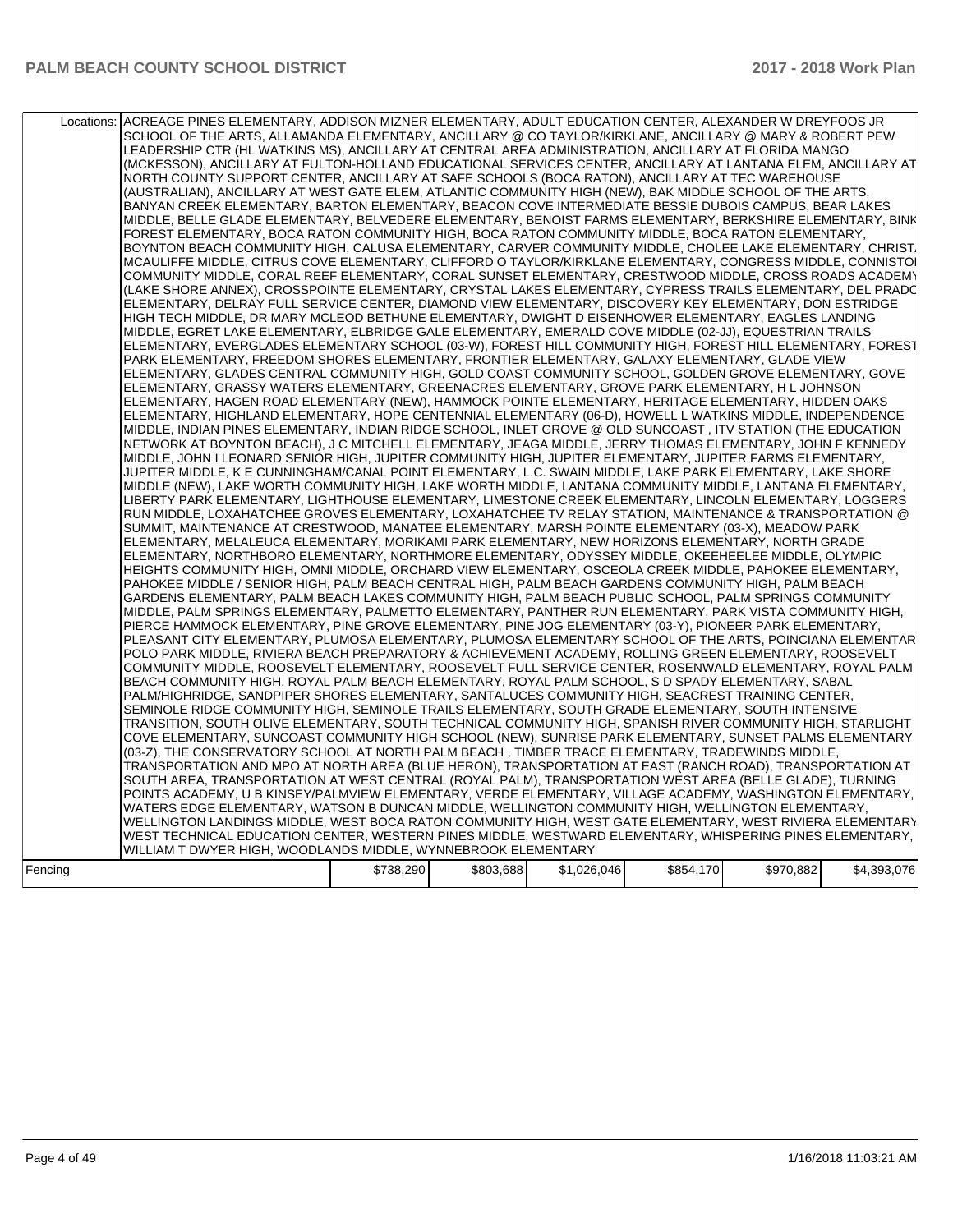| Locations: | ACREAGE PINES ELEMENTARY, ADDISON MIZNER ELEMENTARY, ADULT EDUCATION CENTER, ALEXANDER W DREYFOOS JR SCHOOL OF THE ARTS, ALLAMANDA ELEMENTARY, ANCILLARY @ CO TAYLOR/KIRKLANE, ANCILLARY @ MARY & ROBERT PEW LEADERSHIP CTR (HL WATKINS MS), ANCILLARY AT CENTRAL AREA ADMINISTRATION, ANCILLARY AT FLORIDA MANGO (MCKESSON), ANCILLARY AT FULTON-HOLLAND EDUCATIONAL SERVICES CENTER, ANCILLARY AT LANTANA ELEM, ANCILLARY AT NORTH COUNTY SUPPORT CENTER, ANCILLARY AT SAFE SCHOOLS (BOCA RATON), ANCILLARY AT TEC WAREHOUSE (AUSTRALIAN), ANCILLARY AT WEST GATE ELEM, ATLANTIC COMMUNITY HIGH (NEW), BAK MIDDLE SCHOOL OF THE ARTS, BANYAN CREEK ELEMENTARY, BARTON ELEMENTARY, BEACON COVE INTERMEDIATE BESSIE DUBOIS CAMPUS, BEAR LAKES MIDDLE, BELLE GLADE ELEMENTARY, BELVEDERE ELEMENTARY, BENOIST FARMS ELEMENTARY, BERKSHIRE ELEMENTARY, BINKS FOREST ELEMENTARY, BOCA RATON COMMUNITY HIGH, BOCA RATON COMMUNITY MIDDLE, BOCA RATON ELEMENTARY, BOYNTON BEACH COMMUNITY HIGH, CALUSA ELEMENTARY, CARVER COMMUNITY MIDDLE, CHOLEE LAKE ELEMENTARY, CHRISTA MCAULIFFE MIDDLE, CITRUS COVE ELEMENTARY, CLIFFORD O TAYLOR/KIRKLANE ELEMENTARY, CONGRESS MIDDLE, CONNISTON COMMUNITY MIDDLE, CORAL REEF ELEMENTARY, CORAL SUNSET ELEMENTARY, CRESTWOOD MIDDLE, CROSS ROADS ACADEMY (LAKE SHORE ANNEX), CROSSPOINTE ELEMENTARY, CRYSTAL LAKES ELEMENTARY, CYPRESS TRAILS ELEMENTARY, DEL PRADO ELEMENTARY, DELRAY FULL SERVICE CENTER, DIAMOND VIEW ELEMENTARY, DISCOVERY KEY ELEMENTARY, DON ESTRIDGE HIGH TECH MIDDLE, DR MARY MCLEOD BETHUNE ELEMENTARY, DWIGHT D EISENHOWER ELEMENTARY, EAGLES LANDING MIDDLE, EGRET LAKE ELEMENTARY, ELBRIDGE GALE ELEMENTARY, EMERALD COVE MIDDLE (02-JJ), EQUESTRIAN TRAILS ELEMENTARY, EVERGLADES ELEMENTARY SCHOOL (03-W), FOREST HILL COMMUNITY HIGH, FOREST HILL ELEMENTARY, FOREST PARK ELEMENTARY, FREEDOM SHORES ELEMENTARY, FRONTIER ELEMENTARY, GALAXY ELEMENTARY, GLADE VIEW ELEMENTARY, GLADES CENTRAL COMMUNITY HIGH, GOLD COAST COMMUNITY SCHOOL, GOLDEN GROVE ELEMENTARY, GOVE ELEMENTARY, GRASSY WATERS ELEMENTARY, GREENACRES ELEMENTARY, GROVE PARK ELEMENTARY, H L JOHNSON ELEMENTARY, HAGEN ROAD ELEMENTARY (NEW), HAMMOCK POINTE ELEMENTARY, HERITAGE ELEMENTARY, HIDDEN OAKS ELEMENTARY, HIGHLAND ELEMENTARY, HOPE CENTENNIAL ELEMENTARY (06-D), HOWELL L WATKINS MIDDLE, INDEPENDENCE MIDDLE, INDIAN PINES ELEMENTARY, INDIAN RIDGE SCHOOL, INLET GROVE @ OLD SUNCOAST , ITV STATION (THE EDUCATION NETWORK AT BOYNTON BEACH), J C MITCHELL ELEMENTARY, JEAGA MIDDLE, JERRY THOMAS ELEMENTARY, JOHN F KENNEDY MIDDLE, JOHN I LEONARD SENIOR HIGH, JUPITER COMMUNITY HIGH, JUPITER ELEMENTARY, JUPITER FARMS ELEMENTARY, JUPITER MIDDLE, K E CUNNINGHAM/CANAL POINT ELEMENTARY, L.C. SWAIN MIDDLE, LAKE PARK ELEMENTARY, LAKE SHORE MIDDLE (NEW), LAKE WORTH COMMUNITY HIGH, LAKE WORTH MIDDLE, LANTANA COMMUNITY MIDDLE, LANTANA ELEMENTARY, LIBERTY PARK ELEMENTARY, LIGHTHOUSE ELEMENTARY, LIMESTONE CREEK ELEMENTARY, LINCOLN ELEMENTARY, LOGGERS RUN MIDDLE, LOXAHATCHEE GROVES ELEMENTARY, LOXAHATCHEE TV RELAY STATION, MAINTENANCE & TRANSPORTATION @ SUMMIT, MAINTENANCE AT CRESTWOOD, MANATEE ELEMENTARY, MARSH POINTE ELEMENTARY (03-X), MEADOW PARK ELEMENTARY, MELALEUCA ELEMENTARY, MORIKAMI PARK ELEMENTARY, NEW HORIZONS ELEMENTARY, NORTH GRADE ELEMENTARY, NORTHBORO ELEMENTARY, NORTHMORE ELEMENTARY, ODYSSEY MIDDLE, OKEEHEELEE MIDDLE, OLYMPIC HEIGHTS COMMUNITY HIGH, OMNI MIDDLE, ORCHARD VIEW ELEMENTARY, OSCEOLA CREEK MIDDLE, PAHOKEE ELEMENTARY, PAHOKEE MIDDLE / SENIOR HIGH, PALM BEACH CENTRAL HIGH, PALM BEACH GARDENS COMMUNITY HIGH, PALM BEACH GARDENS ELEMENTARY, PALM BEACH LAKES COMMUNITY HIGH, PALM BEACH PUBLIC SCHOOL, PALM SPRINGS COMMUNITY MIDDLE, PALM SPRINGS ELEMENTARY, PALMETTO ELEMENTARY, PANTHER RUN ELEMENTARY, PARK VISTA COMMUNITY HIGH, PIERCE HAMMOCK ELEMENTARY, PINE GROVE ELEMENTARY, PINE JOG ELEMENTARY (03-Y), PIONEER PARK ELEMENTARY, PLEASANT CITY ELEMENTARY, PLUMOSA ELEMENTARY, PLUMOSA ELEMENTARY SCHOOL OF THE ARTS, POINCIANA ELEMENTARY, POLO PARK MIDDLE, RIVIERA BEACH PREPARATORY & ACHIEVEMENT ACADEMY, ROLLING GREEN ELEMENTARY, ROOSEVELT COMMUNITY MIDDLE, ROOSEVELT ELEMENTARY, ROOSEVELT FULL SERVICE CENTER, ROSENWALD ELEMENTARY, ROYAL PALM BEACH COMMUNITY HIGH, ROYAL PALM BEACH ELEMENTARY, ROYAL PALM SCHOOL, S D SPADY ELEMENTARY, SABAL PALM/HIGHRIDGE, SANDPIPER SHORES ELEMENTARY, SANTALUCES COMMUNITY HIGH, SEACREST TRAINING CENTER, SEMINOLE RIDGE COMMUNITY HIGH, SEMINOLE TRAILS ELEMENTARY, SOUTH GRADE ELEMENTARY, SOUTH INTENSIVE TRANSITION, SOUTH OLIVE ELEMENTARY, SOUTH TECHNICAL COMMUNITY HIGH, SPANISH RIVER COMMUNITY HIGH, STARLIGHT COVE ELEMENTARY, SUNCOAST COMMUNITY HIGH SCHOOL (NEW), SUNRISE PARK ELEMENTARY, SUNSET PALMS ELEMENTARY (03-Z), THE CONSERVATORY SCHOOL AT NORTH PALM BEACH , TIMBER TRACE ELEMENTARY, TRADEWINDS MIDDLE, TRANSPORTATION AND MPO AT NORTH AREA (BLUE HERON), TRANSPORTATION AT EAST (RANCH ROAD), TRANSPORTATION AT SOUTH AREA, TRANSPORTATION AT WEST CENTRAL (ROYAL PALM), TRANSPORTATION WEST AREA (BELLE GLADE), TURNING POINTS ACADEMY, U B KINSEY/PALMVIEW ELEMENTARY, VERDE ELEMENTARY, VILLAGE ACADEMY, WASHINGTON ELEMENTARY, WATERS EDGE ELEMENTARY, WATSON B DUNCAN MIDDLE, WELLINGTON COMMUNITY HIGH, WELLINGTON ELEMENTARY, WELLINGTON LANDINGS MIDDLE, WEST BOCA RATON COMMUNITY HIGH, WEST GATE ELEMENTARY, WEST RIVIERA ELEMENTARY, WEST TECHNICAL EDUCATION CENTER, WESTERN PINES MIDDLE, WESTWARD ELEMENTARY, WHISPERING PINES ELEMENTARY, WILLIAM T DWYER HIGH, WOODLANDS MIDDLE, WYNNEBROOK ELEMENTARY | | | | | | |
|---|---|---|---|---|---|---|
| Fencing | $738,290 | $803,688 | $1,026,046 | $854,170 | $970,882 | $4,393,076 |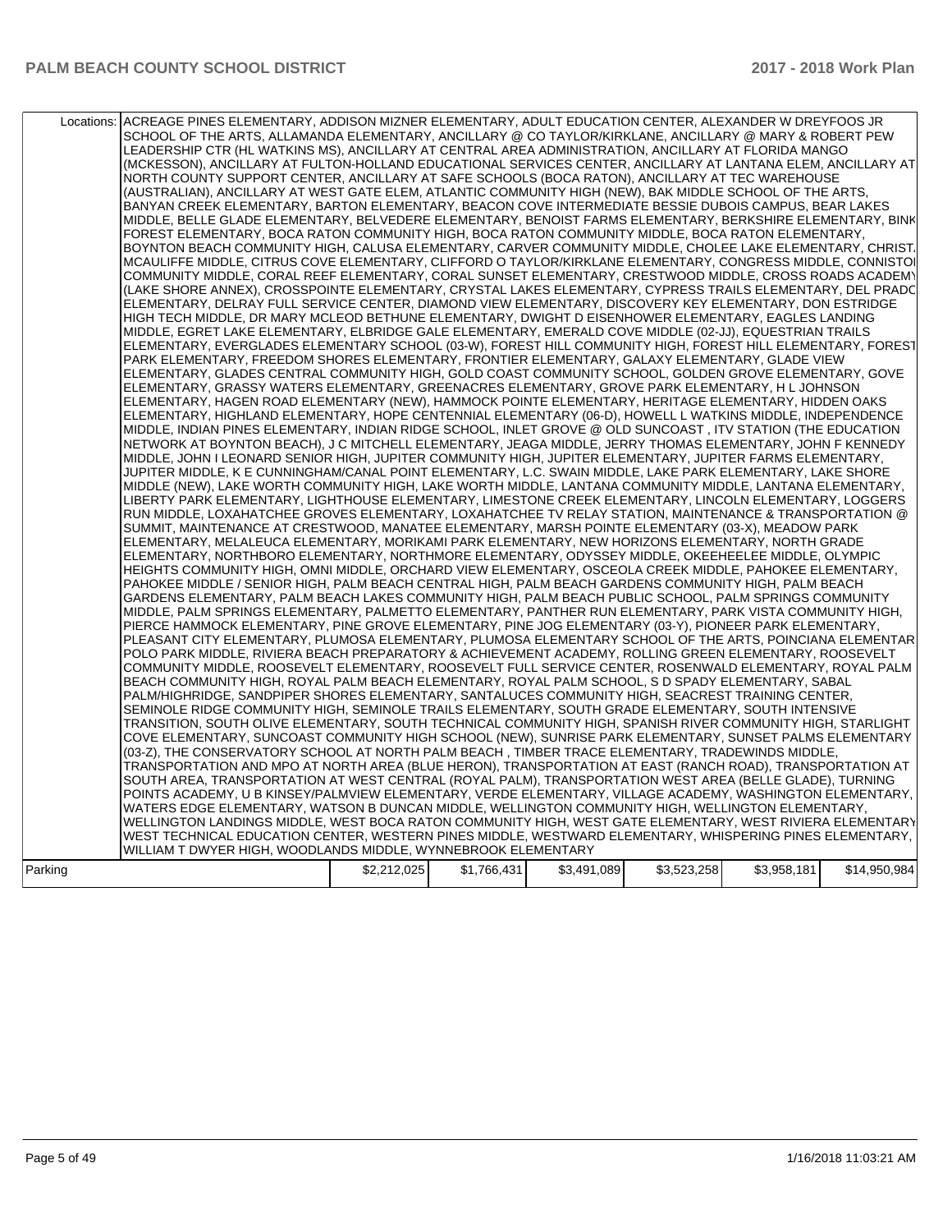| | | | | | | |
|---|---|---|---|---|---|---|
| Locations: | ACREAGE PINES ELEMENTARY, ADDISON MIZNER ELEMENTARY, ADULT EDUCATION CENTER, ALEXANDER W DREYFOOS JR SCHOOL OF THE ARTS, ALLAMANDA ELEMENTARY, ANCILLARY @ CO TAYLOR/KIRKLANE, ANCILLARY @ MARY & ROBERT PEW LEADERSHIP CTR (HL WATKINS MS), ANCILLARY AT CENTRAL AREA ADMINISTRATION, ANCILLARY AT FLORIDA MANGO (MCKESSON), ANCILLARY AT FULTON-HOLLAND EDUCATIONAL SERVICES CENTER, ANCILLARY AT LANTANA ELEM, ANCILLARY AT NORTH COUNTY SUPPORT CENTER, ANCILLARY AT SAFE SCHOOLS (BOCA RATON), ANCILLARY AT TEC WAREHOUSE (AUSTRALIAN), ANCILLARY AT WEST GATE ELEM, ATLANTIC COMMUNITY HIGH (NEW), BAK MIDDLE SCHOOL OF THE ARTS, BANYAN CREEK ELEMENTARY, BARTON ELEMENTARY, BEACON COVE INTERMEDIATE BESSIE DUBOIS CAMPUS, BEAR LAKES MIDDLE, BELLE GLADE ELEMENTARY, BELVEDERE ELEMENTARY, BENOIST FARMS ELEMENTARY, BERKSHIRE ELEMENTARY, BINK FOREST ELEMENTARY, BOCA RATON COMMUNITY HIGH, BOCA RATON COMMUNITY MIDDLE, BOCA RATON ELEMENTARY, BOYNTON BEACH COMMUNITY HIGH, CALUSA ELEMENTARY, CARVER COMMUNITY MIDDLE, CHOLEE LAKE ELEMENTARY, CHRIST. MCAULIFFE MIDDLE, CITRUS COVE ELEMENTARY, CLIFFORD O TAYLOR/KIRKLANE ELEMENTARY, CONGRESS MIDDLE, CONNISTON COMMUNITY MIDDLE, CORAL REEF ELEMENTARY, CORAL SUNSET ELEMENTARY, CRESTWOOD MIDDLE, CROSS ROADS ACADEMY (LAKE SHORE ANNEX), CROSSPOINTE ELEMENTARY, CRYSTAL LAKES ELEMENTARY, CYPRESS TRAILS ELEMENTARY, DEL PRADO ELEMENTARY, DELRAY FULL SERVICE CENTER, DIAMOND VIEW ELEMENTARY, DISCOVERY KEY ELEMENTARY, DON ESTRIDGE HIGH TECH MIDDLE, DR MARY MCLEOD BETHUNE ELEMENTARY, DWIGHT D EISENHOWER ELEMENTARY, EAGLES LANDING MIDDLE, EGRET LAKE ELEMENTARY, ELBRIDGE GALE ELEMENTARY, EMERALD COVE MIDDLE (02-JJ), EQUESTRIAN TRAILS ELEMENTARY, EVERGLADES ELEMENTARY SCHOOL (03-W), FOREST HILL COMMUNITY HIGH, FOREST HILL ELEMENTARY, FOREST PARK ELEMENTARY, FREEDOM SHORES ELEMENTARY, FRONTIER ELEMENTARY, GALAXY ELEMENTARY, GLADE VIEW ELEMENTARY, GLADES CENTRAL COMMUNITY HIGH, GOLD COAST COMMUNITY SCHOOL, GOLDEN GROVE ELEMENTARY, GOVE ELEMENTARY, GRASSY WATERS ELEMENTARY, GREENACRES ELEMENTARY, GROVE PARK ELEMENTARY, H L JOHNSON ELEMENTARY, HAGEN ROAD ELEMENTARY (NEW), HAMMOCK POINTE ELEMENTARY, HERITAGE ELEMENTARY, HIDDEN OAKS ELEMENTARY, HIGHLAND ELEMENTARY, HOPE CENTENNIAL ELEMENTARY (06-D), HOWELL L WATKINS MIDDLE, INDEPENDENCE MIDDLE, INDIAN PINES ELEMENTARY, INDIAN RIDGE SCHOOL, INLET GROVE @ OLD SUNCOAST , ITV STATION (THE EDUCATION NETWORK AT BOYNTON BEACH), J C MITCHELL ELEMENTARY, JEAGA MIDDLE, JERRY THOMAS ELEMENTARY, JOHN F KENNEDY MIDDLE, JOHN I LEONARD SENIOR HIGH, JUPITER COMMUNITY HIGH, JUPITER ELEMENTARY, JUPITER FARMS ELEMENTARY, JUPITER MIDDLE, K E CUNNINGHAM/CANAL POINT ELEMENTARY, L.C. SWAIN MIDDLE, LAKE PARK ELEMENTARY, LAKE SHORE MIDDLE (NEW), LAKE WORTH COMMUNITY HIGH, LAKE WORTH MIDDLE, LANTANA COMMUNITY MIDDLE, LANTANA ELEMENTARY, LIBERTY PARK ELEMENTARY, LIGHTHOUSE ELEMENTARY, LIMESTONE CREEK ELEMENTARY, LINCOLN ELEMENTARY, LOGGERS RUN MIDDLE, LOXAHATCHEE GROVES ELEMENTARY, LOXAHATCHEE TV RELAY STATION, MAINTENANCE & TRANSPORTATION @ SUMMIT, MAINTENANCE AT CRESTWOOD, MANATEE ELEMENTARY, MARSH POINTE ELEMENTARY (03-X), MEADOW PARK ELEMENTARY, MELALEUCA ELEMENTARY, MORIKAMI PARK ELEMENTARY, NEW HORIZONS ELEMENTARY, NORTH GRADE ELEMENTARY, NORTHBORO ELEMENTARY, NORTHMORE ELEMENTARY, ODYSSEY MIDDLE, OKEEHEELEE MIDDLE, OLYMPIC HEIGHTS COMMUNITY HIGH, OMNI MIDDLE, ORCHARD VIEW ELEMENTARY, OSCEOLA CREEK MIDDLE, PAHOKEE ELEMENTARY, PAHOKEE MIDDLE / SENIOR HIGH, PALM BEACH CENTRAL HIGH, PALM BEACH GARDENS COMMUNITY HIGH, PALM BEACH GARDENS ELEMENTARY, PALM BEACH LAKES COMMUNITY HIGH, PALM BEACH PUBLIC SCHOOL, PALM SPRINGS COMMUNITY MIDDLE, PALM SPRINGS ELEMENTARY, PALMETTO ELEMENTARY, PANTHER RUN ELEMENTARY, PARK VISTA COMMUNITY HIGH, PIERCE HAMMOCK ELEMENTARY, PINE GROVE ELEMENTARY, PINE JOG ELEMENTARY (03-Y), PIONEER PARK ELEMENTARY, PLEASANT CITY ELEMENTARY, PLUMOSA ELEMENTARY, PLUMOSA ELEMENTARY SCHOOL OF THE ARTS, POINCIANA ELEMENTARY, POLO PARK MIDDLE, RIVIERA BEACH PREPARATORY & ACHIEVEMENT ACADEMY, ROLLING GREEN ELEMENTARY, ROOSEVELT COMMUNITY MIDDLE, ROOSEVELT ELEMENTARY, ROOSEVELT FULL SERVICE CENTER, ROSENWALD ELEMENTARY, ROYAL PALM BEACH COMMUNITY HIGH, ROYAL PALM BEACH ELEMENTARY, ROYAL PALM SCHOOL, S D SPADY ELEMENTARY, SABAL PALM/HIGHRIDGE, SANDPIPER SHORES ELEMENTARY, SANTALUCES COMMUNITY HIGH, SEACREST TRAINING CENTER, SEMINOLE RIDGE COMMUNITY HIGH, SEMINOLE TRAILS ELEMENTARY, SOUTH GRADE ELEMENTARY, SOUTH INTENSIVE TRANSITION, SOUTH OLIVE ELEMENTARY, SOUTH TECHNICAL COMMUNITY HIGH, SPANISH RIVER COMMUNITY HIGH, STARLIGHT COVE ELEMENTARY, SUNCOAST COMMUNITY HIGH SCHOOL (NEW), SUNRISE PARK ELEMENTARY, SUNSET PALMS ELEMENTARY (03-Z), THE CONSERVATORY SCHOOL AT NORTH PALM BEACH , TIMBER TRACE ELEMENTARY, TRADEWINDS MIDDLE, TRANSPORTATION AND MPO AT NORTH AREA (BLUE HERON), TRANSPORTATION AT EAST (RANCH ROAD), TRANSPORTATION AT SOUTH AREA, TRANSPORTATION AT WEST CENTRAL (ROYAL PALM), TRANSPORTATION WEST AREA (BELLE GLADE), TURNING POINTS ACADEMY, U B KINSEY/PALMVIEW ELEMENTARY, VERDE ELEMENTARY, VILLAGE ACADEMY, WASHINGTON ELEMENTARY, WATERS EDGE ELEMENTARY, WATSON B DUNCAN MIDDLE, WELLINGTON COMMUNITY HIGH, WELLINGTON ELEMENTARY, WELLINGTON LANDINGS MIDDLE, WEST BOCA RATON COMMUNITY HIGH, WEST GATE ELEMENTARY, WEST RIVIERA ELEMENTARY, WEST TECHNICAL EDUCATION CENTER, WESTERN PINES MIDDLE, WESTWARD ELEMENTARY, WHISPERING PINES ELEMENTARY, WILLIAM T DWYER HIGH, WOODLANDS MIDDLE, WYNNEBROOK ELEMENTARY | | | | | |
| Parking | $2,212,025 | $1,766,431 | $3,491,089 | $3,523,258 | $3,958,181 | $14,950,984 |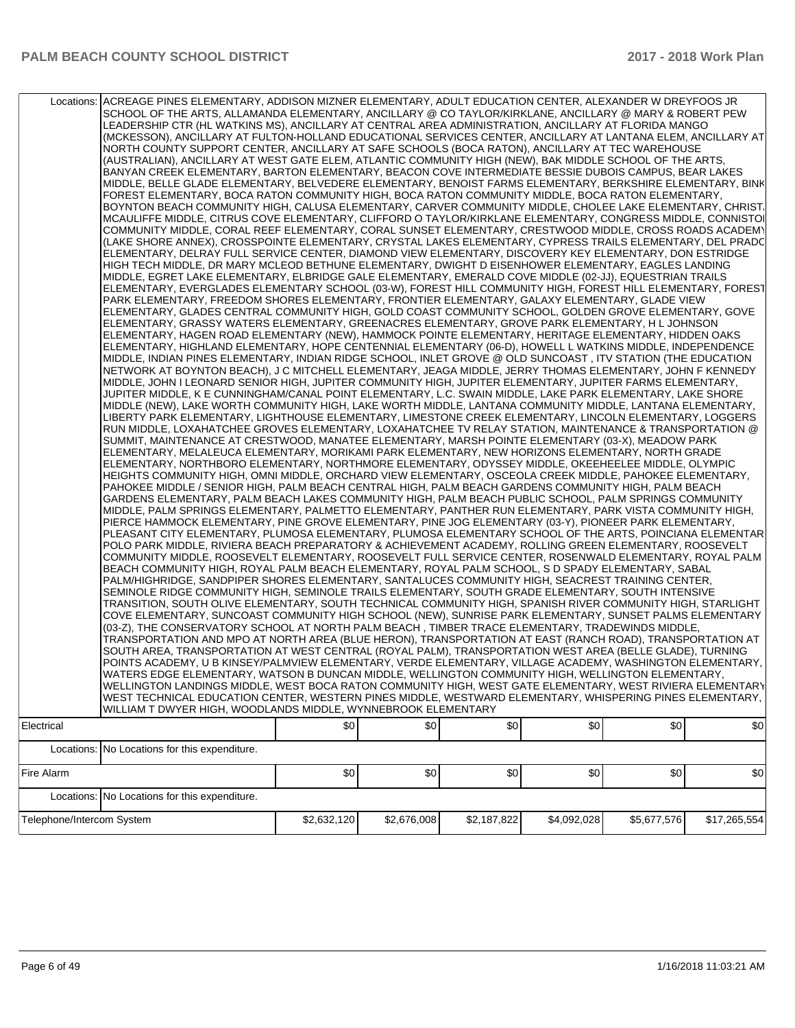| | | | | | | |
|---|---|---|---|---|---|---|
| Locations: | ACREAGE PINES ELEMENTARY, ADDISON MIZNER ELEMENTARY, ADULT EDUCATION CENTER, ALEXANDER W DREYFOOS JR SCHOOL OF THE ARTS, ALLAMANDA ELEMENTARY, ANCILLARY @ CO TAYLOR/KIRKLANE, ANCILLARY @ MARY & ROBERT PEW LEADERSHIP CTR (HL WATKINS MS), ANCILLARY AT CENTRAL AREA ADMINISTRATION, ANCILLARY AT FLORIDA MANGO (MCKESSON), ANCILLARY AT FULTON-HOLLAND EDUCATIONAL SERVICES CENTER, ANCILLARY AT LANTANA ELEM, ANCILLARY AT NORTH COUNTY SUPPORT CENTER, ANCILLARY AT SAFE SCHOOLS (BOCA RATON), ANCILLARY AT TEC WAREHOUSE (AUSTRALIAN), ANCILLARY AT WEST GATE ELEM, ATLANTIC COMMUNITY HIGH (NEW), BAK MIDDLE SCHOOL OF THE ARTS, BANYAN CREEK ELEMENTARY, BARTON ELEMENTARY, BEACON COVE INTERMEDIATE BESSIE DUBOIS CAMPUS, BEAR LAKES MIDDLE, BELLE GLADE ELEMENTARY, BELVEDERE ELEMENTARY, BENOIST FARMS ELEMENTARY, BERKSHIRE ELEMENTARY, BINKS FOREST ELEMENTARY, BOCA RATON COMMUNITY HIGH, BOCA RATON COMMUNITY MIDDLE, BOCA RATON ELEMENTARY, BOYNTON BEACH COMMUNITY HIGH, CALUSA ELEMENTARY, CARVER COMMUNITY MIDDLE, CHOLEE LAKE ELEMENTARY, CHRISTA MCAULIFFE MIDDLE, CITRUS COVE ELEMENTARY, CLIFFORD O TAYLOR/KIRKLANE ELEMENTARY, CONGRESS MIDDLE, CONNISTON COMMUNITY MIDDLE, CORAL REEF ELEMENTARY, CORAL SUNSET ELEMENTARY, CRESTWOOD MIDDLE, CROSS ROADS ACADEMY (LAKE SHORE ANNEX), CROSSPOINTE ELEMENTARY, CRYSTAL LAKES ELEMENTARY, CYPRESS TRAILS ELEMENTARY, DEL PRADO ELEMENTARY, DELRAY FULL SERVICE CENTER, DIAMOND VIEW ELEMENTARY, DISCOVERY KEY ELEMENTARY, DON ESTRIDGE HIGH TECH MIDDLE, DR MARY MCLEOD BETHUNE ELEMENTARY, DWIGHT D EISENHOWER ELEMENTARY, EAGLES LANDING MIDDLE, EGRET LAKE ELEMENTARY, ELBRIDGE GALE ELEMENTARY, EMERALD COVE MIDDLE (02-JJ), EQUESTRIAN TRAILS ELEMENTARY, EVERGLADES ELEMENTARY SCHOOL (03-W), FOREST HILL COMMUNITY HIGH, FOREST HILL ELEMENTARY, FOREST PARK ELEMENTARY, FREEDOM SHORES ELEMENTARY, FRONTIER ELEMENTARY, GALAXY ELEMENTARY, GLADE VIEW ELEMENTARY, GLADES CENTRAL COMMUNITY HIGH, GOLD COAST COMMUNITY SCHOOL, GOLDEN GROVE ELEMENTARY, GOVE ELEMENTARY, GRASSY WATERS ELEMENTARY, GREENACRES ELEMENTARY, GROVE PARK ELEMENTARY, H L JOHNSON ELEMENTARY, HAGEN ROAD ELEMENTARY (NEW), HAMMOCK POINTE ELEMENTARY, HERITAGE ELEMENTARY, HIDDEN OAKS ELEMENTARY, HIGHLAND ELEMENTARY, HOPE CENTENNIAL ELEMENTARY (06-D), HOWELL L WATKINS MIDDLE, INDEPENDENCE MIDDLE, INDIAN PINES ELEMENTARY, INDIAN RIDGE SCHOOL, INLET GROVE @ OLD SUNCOAST , ITV STATION (THE EDUCATION NETWORK AT BOYNTON BEACH), J C MITCHELL ELEMENTARY, JEAGA MIDDLE, JERRY THOMAS ELEMENTARY, JOHN F KENNEDY MIDDLE, JOHN I LEONARD SENIOR HIGH, JUPITER COMMUNITY HIGH, JUPITER ELEMENTARY, JUPITER FARMS ELEMENTARY, JUPITER MIDDLE, K E CUNNINGHAM/CANAL POINT ELEMENTARY, L.C. SWAIN MIDDLE, LAKE PARK ELEMENTARY, LAKE SHORE MIDDLE (NEW), LAKE WORTH COMMUNITY HIGH, LAKE WORTH MIDDLE, LANTANA COMMUNITY MIDDLE, LANTANA ELEMENTARY, LIBERTY PARK ELEMENTARY, LIGHTHOUSE ELEMENTARY, LIMESTONE CREEK ELEMENTARY, LINCOLN ELEMENTARY, LOGGERS RUN MIDDLE, LOXAHATCHEE GROVES ELEMENTARY, LOXAHATCHEE TV RELAY STATION, MAINTENANCE & TRANSPORTATION @ SUMMIT, MAINTENANCE AT CRESTWOOD, MANATEE ELEMENTARY, MARSH POINTE ELEMENTARY (03-X), MEADOW PARK ELEMENTARY, MELALEUCA ELEMENTARY, MORIKAMI PARK ELEMENTARY, NEW HORIZONS ELEMENTARY, NORTH GRADE ELEMENTARY, NORTHBORO ELEMENTARY, NORTHMORE ELEMENTARY, ODYSSEY MIDDLE, OKEEHEELEE MIDDLE, OLYMPIC HEIGHTS COMMUNITY HIGH, OMNI MIDDLE, ORCHARD VIEW ELEMENTARY, OSCEOLA CREEK MIDDLE, PAHOKEE ELEMENTARY, PAHOKEE MIDDLE / SENIOR HIGH, PALM BEACH CENTRAL HIGH, PALM BEACH GARDENS COMMUNITY HIGH, PALM BEACH GARDENS ELEMENTARY, PALM BEACH LAKES COMMUNITY HIGH, PALM BEACH PUBLIC SCHOOL, PALM SPRINGS COMMUNITY MIDDLE, PALM SPRINGS ELEMENTARY, PALMETTO ELEMENTARY, PANTHER RUN ELEMENTARY, PARK VISTA COMMUNITY HIGH, PIERCE HAMMOCK ELEMENTARY, PINE GROVE ELEMENTARY, PINE JOG ELEMENTARY (03-Y), PIONEER PARK ELEMENTARY, PLEASANT CITY ELEMENTARY, PLUMOSA ELEMENTARY, PLUMOSA ELEMENTARY SCHOOL OF THE ARTS, POINCIANA ELEMENTARY, POLO PARK MIDDLE, RIVIERA BEACH PREPARATORY & ACHIEVEMENT ACADEMY, ROLLING GREEN ELEMENTARY, ROOSEVELT COMMUNITY MIDDLE, ROOSEVELT ELEMENTARY, ROOSEVELT FULL SERVICE CENTER, ROSENWALD ELEMENTARY, ROYAL PALM BEACH COMMUNITY HIGH, ROYAL PALM BEACH ELEMENTARY, ROYAL PALM SCHOOL, S D SPADY ELEMENTARY, SABAL PALM/HIGHRIDGE, SANDPIPER SHORES ELEMENTARY, SANTALUCES COMMUNITY HIGH, SEACREST TRAINING CENTER, SEMINOLE RIDGE COMMUNITY HIGH, SEMINOLE TRAILS ELEMENTARY, SOUTH GRADE ELEMENTARY, SOUTH INTENSIVE TRANSITION, SOUTH OLIVE ELEMENTARY, SOUTH TECHNICAL COMMUNITY HIGH, SPANISH RIVER COMMUNITY HIGH, STARLIGHT COVE ELEMENTARY, SUNCOAST COMMUNITY HIGH SCHOOL (NEW), SUNRISE PARK ELEMENTARY, SUNSET PALMS ELEMENTARY (03-Z), THE CONSERVATORY SCHOOL AT NORTH PALM BEACH , TIMBER TRACE ELEMENTARY, TRADEWINDS MIDDLE, TRANSPORTATION AND MPO AT NORTH AREA (BLUE HERON), TRANSPORTATION AT EAST (RANCH ROAD), TRANSPORTATION AT SOUTH AREA, TRANSPORTATION AT WEST CENTRAL (ROYAL PALM), TRANSPORTATION WEST AREA (BELLE GLADE), TURNING POINTS ACADEMY, U B KINSEY/PALMVIEW ELEMENTARY, VERDE ELEMENTARY, VILLAGE ACADEMY, WASHINGTON ELEMENTARY, WATERS EDGE ELEMENTARY, WATSON B DUNCAN MIDDLE, WELLINGTON COMMUNITY HIGH, WELLINGTON ELEMENTARY, WELLINGTON LANDINGS MIDDLE, WEST BOCA RATON COMMUNITY HIGH, WEST GATE ELEMENTARY, WEST RIVIERA ELEMENTARY, WEST TECHNICAL EDUCATION CENTER, WESTERN PINES MIDDLE, WESTWARD ELEMENTARY, WHISPERING PINES ELEMENTARY, WILLIAM T DWYER HIGH, WOODLANDS MIDDLE, WYNNEBROOK ELEMENTARY | | | | | |
| Electrical | | $0 | $0 | $0 | $0 | $0 | $0 |
| Locations: | No Locations for this expenditure. | | | | | |
| Fire Alarm | | $0 | $0 | $0 | $0 | $0 | $0 |
| Locations: | No Locations for this expenditure. | | | | | |
| Telephone/Intercom System | | $2,632,120 | $2,676,008 | $2,187,822 | $4,092,028 | $5,677,576 | $17,265,554 |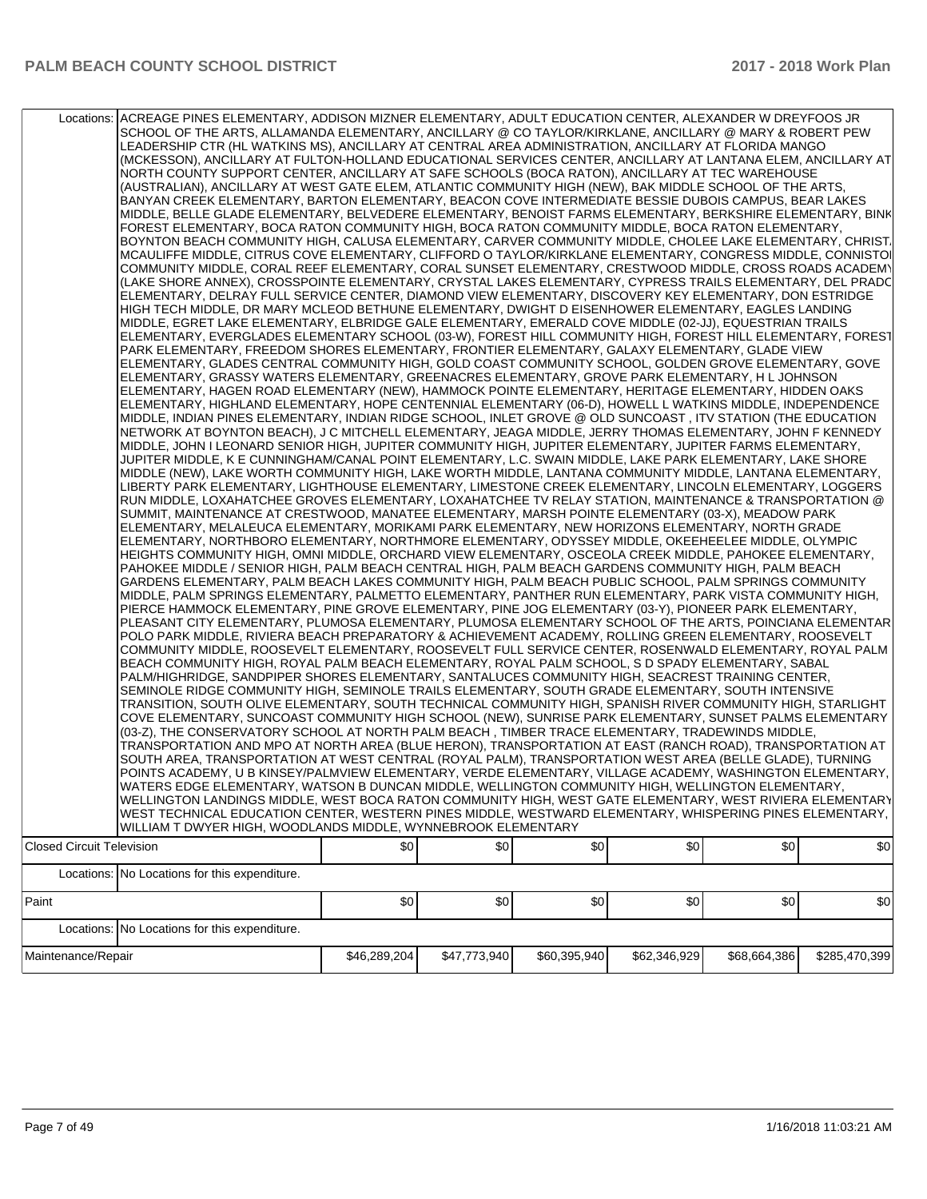| | | | | | | |
|---|---|---|---|---|---|---|
| Locations: | ACREAGE PINES ELEMENTARY, ADDISON MIZNER ELEMENTARY, ADULT EDUCATION CENTER, ALEXANDER W DREYFOOS JR SCHOOL OF THE ARTS, ALLAMANDA ELEMENTARY, ANCILLARY @ CO TAYLOR/KIRKLANE, ANCILLARY @ MARY & ROBERT PEW LEADERSHIP CTR (HL WATKINS MS), ANCILLARY AT CENTRAL AREA ADMINISTRATION, ANCILLARY AT FLORIDA MANGO (MCKESSON), ANCILLARY AT FULTON-HOLLAND EDUCATIONAL SERVICES CENTER, ANCILLARY AT LANTANA ELEM, ANCILLARY AT NORTH COUNTY SUPPORT CENTER, ANCILLARY AT SAFE SCHOOLS (BOCA RATON), ANCILLARY AT TEC WAREHOUSE (AUSTRALIAN), ANCILLARY AT WEST GATE ELEM, ATLANTIC COMMUNITY HIGH (NEW), BAK MIDDLE SCHOOL OF THE ARTS, BANYAN CREEK ELEMENTARY, BARTON ELEMENTARY, BEACON COVE INTERMEDIATE BESSIE DUBOIS CAMPUS, BEAR LAKES MIDDLE, BELLE GLADE ELEMENTARY, BELVEDERE ELEMENTARY, BENOIST FARMS ELEMENTARY, BERKSHIRE ELEMENTARY, BINK FOREST ELEMENTARY, BOCA RATON COMMUNITY HIGH, BOCA RATON COMMUNITY MIDDLE, BOCA RATON ELEMENTARY, BOYNTON BEACH COMMUNITY HIGH, CALUSA ELEMENTARY, CARVER COMMUNITY MIDDLE, CHOLEE LAKE ELEMENTARY, CHRISTA MCAULIFFE MIDDLE, CITRUS COVE ELEMENTARY, CLIFFORD O TAYLOR/KIRKLANE ELEMENTARY, CONGRESS MIDDLE, CONNISTON COMMUNITY MIDDLE, CORAL REEF ELEMENTARY, CORAL SUNSET ELEMENTARY, CRESTWOOD MIDDLE, CROSS ROADS ACADEMY (LAKE SHORE ANNEX), CROSSPOINTE ELEMENTARY, CRYSTAL LAKES ELEMENTARY, CYPRESS TRAILS ELEMENTARY, DEL PRADO ELEMENTARY, DELRAY FULL SERVICE CENTER, DIAMOND VIEW ELEMENTARY, DISCOVERY KEY ELEMENTARY, DON ESTRIDGE HIGH TECH MIDDLE, DR MARY MCLEOD BETHUNE ELEMENTARY, DWIGHT D EISENHOWER ELEMENTARY, EAGLES LANDING MIDDLE, EGRET LAKE ELEMENTARY, ELBRIDGE GALE ELEMENTARY, EMERALD COVE MIDDLE (02-JJ), EQUESTRIAN TRAILS ELEMENTARY, EVERGLADES ELEMENTARY SCHOOL (03-W), FOREST HILL COMMUNITY HIGH, FOREST HILL ELEMENTARY, FOREST PARK ELEMENTARY, FREEDOM SHORES ELEMENTARY, FRONTIER ELEMENTARY, GALAXY ELEMENTARY, GLADE VIEW ELEMENTARY, GLADES CENTRAL COMMUNITY HIGH, GOLD COAST COMMUNITY SCHOOL, GOLDEN GROVE ELEMENTARY, GOVE ELEMENTARY, GRASSY WATERS ELEMENTARY, GREENACRES ELEMENTARY, GROVE PARK ELEMENTARY, H L JOHNSON ELEMENTARY, HAGEN ROAD ELEMENTARY (NEW), HAMMOCK POINTE ELEMENTARY, HERITAGE ELEMENTARY, HIDDEN OAKS ELEMENTARY, HIGHLAND ELEMENTARY, HOPE CENTENNIAL ELEMENTARY (06-D), HOWELL L WATKINS MIDDLE, INDEPENDENCE MIDDLE, INDIAN PINES ELEMENTARY, INDIAN RIDGE SCHOOL, INLET GROVE @ OLD SUNCOAST , ITV STATION (THE EDUCATION NETWORK AT BOYNTON BEACH), J C MITCHELL ELEMENTARY, JEAGA MIDDLE, JERRY THOMAS ELEMENTARY, JOHN F KENNEDY MIDDLE, JOHN I LEONARD SENIOR HIGH, JUPITER COMMUNITY HIGH, JUPITER ELEMENTARY, JUPITER FARMS ELEMENTARY, JUPITER MIDDLE, K E CUNNINGHAM/CANAL POINT ELEMENTARY, L.C. SWAIN MIDDLE, LAKE PARK ELEMENTARY, LAKE SHORE MIDDLE (NEW), LAKE WORTH COMMUNITY HIGH, LAKE WORTH MIDDLE, LANTANA COMMUNITY MIDDLE, LANTANA ELEMENTARY, LIBERTY PARK ELEMENTARY, LIGHTHOUSE ELEMENTARY, LIMESTONE CREEK ELEMENTARY, LINCOLN ELEMENTARY, LOGGERS RUN MIDDLE, LOXAHATCHEE GROVES ELEMENTARY, LOXAHATCHEE TV RELAY STATION, MAINTENANCE & TRANSPORTATION @ SUMMIT, MAINTENANCE AT CRESTWOOD, MANATEE ELEMENTARY, MARSH POINTE ELEMENTARY (03-X), MEADOW PARK ELEMENTARY, MELALEUCA ELEMENTARY, MORIKAMI PARK ELEMENTARY, NEW HORIZONS ELEMENTARY, NORTH GRADE ELEMENTARY, NORTHBORO ELEMENTARY, NORTHMORE ELEMENTARY, ODYSSEY MIDDLE, OKEEHEELEE MIDDLE, OLYMPIC HEIGHTS COMMUNITY HIGH, OMNI MIDDLE, ORCHARD VIEW ELEMENTARY, OSCEOLA CREEK MIDDLE, PAHOKEE ELEMENTARY, PAHOKEE MIDDLE / SENIOR HIGH, PALM BEACH CENTRAL HIGH, PALM BEACH GARDENS COMMUNITY HIGH, PALM BEACH GARDENS ELEMENTARY, PALM BEACH LAKES COMMUNITY HIGH, PALM BEACH PUBLIC SCHOOL, PALM SPRINGS COMMUNITY MIDDLE, PALM SPRINGS ELEMENTARY, PALMETTO ELEMENTARY, PANTHER RUN ELEMENTARY, PARK VISTA COMMUNITY HIGH, PIERCE HAMMOCK ELEMENTARY, PINE GROVE ELEMENTARY, PINE JOG ELEMENTARY (03-Y), PIONEER PARK ELEMENTARY, PLEASANT CITY ELEMENTARY, PLUMOSA ELEMENTARY, PLUMOSA ELEMENTARY SCHOOL OF THE ARTS, POINCIANA ELEMENTARY, POLO PARK MIDDLE, RIVIERA BEACH PREPARATORY & ACHIEVEMENT ACADEMY, ROLLING GREEN ELEMENTARY, ROOSEVELT COMMUNITY MIDDLE, ROOSEVELT ELEMENTARY, ROOSEVELT FULL SERVICE CENTER, ROSENWALD ELEMENTARY, ROYAL PALM BEACH COMMUNITY HIGH, ROYAL PALM BEACH ELEMENTARY, ROYAL PALM SCHOOL, S D SPADY ELEMENTARY, SABAL PALM/HIGHRIDGE, SANDPIPER SHORES ELEMENTARY, SANTALUCES COMMUNITY HIGH, SEACREST TRAINING CENTER, SEMINOLE RIDGE COMMUNITY HIGH, SEMINOLE TRAILS ELEMENTARY, SOUTH GRADE ELEMENTARY, SOUTH INTENSIVE TRANSITION, SOUTH OLIVE ELEMENTARY, SOUTH TECHNICAL COMMUNITY HIGH, SPANISH RIVER COMMUNITY HIGH, STARLIGHT COVE ELEMENTARY, SUNCOAST COMMUNITY HIGH SCHOOL (NEW), SUNRISE PARK ELEMENTARY, SUNSET PALMS ELEMENTARY (03-Z), THE CONSERVATORY SCHOOL AT NORTH PALM BEACH , TIMBER TRACE ELEMENTARY, TRADEWINDS MIDDLE, TRANSPORTATION AND MPO AT NORTH AREA (BLUE HERON), TRANSPORTATION AT EAST (RANCH ROAD), TRANSPORTATION AT SOUTH AREA, TRANSPORTATION AT WEST CENTRAL (ROYAL PALM), TRANSPORTATION WEST AREA (BELLE GLADE), TURNING POINTS ACADEMY, U B KINSEY/PALMVIEW ELEMENTARY, VERDE ELEMENTARY, VILLAGE ACADEMY, WASHINGTON ELEMENTARY, WATERS EDGE ELEMENTARY, WATSON B DUNCAN MIDDLE, WELLINGTON COMMUNITY HIGH, WELLINGTON ELEMENTARY, WELLINGTON LANDINGS MIDDLE, WEST BOCA RATON COMMUNITY HIGH, WEST GATE ELEMENTARY, WEST RIVIERA ELEMENTARY, WEST TECHNICAL EDUCATION CENTER, WESTERN PINES MIDDLE, WESTWARD ELEMENTARY, WHISPERING PINES ELEMENTARY, WILLIAM T DWYER HIGH, WOODLANDS MIDDLE, WYNNEBROOK ELEMENTARY | | | | | |
| Closed Circuit Television | | $0 | $0 | $0 | $0 | $0 | $0 |
| Locations: | No Locations for this expenditure. | | | | | | |
| Paint | | $0 | $0 | $0 | $0 | $0 | $0 |
| Locations: | No Locations for this expenditure. | | | | | | |
| Maintenance/Repair | | $46,289,204 | $47,773,940 | $60,395,940 | $62,346,929 | $68,664,386 | $285,470,399 |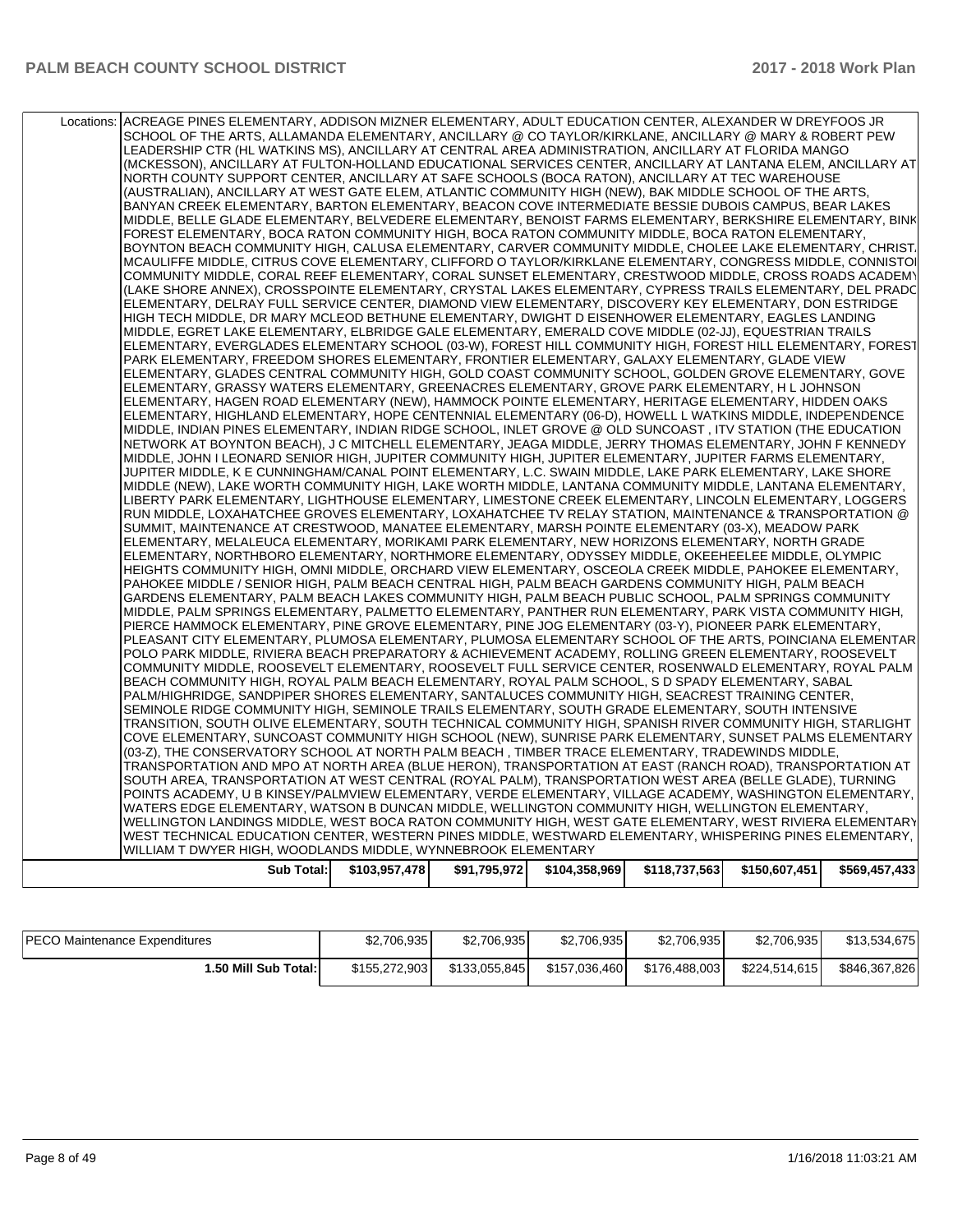| | | | | | | |
|---|---|---|---|---|---|---|
| Locations: | ACREAGE PINES ELEMENTARY, ADDISON MIZNER ELEMENTARY, ADULT EDUCATION CENTER, ALEXANDER W DREYFOOS JR SCHOOL OF THE ARTS, ALLAMANDA ELEMENTARY, ANCILLARY @ CO TAYLOR/KIRKLANE, ANCILLARY @ MARY & ROBERT PEW LEADERSHIP CTR (HL WATKINS MS), ANCILLARY AT CENTRAL AREA ADMINISTRATION, ANCILLARY AT FLORIDA MANGO (MCKESSON), ANCILLARY AT FULTON-HOLLAND EDUCATIONAL SERVICES CENTER, ANCILLARY AT LANTANA ELEM, ANCILLARY AT NORTH COUNTY SUPPORT CENTER, ANCILLARY AT SAFE SCHOOLS (BOCA RATON), ANCILLARY AT TEC WAREHOUSE (AUSTRALIAN), ANCILLARY AT WEST GATE ELEM, ATLANTIC COMMUNITY HIGH (NEW), BAK MIDDLE SCHOOL OF THE ARTS, BANYAN CREEK ELEMENTARY, BARTON ELEMENTARY, BEACON COVE INTERMEDIATE BESSIE DUBOIS CAMPUS, BEAR LAKES MIDDLE, BELLE GLADE ELEMENTARY, BELVEDERE ELEMENTARY, BENOIST FARMS ELEMENTARY, BERKSHIRE ELEMENTARY, BINK FOREST ELEMENTARY, BOCA RATON COMMUNITY HIGH, BOCA RATON COMMUNITY MIDDLE, BOCA RATON ELEMENTARY, BOYNTON BEACH COMMUNITY HIGH, CALUSA ELEMENTARY, CARVER COMMUNITY MIDDLE, CHOLEE LAKE ELEMENTARY, CHRISTA MCAULIFFE MIDDLE, CITRUS COVE ELEMENTARY, CLIFFORD O TAYLOR/KIRKLANE ELEMENTARY, CONGRESS MIDDLE, CONNISTON COMMUNITY MIDDLE, CORAL REEF ELEMENTARY, CORAL SUNSET ELEMENTARY, CRESTWOOD MIDDLE, CROSS ROADS ACADEMY (LAKE SHORE ANNEX), CROSSPOINTE ELEMENTARY, CRYSTAL LAKES ELEMENTARY, CYPRESS TRAILS ELEMENTARY, DEL PRADO ELEMENTARY, DELRAY FULL SERVICE CENTER, DIAMOND VIEW ELEMENTARY, DISCOVERY KEY ELEMENTARY, DON ESTRIDGE HIGH TECH MIDDLE, DR MARY MCLEOD BETHUNE ELEMENTARY, DWIGHT D EISENHOWER ELEMENTARY, EAGLES LANDING MIDDLE, EGRET LAKE ELEMENTARY, ELBRIDGE GALE ELEMENTARY, EMERALD COVE MIDDLE (02-JJ), EQUESTRIAN TRAILS ELEMENTARY, EVERGLADES ELEMENTARY SCHOOL (03-W), FOREST HILL COMMUNITY HIGH, FOREST HILL ELEMENTARY, FOREST PARK ELEMENTARY, FREEDOM SHORES ELEMENTARY, FRONTIER ELEMENTARY, GALAXY ELEMENTARY, GLADE VIEW ELEMENTARY, GLADES CENTRAL COMMUNITY HIGH, GOLD COAST COMMUNITY SCHOOL, GOLDEN GROVE ELEMENTARY, GOVE ELEMENTARY, GRASSY WATERS ELEMENTARY, GREENACRES ELEMENTARY, GROVE PARK ELEMENTARY, H L JOHNSON ELEMENTARY, HAGEN ROAD ELEMENTARY (NEW), HAMMOCK POINTE ELEMENTARY, HERITAGE ELEMENTARY, HIDDEN OAKS ELEMENTARY, HIGHLAND ELEMENTARY, HOPE CENTENNIAL ELEMENTARY (06-D), HOWELL L WATKINS MIDDLE, INDEPENDENCE MIDDLE, INDIAN PINES ELEMENTARY, INDIAN RIDGE SCHOOL, INLET GROVE @ OLD SUNCOAST , ITV STATION (THE EDUCATION NETWORK AT BOYNTON BEACH), J C MITCHELL ELEMENTARY, JEAGA MIDDLE, JERRY THOMAS ELEMENTARY, JOHN F KENNEDY MIDDLE, JOHN I LEONARD SENIOR HIGH, JUPITER COMMUNITY HIGH, JUPITER ELEMENTARY, JUPITER FARMS ELEMENTARY, JUPITER MIDDLE, K E CUNNINGHAM/CANAL POINT ELEMENTARY, L.C. SWAIN MIDDLE, LAKE PARK ELEMENTARY, LAKE SHORE MIDDLE (NEW), LAKE WORTH COMMUNITY HIGH, LAKE WORTH MIDDLE, LANTANA COMMUNITY MIDDLE, LANTANA ELEMENTARY, LIBERTY PARK ELEMENTARY, LIGHTHOUSE ELEMENTARY, LIMESTONE CREEK ELEMENTARY, LINCOLN ELEMENTARY, LOGGERS RUN MIDDLE, LOXAHATCHEE GROVES ELEMENTARY, LOXAHATCHEE TV RELAY STATION, MAINTENANCE & TRANSPORTATION @ SUMMIT, MAINTENANCE AT CRESTWOOD, MANATEE ELEMENTARY, MARSH POINTE ELEMENTARY (03-X), MEADOW PARK ELEMENTARY, MELALEUCA ELEMENTARY, MORIKAMI PARK ELEMENTARY, NEW HORIZONS ELEMENTARY, NORTH GRADE ELEMENTARY, NORTHBORO ELEMENTARY, NORTHMORE ELEMENTARY, ODYSSEY MIDDLE, OKEEHEELEE MIDDLE, OLYMPIC HEIGHTS COMMUNITY HIGH, OMNI MIDDLE, ORCHARD VIEW ELEMENTARY, OSCEOLA CREEK MIDDLE, PAHOKEE ELEMENTARY, PAHOKEE MIDDLE / SENIOR HIGH, PALM BEACH CENTRAL HIGH, PALM BEACH GARDENS COMMUNITY HIGH, PALM BEACH GARDENS ELEMENTARY, PALM BEACH LAKES COMMUNITY HIGH, PALM BEACH PUBLIC SCHOOL, PALM SPRINGS COMMUNITY MIDDLE, PALM SPRINGS ELEMENTARY, PALMETTO ELEMENTARY, PANTHER RUN ELEMENTARY, PARK VISTA COMMUNITY HIGH, PIERCE HAMMOCK ELEMENTARY, PINE GROVE ELEMENTARY, PINE JOG ELEMENTARY (03-Y), PIONEER PARK ELEMENTARY, PLEASANT CITY ELEMENTARY, PLUMOSA ELEMENTARY, PLUMOSA ELEMENTARY SCHOOL OF THE ARTS, POINCIANA ELEMENTARY, POLO PARK MIDDLE, RIVIERA BEACH PREPARATORY & ACHIEVEMENT ACADEMY, ROLLING GREEN ELEMENTARY, ROOSEVELT COMMUNITY MIDDLE, ROOSEVELT ELEMENTARY, ROOSEVELT FULL SERVICE CENTER, ROSENWALD ELEMENTARY, ROYAL PALM BEACH COMMUNITY HIGH, ROYAL PALM BEACH ELEMENTARY, ROYAL PALM SCHOOL, S D SPADY ELEMENTARY, SABAL PALM/HIGHRIDGE, SANDPIPER SHORES ELEMENTARY, SANTALUCES COMMUNITY HIGH, SEACREST TRAINING CENTER, SEMINOLE RIDGE COMMUNITY HIGH, SEMINOLE TRAILS ELEMENTARY, SOUTH GRADE ELEMENTARY, SOUTH INTENSIVE TRANSITION, SOUTH OLIVE ELEMENTARY, SOUTH TECHNICAL COMMUNITY HIGH, SPANISH RIVER COMMUNITY HIGH, STARLIGHT COVE ELEMENTARY, SUNCOAST COMMUNITY HIGH SCHOOL (NEW), SUNRISE PARK ELEMENTARY, SUNSET PALMS ELEMENTARY (03-Z), THE CONSERVATORY SCHOOL AT NORTH PALM BEACH , TIMBER TRACE ELEMENTARY, TRADEWINDS MIDDLE, TRANSPORTATION AND MPO AT NORTH AREA (BLUE HERON), TRANSPORTATION AT EAST (RANCH ROAD), TRANSPORTATION AT SOUTH AREA, TRANSPORTATION AT WEST CENTRAL (ROYAL PALM), TRANSPORTATION WEST AREA (BELLE GLADE), TURNING POINTS ACADEMY, U B KINSEY/PALMVIEW ELEMENTARY, VERDE ELEMENTARY, VILLAGE ACADEMY, WASHINGTON ELEMENTARY, WATERS EDGE ELEMENTARY, WATSON B DUNCAN MIDDLE, WELLINGTON COMMUNITY HIGH, WELLINGTON ELEMENTARY, WELLINGTON LANDINGS MIDDLE, WEST BOCA RATON COMMUNITY HIGH, WEST GATE ELEMENTARY, WEST RIVIERA ELEMENTARY, WEST TECHNICAL EDUCATION CENTER, WESTERN PINES MIDDLE, WESTWARD ELEMENTARY, WHISPERING PINES ELEMENTARY, WILLIAM T DWYER HIGH, WOODLANDS MIDDLE, WYNNEBROOK ELEMENTARY | | | | | |
| | **Sub Total:** | **$103,957,478** | **$91,795,972** | **$104,358,969** | **$118,737,563** | **$150,607,451** | **$569,457,433** |

| | | | | | | |
|---|---|---|---|---|---|---|
| PECO Maintenance Expenditures | $2,706,935 | $2,706,935 | $2,706,935 | $2,706,935 | $2,706,935 | $13,534,675 |
| **1.50 Mill Sub Total:** | $155,272,903 | $133,055,845 | $157,036,460 | $176,488,003 | $224,514,615 | $846,367,826 |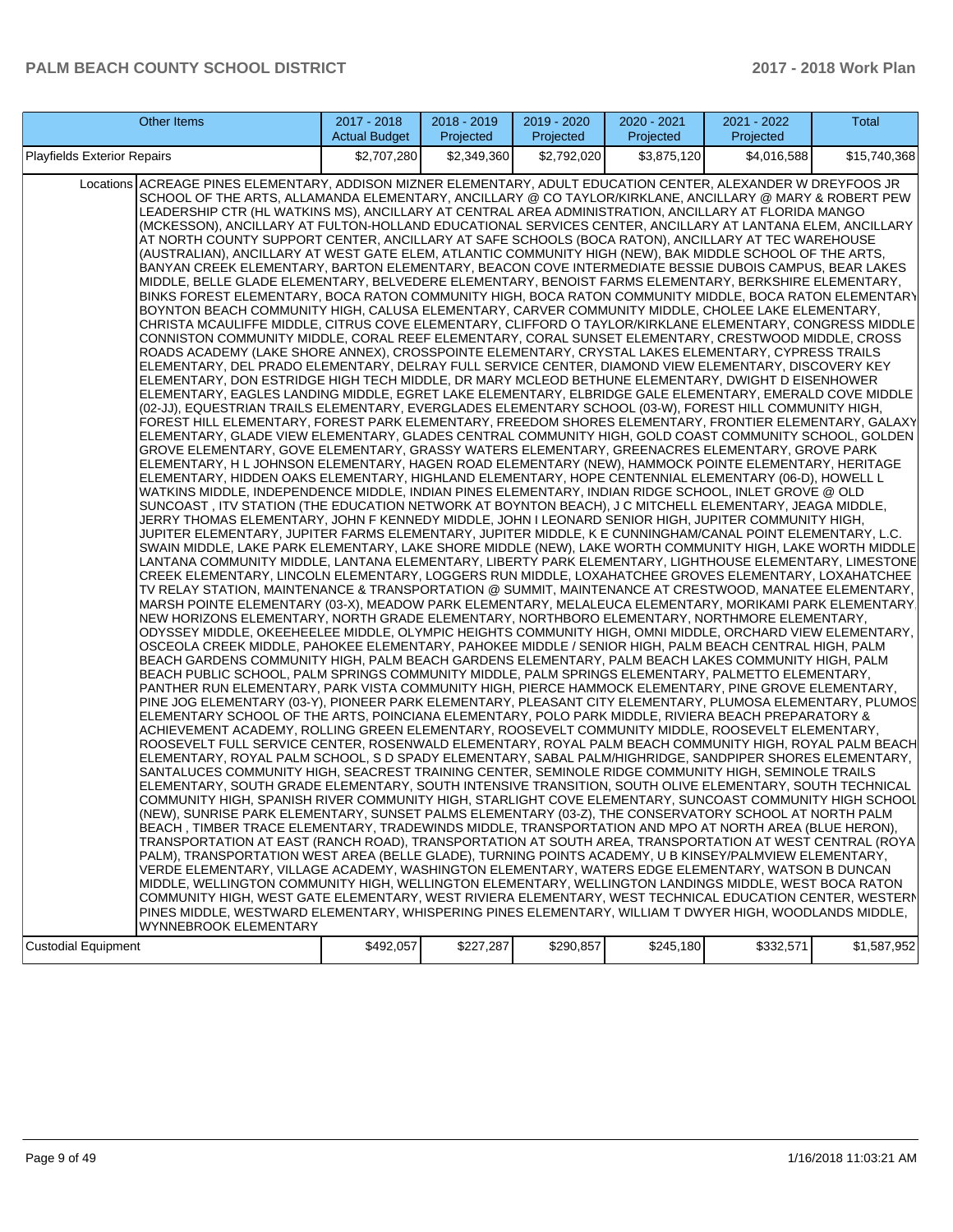| Other Items | 2017 - 2018 Actual Budget | 2018 - 2019 Projected | 2019 - 2020 Projected | 2020 - 2021 Projected | 2021 - 2022 Projected | Total |
|---|---|---|---|---|---|---|
| Playfields Exterior Repairs | $2,707,280 | $2,349,360 | $2,792,020 | $3,875,120 | $4,016,588 | $15,740,368 |
| Locations | ACREAGE PINES ELEMENTARY, ADDISON MIZNER ELEMENTARY, ADULT EDUCATION CENTER, ALEXANDER W DREYFOOS JR SCHOOL OF THE ARTS, ALLAMANDA ELEMENTARY, ANCILLARY @ CO TAYLOR/KIRKLANE, ANCILLARY @ MARY & ROBERT PEW LEADERSHIP CTR (HL WATKINS MS), ANCILLARY AT CENTRAL AREA ADMINISTRATION, ANCILLARY AT FLORIDA MANGO (MCKESSON), ANCILLARY AT FULTON-HOLLAND EDUCATIONAL SERVICES CENTER, ANCILLARY AT LANTANA ELEM, ANCILLARY AT NORTH COUNTY SUPPORT CENTER, ANCILLARY AT SAFE SCHOOLS (BOCA RATON), ANCILLARY AT TEC WAREHOUSE (AUSTRALIAN), ANCILLARY AT WEST GATE ELEM, ATLANTIC COMMUNITY HIGH (NEW), BAK MIDDLE SCHOOL OF THE ARTS, BANYAN CREEK ELEMENTARY, BARTON ELEMENTARY, BEACON COVE INTERMEDIATE BESSIE DUBOIS CAMPUS, BEAR LAKES MIDDLE, BELLE GLADE ELEMENTARY, BELVEDERE ELEMENTARY, BENOIST FARMS ELEMENTARY, BERKSHIRE ELEMENTARY, BINKS FOREST ELEMENTARY, BOCA RATON COMMUNITY HIGH, BOCA RATON COMMUNITY MIDDLE, BOCA RATON ELEMENTARY, BOYNTON BEACH COMMUNITY HIGH, CALUSA ELEMENTARY, CARVER COMMUNITY MIDDLE, CHOLEE LAKE ELEMENTARY, CHRISTA MCAULIFFE MIDDLE, CITRUS COVE ELEMENTARY, CLIFFORD O TAYLOR/KIRKLANE ELEMENTARY, CONGRESS MIDDLE, CONNISTON COMMUNITY MIDDLE, CORAL REEF ELEMENTARY, CORAL SUNSET ELEMENTARY, CRESTWOOD MIDDLE, CROSS ROADS ACADEMY (LAKE SHORE ANNEX), CROSSPOINTE ELEMENTARY, CRYSTAL LAKES ELEMENTARY, CYPRESS TRAILS ELEMENTARY, DEL PRADO ELEMENTARY, DELRAY FULL SERVICE CENTER, DIAMOND VIEW ELEMENTARY, DISCOVERY KEY ELEMENTARY, DON ESTRIDGE HIGH TECH MIDDLE, DR MARY MCLEOD BETHUNE ELEMENTARY, DWIGHT D EISENHOWER ELEMENTARY, EAGLES LANDING MIDDLE, EGRET LAKE ELEMENTARY, ELBRIDGE GALE ELEMENTARY, EMERALD COVE MIDDLE (02-JJ), EQUESTRIAN TRAILS ELEMENTARY, EVERGLADES ELEMENTARY SCHOOL (03-W), FOREST HILL COMMUNITY HIGH, FOREST HILL ELEMENTARY, FOREST PARK ELEMENTARY, FREEDOM SHORES ELEMENTARY, FRONTIER ELEMENTARY, GALAXY ELEMENTARY, GLADE VIEW ELEMENTARY, GLADES CENTRAL COMMUNITY HIGH, GOLD COAST COMMUNITY SCHOOL, GOLDEN GROVE ELEMENTARY, GOVE ELEMENTARY, GRASSY WATERS ELEMENTARY, GREENACRES ELEMENTARY, GROVE PARK ELEMENTARY, H L JOHNSON ELEMENTARY, HAGEN ROAD ELEMENTARY (NEW), HAMMOCK POINTE ELEMENTARY, HERITAGE ELEMENTARY, HIDDEN OAKS ELEMENTARY, HIGHLAND ELEMENTARY, HOPE CENTENNIAL ELEMENTARY (06-D), HOWELL L WATKINS MIDDLE, INDEPENDENCE MIDDLE, INDIAN PINES ELEMENTARY, INDIAN RIDGE SCHOOL, INLET GROVE @ OLD SUNCOAST , ITV STATION (THE EDUCATION NETWORK AT BOYNTON BEACH), J C MITCHELL ELEMENTARY, JEAGA MIDDLE, JERRY THOMAS ELEMENTARY, JOHN F KENNEDY MIDDLE, JOHN I LEONARD SENIOR HIGH, JUPITER COMMUNITY HIGH, JUPITER ELEMENTARY, JUPITER FARMS ELEMENTARY, JUPITER MIDDLE, K E CUNNINGHAM/CANAL POINT ELEMENTARY, L.C. SWAIN MIDDLE, LAKE PARK ELEMENTARY, LAKE SHORE MIDDLE (NEW), LAKE WORTH COMMUNITY HIGH, LAKE WORTH MIDDLE, LANTANA COMMUNITY MIDDLE, LANTANA ELEMENTARY, LIBERTY PARK ELEMENTARY, LIGHTHOUSE ELEMENTARY, LIMESTONE CREEK ELEMENTARY, LINCOLN ELEMENTARY, LOGGERS RUN MIDDLE, LOXAHATCHEE GROVES ELEMENTARY, LOXAHATCHEE TV RELAY STATION, MAINTENANCE & TRANSPORTATION @ SUMMIT, MAINTENANCE AT CRESTWOOD, MANATEE ELEMENTARY, MARSH POINTE ELEMENTARY (03-X), MEADOW PARK ELEMENTARY, MELALEUCA ELEMENTARY, MORIKAMI PARK ELEMENTARY, NEW HORIZONS ELEMENTARY, NORTH GRADE ELEMENTARY, NORTHBORO ELEMENTARY, NORTHMORE ELEMENTARY, ODYSSEY MIDDLE, OKEEHEELEE MIDDLE, OLYMPIC HEIGHTS COMMUNITY HIGH, OMNI MIDDLE, ORCHARD VIEW ELEMENTARY, OSCEOLA CREEK MIDDLE, PAHOKEE ELEMENTARY, PAHOKEE MIDDLE / SENIOR HIGH, PALM BEACH CENTRAL HIGH, PALM BEACH GARDENS COMMUNITY HIGH, PALM BEACH GARDENS ELEMENTARY, PALM BEACH LAKES COMMUNITY HIGH, PALM BEACH PUBLIC SCHOOL, PALM SPRINGS COMMUNITY MIDDLE, PALM SPRINGS ELEMENTARY, PALMETTO ELEMENTARY, PANTHER RUN ELEMENTARY, PARK VISTA COMMUNITY HIGH, PIERCE HAMMOCK ELEMENTARY, PINE GROVE ELEMENTARY, PINE JOG ELEMENTARY (03-Y), PIONEER PARK ELEMENTARY, PLEASANT CITY ELEMENTARY, PLUMOSA ELEMENTARY, PLUMOSA ELEMENTARY SCHOOL OF THE ARTS, POINCIANA ELEMENTARY, POLO PARK MIDDLE, RIVIERA BEACH PREPARATORY & ACHIEVEMENT ACADEMY, ROLLING GREEN ELEMENTARY, ROOSEVELT COMMUNITY MIDDLE, ROOSEVELT ELEMENTARY, ROOSEVELT FULL SERVICE CENTER, ROSENWALD ELEMENTARY, ROYAL PALM BEACH COMMUNITY HIGH, ROYAL PALM BEACH ELEMENTARY, ROYAL PALM SCHOOL, S D SPADY ELEMENTARY, SABAL PALM/HIGHRIDGE, SANDPIPER SHORES ELEMENTARY, SANTALUCES COMMUNITY HIGH, SEACREST TRAINING CENTER, SEMINOLE RIDGE COMMUNITY HIGH, SEMINOLE TRAILS ELEMENTARY, SOUTH GRADE ELEMENTARY, SOUTH INTENSIVE TRANSITION, SOUTH OLIVE ELEMENTARY, SOUTH TECHNICAL COMMUNITY HIGH, SPANISH RIVER COMMUNITY HIGH, STARLIGHT COVE ELEMENTARY, SUNCOAST COMMUNITY HIGH SCHOOL (NEW), SUNRISE PARK ELEMENTARY, SUNSET PALMS ELEMENTARY (03-Z), THE CONSERVATORY SCHOOL AT NORTH PALM BEACH , TIMBER TRACE ELEMENTARY, TRADEWINDS MIDDLE, TRANSPORTATION AND MPO AT NORTH AREA (BLUE HERON), TRANSPORTATION AT EAST (RANCH ROAD), TRANSPORTATION AT SOUTH AREA, TRANSPORTATION AT WEST CENTRAL (ROYAL PALM), TRANSPORTATION WEST AREA (BELLE GLADE), TURNING POINTS ACADEMY, U B KINSEY/PALMVIEW ELEMENTARY, VERDE ELEMENTARY, VILLAGE ACADEMY, WASHINGTON ELEMENTARY, WATERS EDGE ELEMENTARY, WATSON B DUNCAN MIDDLE, WELLINGTON COMMUNITY HIGH, WELLINGTON ELEMENTARY, WELLINGTON LANDINGS MIDDLE, WEST BOCA RATON COMMUNITY HIGH, WEST GATE ELEMENTARY, WEST RIVIERA ELEMENTARY, WEST TECHNICAL EDUCATION CENTER, WESTERN PINES MIDDLE, WESTWARD ELEMENTARY, WHISPERING PINES ELEMENTARY, WILLIAM T DWYER HIGH, WOODLANDS MIDDLE, WYNNEBROOK ELEMENTARY | | | | | |
| Custodial Equipment | $492,057 | $227,287 | $290,857 | $245,180 | $332,571 | $1,587,952 |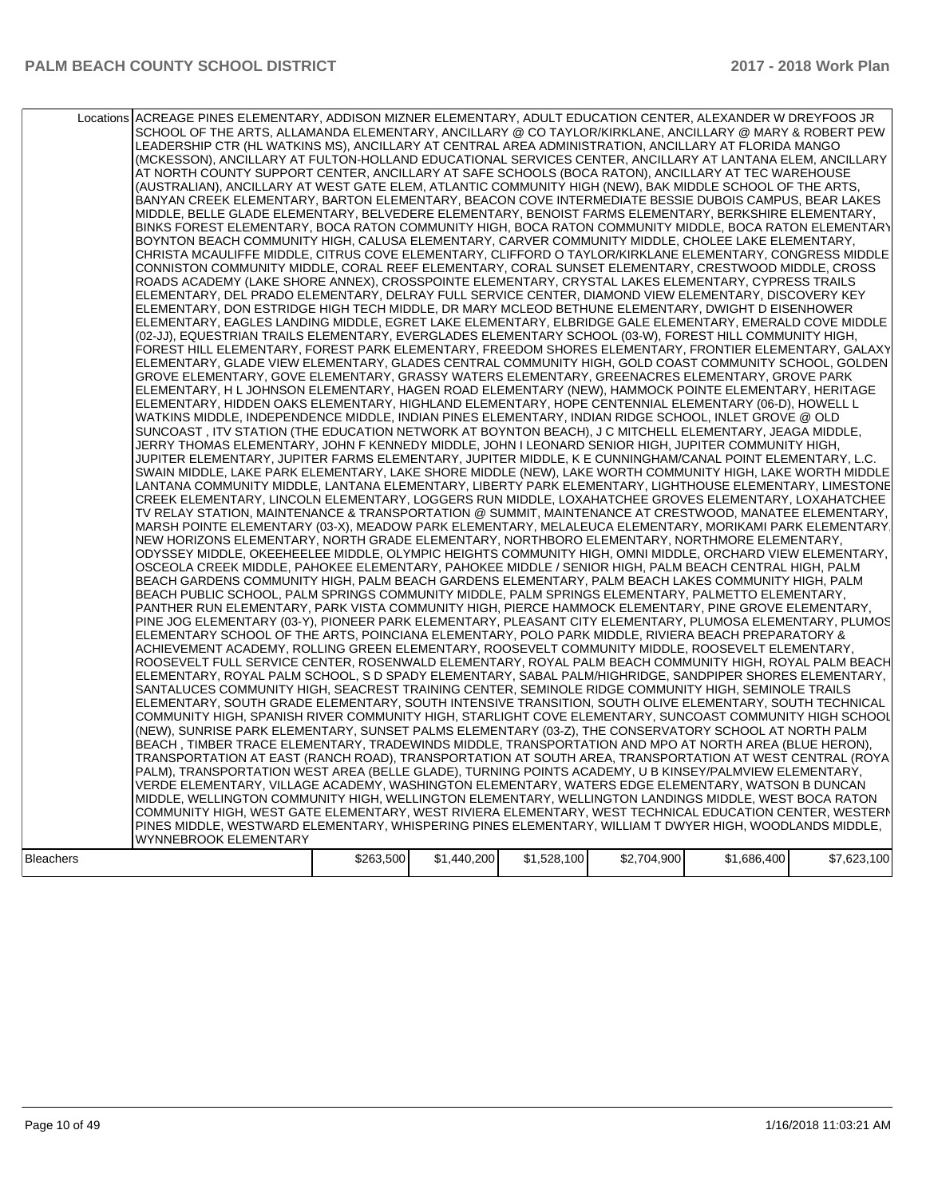| | | | | | | |
|---|---|---|---|---|---|---|
| Locations | ACREAGE PINES ELEMENTARY, ADDISON MIZNER ELEMENTARY, ADULT EDUCATION CENTER, ALEXANDER W DREYFOOS JR SCHOOL OF THE ARTS, ALLAMANDA ELEMENTARY, ANCILLARY @ CO TAYLOR/KIRKLANE, ANCILLARY @ MARY & ROBERT PEW LEADERSHIP CTR (HL WATKINS MS), ANCILLARY AT CENTRAL AREA ADMINISTRATION, ANCILLARY AT FLORIDA MANGO (MCKESSON), ANCILLARY AT FULTON-HOLLAND EDUCATIONAL SERVICES CENTER, ANCILLARY AT LANTANA ELEM, ANCILLARY AT NORTH COUNTY SUPPORT CENTER, ANCILLARY AT SAFE SCHOOLS (BOCA RATON), ANCILLARY AT TEC WAREHOUSE (AUSTRALIAN), ANCILLARY AT WEST GATE ELEM, ATLANTIC COMMUNITY HIGH (NEW), BAK MIDDLE SCHOOL OF THE ARTS, BANYAN CREEK ELEMENTARY, BARTON ELEMENTARY, BEACON COVE INTERMEDIATE BESSIE DUBOIS CAMPUS, BEAR LAKES MIDDLE, BELLE GLADE ELEMENTARY, BELVEDERE ELEMENTARY, BENOIST FARMS ELEMENTARY, BERKSHIRE ELEMENTARY, BINKS FOREST ELEMENTARY, BOCA RATON COMMUNITY HIGH, BOCA RATON COMMUNITY MIDDLE, BOCA RATON ELEMENTARY, BOYNTON BEACH COMMUNITY HIGH, CALUSA ELEMENTARY, CARVER COMMUNITY MIDDLE, CHOLEE LAKE ELEMENTARY, CHRISTA MCAULIFFE MIDDLE, CITRUS COVE ELEMENTARY, CLIFFORD O TAYLOR/KIRKLANE ELEMENTARY, CONGRESS MIDDLE, CONNISTON COMMUNITY MIDDLE, CORAL REEF ELEMENTARY, CORAL SUNSET ELEMENTARY, CRESTWOOD MIDDLE, CROSS ROADS ACADEMY (LAKE SHORE ANNEX), CROSSPOINTE ELEMENTARY, CRYSTAL LAKES ELEMENTARY, CYPRESS TRAILS ELEMENTARY, DEL PRADO ELEMENTARY, DELRAY FULL SERVICE CENTER, DIAMOND VIEW ELEMENTARY, DISCOVERY KEY ELEMENTARY, DON ESTRIDGE HIGH TECH MIDDLE, DR MARY MCLEOD BETHUNE ELEMENTARY, DWIGHT D EISENHOWER ELEMENTARY, EAGLES LANDING MIDDLE, EGRET LAKE ELEMENTARY, ELBRIDGE GALE ELEMENTARY, EMERALD COVE MIDDLE (02-JJ), EQUESTRIAN TRAILS ELEMENTARY, EVERGLADES ELEMENTARY SCHOOL (03-W), FOREST HILL COMMUNITY HIGH, FOREST HILL ELEMENTARY, FOREST PARK ELEMENTARY, FREEDOM SHORES ELEMENTARY, FRONTIER ELEMENTARY, GALAXY ELEMENTARY, GLADE VIEW ELEMENTARY, GLADES CENTRAL COMMUNITY HIGH, GOLD COAST COMMUNITY SCHOOL, GOLDEN GROVE ELEMENTARY, GOVE ELEMENTARY, GRASSY WATERS ELEMENTARY, GREENACRES ELEMENTARY, GROVE PARK ELEMENTARY, H L JOHNSON ELEMENTARY, HAGEN ROAD ELEMENTARY (NEW), HAMMOCK POINTE ELEMENTARY, HERITAGE ELEMENTARY, HIDDEN OAKS ELEMENTARY, HIGHLAND ELEMENTARY, HOPE CENTENNIAL ELEMENTARY (06-D), HOWELL L WATKINS MIDDLE, INDEPENDENCE MIDDLE, INDIAN PINES ELEMENTARY, INDIAN RIDGE SCHOOL, INLET GROVE @ OLD SUNCOAST , ITV STATION (THE EDUCATION NETWORK AT BOYNTON BEACH), J C MITCHELL ELEMENTARY, JEAGA MIDDLE, JERRY THOMAS ELEMENTARY, JOHN F KENNEDY MIDDLE, JOHN I LEONARD SENIOR HIGH, JUPITER COMMUNITY HIGH, JUPITER ELEMENTARY, JUPITER FARMS ELEMENTARY, JUPITER MIDDLE, K E CUNNINGHAM/CANAL POINT ELEMENTARY, L.C. SWAIN MIDDLE, LAKE PARK ELEMENTARY, LAKE SHORE MIDDLE (NEW), LAKE WORTH COMMUNITY HIGH, LAKE WORTH MIDDLE, LANTANA COMMUNITY MIDDLE, LANTANA ELEMENTARY, LIBERTY PARK ELEMENTARY, LIGHTHOUSE ELEMENTARY, LIMESTONE CREEK ELEMENTARY, LINCOLN ELEMENTARY, LOGGERS RUN MIDDLE, LOXAHATCHEE GROVES ELEMENTARY, LOXAHATCHEE TV RELAY STATION, MAINTENANCE & TRANSPORTATION @ SUMMIT, MAINTENANCE AT CRESTWOOD, MANATEE ELEMENTARY, MARSH POINTE ELEMENTARY (03-X), MEADOW PARK ELEMENTARY, MELALEUCA ELEMENTARY, MORIKAMI PARK ELEMENTARY, NEW HORIZONS ELEMENTARY, NORTH GRADE ELEMENTARY, NORTHBORO ELEMENTARY, NORTHMORE ELEMENTARY, ODYSSEY MIDDLE, OKEEHEELEE MIDDLE, OLYMPIC HEIGHTS COMMUNITY HIGH, OMNI MIDDLE, ORCHARD VIEW ELEMENTARY, OSCEOLA CREEK MIDDLE, PAHOKEE ELEMENTARY, PAHOKEE MIDDLE / SENIOR HIGH, PALM BEACH CENTRAL HIGH, PALM BEACH GARDENS COMMUNITY HIGH, PALM BEACH GARDENS ELEMENTARY, PALM BEACH LAKES COMMUNITY HIGH, PALM BEACH PUBLIC SCHOOL, PALM SPRINGS COMMUNITY MIDDLE, PALM SPRINGS ELEMENTARY, PALMETTO ELEMENTARY, PANTHER RUN ELEMENTARY, PARK VISTA COMMUNITY HIGH, PIERCE HAMMOCK ELEMENTARY, PINE GROVE ELEMENTARY, PINE JOG ELEMENTARY (03-Y), PIONEER PARK ELEMENTARY, PLEASANT CITY ELEMENTARY, PLUMOSA ELEMENTARY, PLUMOSA ELEMENTARY SCHOOL OF THE ARTS, POINCIANA ELEMENTARY, POLO PARK MIDDLE, RIVIERA BEACH PREPARATORY & ACHIEVEMENT ACADEMY, ROLLING GREEN ELEMENTARY, ROOSEVELT COMMUNITY MIDDLE, ROOSEVELT ELEMENTARY, ROOSEVELT FULL SERVICE CENTER, ROSENWALD ELEMENTARY, ROYAL PALM BEACH COMMUNITY HIGH, ROYAL PALM BEACH ELEMENTARY, ROYAL PALM SCHOOL, S D SPADY ELEMENTARY, SABAL PALM/HIGHRIDGE, SANDPIPER SHORES ELEMENTARY, SANTALUCES COMMUNITY HIGH, SEACREST TRAINING CENTER, SEMINOLE RIDGE COMMUNITY HIGH, SEMINOLE TRAILS ELEMENTARY, SOUTH GRADE ELEMENTARY, SOUTH INTENSIVE TRANSITION, SOUTH OLIVE ELEMENTARY, SOUTH TECHNICAL COMMUNITY HIGH, SPANISH RIVER COMMUNITY HIGH, STARLIGHT COVE ELEMENTARY, SUNCOAST COMMUNITY HIGH SCHOOL (NEW), SUNRISE PARK ELEMENTARY, SUNSET PALMS ELEMENTARY (03-Z), THE CONSERVATORY SCHOOL AT NORTH PALM BEACH , TIMBER TRACE ELEMENTARY, TRADEWINDS MIDDLE, TRANSPORTATION AND MPO AT NORTH AREA (BLUE HERON), TRANSPORTATION AT EAST (RANCH ROAD), TRANSPORTATION AT SOUTH AREA, TRANSPORTATION AT WEST CENTRAL (ROYAL PALM), TRANSPORTATION WEST AREA (BELLE GLADE), TURNING POINTS ACADEMY, U B KINSEY/PALMVIEW ELEMENTARY, VERDE ELEMENTARY, VILLAGE ACADEMY, WASHINGTON ELEMENTARY, WATERS EDGE ELEMENTARY, WATSON B DUNCAN MIDDLE, WELLINGTON COMMUNITY HIGH, WELLINGTON ELEMENTARY, WELLINGTON LANDINGS MIDDLE, WEST BOCA RATON COMMUNITY HIGH, WEST GATE ELEMENTARY, WEST RIVIERA ELEMENTARY, WEST TECHNICAL EDUCATION CENTER, WESTERN PINES MIDDLE, WESTWARD ELEMENTARY, WHISPERING PINES ELEMENTARY, WILLIAM T DWYER HIGH, WOODLANDS MIDDLE, WYNNEBROOK ELEMENTARY | | | | | | |
| Bleachers | | $263,500 | $1,440,200 | $1,528,100 | $2,704,900 | $1,686,400 | $7,623,100 |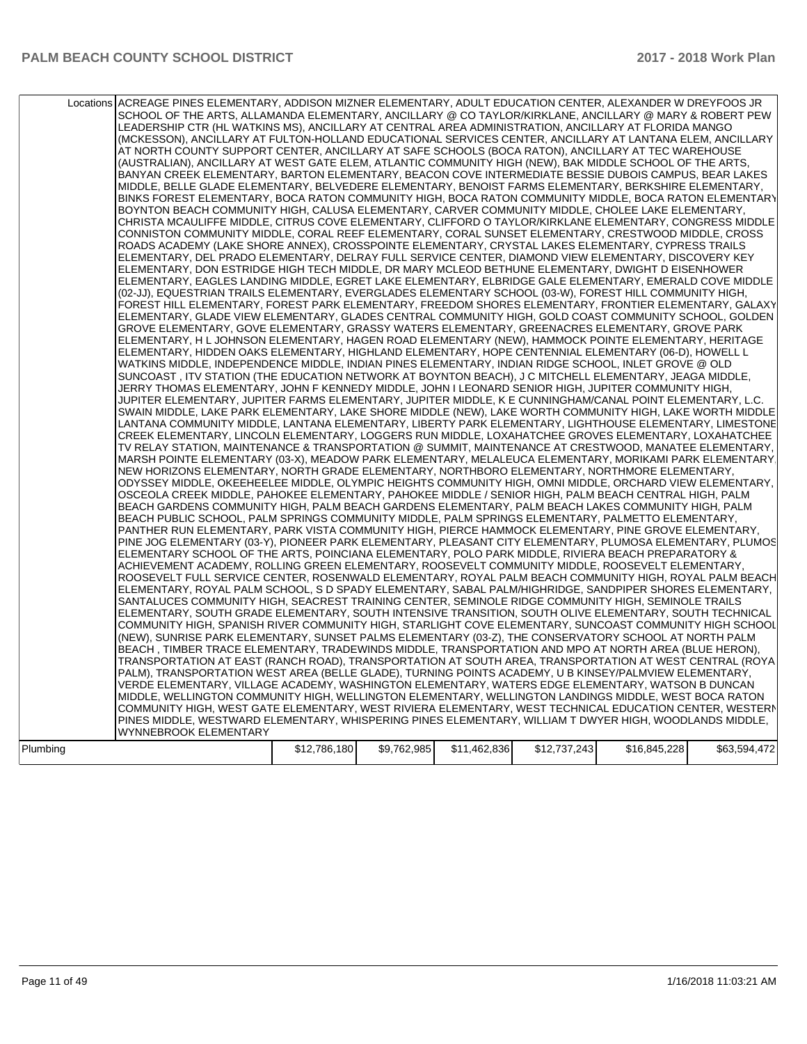| | | | | | | |
|---|---|---|---|---|---|---|
| Locations | ACREAGE PINES ELEMENTARY, ADDISON MIZNER ELEMENTARY, ADULT EDUCATION CENTER, ALEXANDER W DREYFOOS JR SCHOOL OF THE ARTS, ALLAMANDA ELEMENTARY, ANCILLARY @ CO TAYLOR/KIRKLANE, ANCILLARY @ MARY & ROBERT PEW LEADERSHIP CTR (HL WATKINS MS), ANCILLARY AT CENTRAL AREA ADMINISTRATION, ANCILLARY AT FLORIDA MANGO (MCKESSON), ANCILLARY AT FULTON-HOLLAND EDUCATIONAL SERVICES CENTER, ANCILLARY AT LANTANA ELEM, ANCILLARY AT NORTH COUNTY SUPPORT CENTER, ANCILLARY AT SAFE SCHOOLS (BOCA RATON), ANCILLARY AT TEC WAREHOUSE (AUSTRALIAN), ANCILLARY AT WEST GATE ELEM, ATLANTIC COMMUNITY HIGH (NEW), BAK MIDDLE SCHOOL OF THE ARTS, BANYAN CREEK ELEMENTARY, BARTON ELEMENTARY, BEACON COVE INTERMEDIATE BESSIE DUBOIS CAMPUS, BEAR LAKES MIDDLE, BELLE GLADE ELEMENTARY, BELVEDERE ELEMENTARY, BENOIST FARMS ELEMENTARY, BERKSHIRE ELEMENTARY, BINKS FOREST ELEMENTARY, BOCA RATON COMMUNITY HIGH, BOCA RATON COMMUNITY MIDDLE, BOCA RATON ELEMENTARY, BOYNTON BEACH COMMUNITY HIGH, CALUSA ELEMENTARY, CARVER COMMUNITY MIDDLE, CHOLEE LAKE ELEMENTARY, CHRISTA MCAULIFFE MIDDLE, CITRUS COVE ELEMENTARY, CLIFFORD O TAYLOR/KIRKLANE ELEMENTARY, CONGRESS MIDDLE, CONNISTON COMMUNITY MIDDLE, CORAL REEF ELEMENTARY, CORAL SUNSET ELEMENTARY, CRESTWOOD MIDDLE, CROSS ROADS ACADEMY (LAKE SHORE ANNEX), CROSSPOINTE ELEMENTARY, CRYSTAL LAKES ELEMENTARY, CYPRESS TRAILS ELEMENTARY, DEL PRADO ELEMENTARY, DELRAY FULL SERVICE CENTER, DIAMOND VIEW ELEMENTARY, DISCOVERY KEY ELEMENTARY, DON ESTRIDGE HIGH TECH MIDDLE, DR MARY MCLEOD BETHUNE ELEMENTARY, DWIGHT D EISENHOWER ELEMENTARY, EAGLES LANDING MIDDLE, EGRET LAKE ELEMENTARY, ELBRIDGE GALE ELEMENTARY, EMERALD COVE MIDDLE (02-JJ), EQUESTRIAN TRAILS ELEMENTARY, EVERGLADES ELEMENTARY SCHOOL (03-W), FOREST HILL COMMUNITY HIGH, FOREST HILL ELEMENTARY, FOREST PARK ELEMENTARY, FREEDOM SHORES ELEMENTARY, FRONTIER ELEMENTARY, GALAXY ELEMENTARY, GLADE VIEW ELEMENTARY, GLADES CENTRAL COMMUNITY HIGH, GOLD COAST COMMUNITY SCHOOL, GOLDEN GROVE ELEMENTARY, GOVE ELEMENTARY, GRASSY WATERS ELEMENTARY, GREENACRES ELEMENTARY, GROVE PARK ELEMENTARY, H L JOHNSON ELEMENTARY, HAGEN ROAD ELEMENTARY (NEW), HAMMOCK POINTE ELEMENTARY, HERITAGE ELEMENTARY, HIDDEN OAKS ELEMENTARY, HIGHLAND ELEMENTARY, HOPE CENTENNIAL ELEMENTARY (06-D), HOWELL L WATKINS MIDDLE, INDEPENDENCE MIDDLE, INDIAN PINES ELEMENTARY, INDIAN RIDGE SCHOOL, INLET GROVE @ OLD SUNCOAST , ITV STATION (THE EDUCATION NETWORK AT BOYNTON BEACH), J C MITCHELL ELEMENTARY, JEAGA MIDDLE, JERRY THOMAS ELEMENTARY, JOHN F KENNEDY MIDDLE, JOHN I LEONARD SENIOR HIGH, JUPITER COMMUNITY HIGH, JUPITER ELEMENTARY, JUPITER FARMS ELEMENTARY, JUPITER MIDDLE, K E CUNNINGHAM/CANAL POINT ELEMENTARY, L.C. SWAIN MIDDLE, LAKE PARK ELEMENTARY, LAKE SHORE MIDDLE (NEW), LAKE WORTH COMMUNITY HIGH, LAKE WORTH MIDDLE, LANTANA COMMUNITY MIDDLE, LANTANA ELEMENTARY, LIBERTY PARK ELEMENTARY, LIGHTHOUSE ELEMENTARY, LIMESTONE CREEK ELEMENTARY, LINCOLN ELEMENTARY, LOGGERS RUN MIDDLE, LOXAHATCHEE GROVES ELEMENTARY, LOXAHATCHEE TV RELAY STATION, MAINTENANCE & TRANSPORTATION @ SUMMIT, MAINTENANCE AT CRESTWOOD, MANATEE ELEMENTARY, MARSH POINTE ELEMENTARY (03-X), MEADOW PARK ELEMENTARY, MELALEUCA ELEMENTARY, MORIKAMI PARK ELEMENTARY, NEW HORIZONS ELEMENTARY, NORTH GRADE ELEMENTARY, NORTHBORO ELEMENTARY, NORTHMORE ELEMENTARY, ODYSSEY MIDDLE, OKEEHEELEE MIDDLE, OLYMPIC HEIGHTS COMMUNITY HIGH, OMNI MIDDLE, ORCHARD VIEW ELEMENTARY, OSCEOLA CREEK MIDDLE, PAHOKEE ELEMENTARY, PAHOKEE MIDDLE / SENIOR HIGH, PALM BEACH CENTRAL HIGH, PALM BEACH GARDENS COMMUNITY HIGH, PALM BEACH GARDENS ELEMENTARY, PALM BEACH LAKES COMMUNITY HIGH, PALM BEACH PUBLIC SCHOOL, PALM SPRINGS COMMUNITY MIDDLE, PALM SPRINGS ELEMENTARY, PALMETTO ELEMENTARY, PANTHER RUN ELEMENTARY, PARK VISTA COMMUNITY HIGH, PIERCE HAMMOCK ELEMENTARY, PINE GROVE ELEMENTARY, PINE JOG ELEMENTARY (03-Y), PIONEER PARK ELEMENTARY, PLEASANT CITY ELEMENTARY, PLUMOSA ELEMENTARY, PLUMOSA ELEMENTARY SCHOOL OF THE ARTS, POINCIANA ELEMENTARY, POLO PARK MIDDLE, RIVIERA BEACH PREPARATORY & ACHIEVEMENT ACADEMY, ROLLING GREEN ELEMENTARY, ROOSEVELT COMMUNITY MIDDLE, ROOSEVELT ELEMENTARY, ROOSEVELT FULL SERVICE CENTER, ROSENWALD ELEMENTARY, ROYAL PALM BEACH COMMUNITY HIGH, ROYAL PALM BEACH ELEMENTARY, ROYAL PALM SCHOOL, S D SPADY ELEMENTARY, SABAL PALM/HIGHRIDGE, SANDPIPER SHORES ELEMENTARY, SANTALUCES COMMUNITY HIGH, SEACREST TRAINING CENTER, SEMINOLE RIDGE COMMUNITY HIGH, SEMINOLE TRAILS ELEMENTARY, SOUTH GRADE ELEMENTARY, SOUTH INTENSIVE TRANSITION, SOUTH OLIVE ELEMENTARY, SOUTH TECHNICAL COMMUNITY HIGH, SPANISH RIVER COMMUNITY HIGH, STARLIGHT COVE ELEMENTARY, SUNCOAST COMMUNITY HIGH SCHOOL (NEW), SUNRISE PARK ELEMENTARY, SUNSET PALMS ELEMENTARY (03-Z), THE CONSERVATORY SCHOOL AT NORTH PALM BEACH , TIMBER TRACE ELEMENTARY, TRADEWINDS MIDDLE, TRANSPORTATION AND MPO AT NORTH AREA (BLUE HERON), TRANSPORTATION AT EAST (RANCH ROAD), TRANSPORTATION AT SOUTH AREA, TRANSPORTATION AT WEST CENTRAL (ROYAL PALM), TRANSPORTATION WEST AREA (BELLE GLADE), TURNING POINTS ACADEMY, U B KINSEY/PALMVIEW ELEMENTARY, VERDE ELEMENTARY, VILLAGE ACADEMY, WASHINGTON ELEMENTARY, WATERS EDGE ELEMENTARY, WATSON B DUNCAN MIDDLE, WELLINGTON COMMUNITY HIGH, WELLINGTON ELEMENTARY, WELLINGTON LANDINGS MIDDLE, WEST BOCA RATON COMMUNITY HIGH, WEST GATE ELEMENTARY, WEST RIVIERA ELEMENTARY, WEST TECHNICAL EDUCATION CENTER, WESTERN PINES MIDDLE, WESTWARD ELEMENTARY, WHISPERING PINES ELEMENTARY, WILLIAM T DWYER HIGH, WOODLANDS MIDDLE, WYNNEBROOK ELEMENTARY | | | | | |
| Plumbing | | $12,786,180 | $9,762,985 | $11,462,836 | $12,737,243 | $16,845,228 | $63,594,472 |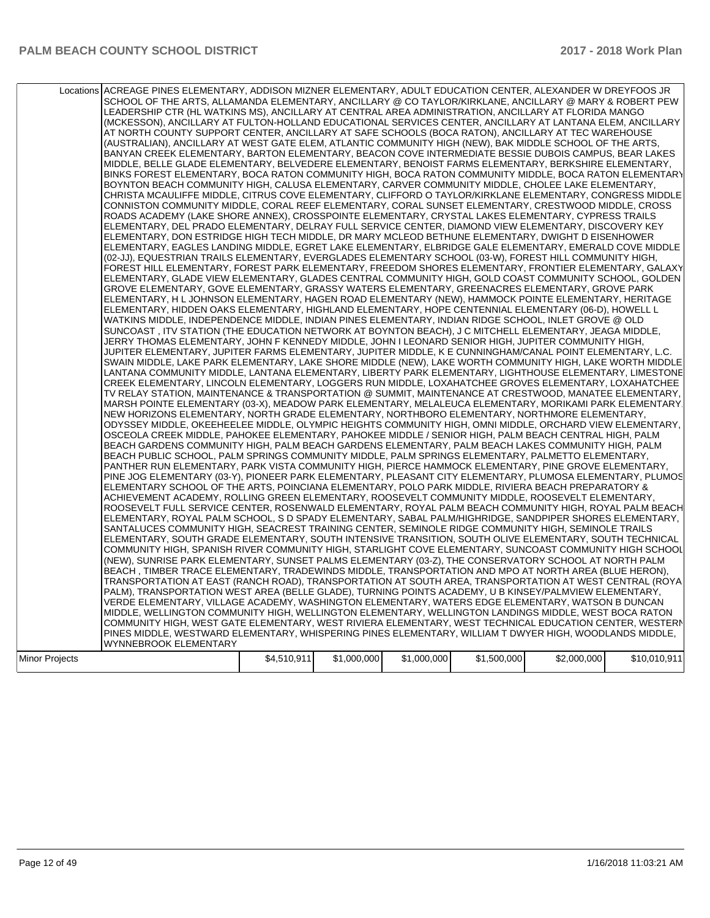| | | | | | | | |
|---|---|---|---|---|---|---|---|
| Locations | ACREAGE PINES ELEMENTARY, ADDISON MIZNER ELEMENTARY, ADULT EDUCATION CENTER, ALEXANDER W DREYFOOS JR SCHOOL OF THE ARTS, ALLAMANDA ELEMENTARY, ANCILLARY @ CO TAYLOR/KIRKLANE, ANCILLARY @ MARY & ROBERT PEW LEADERSHIP CTR (HL WATKINS MS), ANCILLARY AT CENTRAL AREA ADMINISTRATION, ANCILLARY AT FLORIDA MANGO (MCKESSON), ANCILLARY AT FULTON-HOLLAND EDUCATIONAL SERVICES CENTER, ANCILLARY AT LANTANA ELEM, ANCILLARY AT NORTH COUNTY SUPPORT CENTER, ANCILLARY AT SAFE SCHOOLS (BOCA RATON), ANCILLARY AT TEC WAREHOUSE (AUSTRALIAN), ANCILLARY AT WEST GATE ELEM, ATLANTIC COMMUNITY HIGH (NEW), BAK MIDDLE SCHOOL OF THE ARTS, BANYAN CREEK ELEMENTARY, BARTON ELEMENTARY, BEACON COVE INTERMEDIATE BESSIE DUBOIS CAMPUS, BEAR LAKES MIDDLE, BELLE GLADE ELEMENTARY, BELVEDERE ELEMENTARY, BENOIST FARMS ELEMENTARY, BERKSHIRE ELEMENTARY, BINKS FOREST ELEMENTARY, BOCA RATON COMMUNITY HIGH, BOCA RATON COMMUNITY MIDDLE, BOCA RATON ELEMENTARY, BOYNTON BEACH COMMUNITY HIGH, CALUSA ELEMENTARY, CARVER COMMUNITY MIDDLE, CHOLEE LAKE ELEMENTARY, CHRISTA MCAULIFFE MIDDLE, CITRUS COVE ELEMENTARY, CLIFFORD O TAYLOR/KIRKLANE ELEMENTARY, CONGRESS MIDDLE, CONNISTON COMMUNITY MIDDLE, CORAL REEF ELEMENTARY, CORAL SUNSET ELEMENTARY, CRESTWOOD MIDDLE, CROSS ROADS ACADEMY (LAKE SHORE ANNEX), CROSSPOINTE ELEMENTARY, CRYSTAL LAKES ELEMENTARY, CYPRESS TRAILS ELEMENTARY, DEL PRADO ELEMENTARY, DELRAY FULL SERVICE CENTER, DIAMOND VIEW ELEMENTARY, DISCOVERY KEY ELEMENTARY, DON ESTRIDGE HIGH TECH MIDDLE, DR MARY MCLEOD BETHUNE ELEMENTARY, DWIGHT D EISENHOWER ELEMENTARY, EAGLES LANDING MIDDLE, EGRET LAKE ELEMENTARY, ELBRIDGE GALE ELEMENTARY, EMERALD COVE MIDDLE (02-JJ), EQUESTRIAN TRAILS ELEMENTARY, EVERGLADES ELEMENTARY SCHOOL (03-W), FOREST HILL COMMUNITY HIGH, FOREST HILL ELEMENTARY, FOREST PARK ELEMENTARY, FREEDOM SHORES ELEMENTARY, FRONTIER ELEMENTARY, GALAXY ELEMENTARY, GLADE VIEW ELEMENTARY, GLADES CENTRAL COMMUNITY HIGH, GOLD COAST COMMUNITY SCHOOL, GOLDEN GROVE ELEMENTARY, GOVE ELEMENTARY, GRASSY WATERS ELEMENTARY, GREENACRES ELEMENTARY, GROVE PARK ELEMENTARY, H L JOHNSON ELEMENTARY, HAGEN ROAD ELEMENTARY (NEW), HAMMOCK POINTE ELEMENTARY, HERITAGE ELEMENTARY, HIDDEN OAKS ELEMENTARY, HIGHLAND ELEMENTARY, HOPE CENTENNIAL ELEMENTARY (06-D), HOWELL L WATKINS MIDDLE, INDEPENDENCE MIDDLE, INDIAN PINES ELEMENTARY, INDIAN RIDGE SCHOOL, INLET GROVE @ OLD SUNCOAST , ITV STATION (THE EDUCATION NETWORK AT BOYNTON BEACH), J C MITCHELL ELEMENTARY, JEAGA MIDDLE, JERRY THOMAS ELEMENTARY, JOHN F KENNEDY MIDDLE, JOHN I LEONARD SENIOR HIGH, JUPITER COMMUNITY HIGH, JUPITER ELEMENTARY, JUPITER FARMS ELEMENTARY, JUPITER MIDDLE, K E CUNNINGHAM/CANAL POINT ELEMENTARY, L.C. SWAIN MIDDLE, LAKE PARK ELEMENTARY, LAKE SHORE MIDDLE (NEW), LAKE WORTH COMMUNITY HIGH, LAKE WORTH MIDDLE, LANTANA COMMUNITY MIDDLE, LANTANA ELEMENTARY, LIBERTY PARK ELEMENTARY, LIGHTHOUSE ELEMENTARY, LIMESTONE CREEK ELEMENTARY, LINCOLN ELEMENTARY, LOGGERS RUN MIDDLE, LOXAHATCHEE GROVES ELEMENTARY, LOXAHATCHEE TV RELAY STATION, MAINTENANCE & TRANSPORTATION @ SUMMIT, MAINTENANCE AT CRESTWOOD, MANATEE ELEMENTARY, MARSH POINTE ELEMENTARY (03-X), MEADOW PARK ELEMENTARY, MELALEUCA ELEMENTARY, MORIKAMI PARK ELEMENTARY, NEW HORIZONS ELEMENTARY, NORTH GRADE ELEMENTARY, NORTHBORO ELEMENTARY, NORTHMORE ELEMENTARY, ODYSSEY MIDDLE, OKEEHEELEE MIDDLE, OLYMPIC HEIGHTS COMMUNITY HIGH, OMNI MIDDLE, ORCHARD VIEW ELEMENTARY, OSCEOLA CREEK MIDDLE, PAHOKEE ELEMENTARY, PAHOKEE MIDDLE / SENIOR HIGH, PALM BEACH CENTRAL HIGH, PALM BEACH GARDENS COMMUNITY HIGH, PALM BEACH GARDENS ELEMENTARY, PALM BEACH LAKES COMMUNITY HIGH, PALM BEACH PUBLIC SCHOOL, PALM SPRINGS COMMUNITY MIDDLE, PALM SPRINGS ELEMENTARY, PALMETTO ELEMENTARY, PANTHER RUN ELEMENTARY, PARK VISTA COMMUNITY HIGH, PIERCE HAMMOCK ELEMENTARY, PINE GROVE ELEMENTARY, PINE JOG ELEMENTARY (03-Y), PIONEER PARK ELEMENTARY, PLEASANT CITY ELEMENTARY, PLUMOSA ELEMENTARY, PLUMOSA ELEMENTARY SCHOOL OF THE ARTS, POINCIANA ELEMENTARY, POLO PARK MIDDLE, RIVIERA BEACH PREPARATORY & ACHIEVEMENT ACADEMY, ROLLING GREEN ELEMENTARY, ROOSEVELT COMMUNITY MIDDLE, ROOSEVELT ELEMENTARY, ROOSEVELT FULL SERVICE CENTER, ROSENWALD ELEMENTARY, ROYAL PALM BEACH COMMUNITY HIGH, ROYAL PALM BEACH ELEMENTARY, ROYAL PALM SCHOOL, S D SPADY ELEMENTARY, SABAL PALM/HIGHRIDGE, SANDPIPER SHORES ELEMENTARY, SANTALUCES COMMUNITY HIGH, SEACREST TRAINING CENTER, SEMINOLE RIDGE COMMUNITY HIGH, SEMINOLE TRAILS ELEMENTARY, SOUTH GRADE ELEMENTARY, SOUTH INTENSIVE TRANSITION, SOUTH OLIVE ELEMENTARY, SOUTH TECHNICAL COMMUNITY HIGH, SPANISH RIVER COMMUNITY HIGH, STARLIGHT COVE ELEMENTARY, SUNCOAST COMMUNITY HIGH SCHOOL (NEW), SUNRISE PARK ELEMENTARY, SUNSET PALMS ELEMENTARY (03-Z), THE CONSERVATORY SCHOOL AT NORTH PALM BEACH , TIMBER TRACE ELEMENTARY, TRADEWINDS MIDDLE, TRANSPORTATION AND MPO AT NORTH AREA (BLUE HERON), TRANSPORTATION AT EAST (RANCH ROAD), TRANSPORTATION AT SOUTH AREA, TRANSPORTATION AT WEST CENTRAL (ROYAL PALM), TRANSPORTATION WEST AREA (BELLE GLADE), TURNING POINTS ACADEMY, U B KINSEY/PALMVIEW ELEMENTARY, VERDE ELEMENTARY, VILLAGE ACADEMY, WASHINGTON ELEMENTARY, WATERS EDGE ELEMENTARY, WATSON B DUNCAN MIDDLE, WELLINGTON COMMUNITY HIGH, WELLINGTON ELEMENTARY, WELLINGTON LANDINGS MIDDLE, WEST BOCA RATON COMMUNITY HIGH, WEST GATE ELEMENTARY, WEST RIVIERA ELEMENTARY, WEST TECHNICAL EDUCATION CENTER, WESTERN PINES MIDDLE, WESTWARD ELEMENTARY, WHISPERING PINES ELEMENTARY, WILLIAM T DWYER HIGH, WOODLANDS MIDDLE, WYNNEBROOK ELEMENTARY | | | | | | |
| Minor Projects | | $4,510,911 | $1,000,000 | $1,000,000 | $1,500,000 | $2,000,000 | $10,010,911 |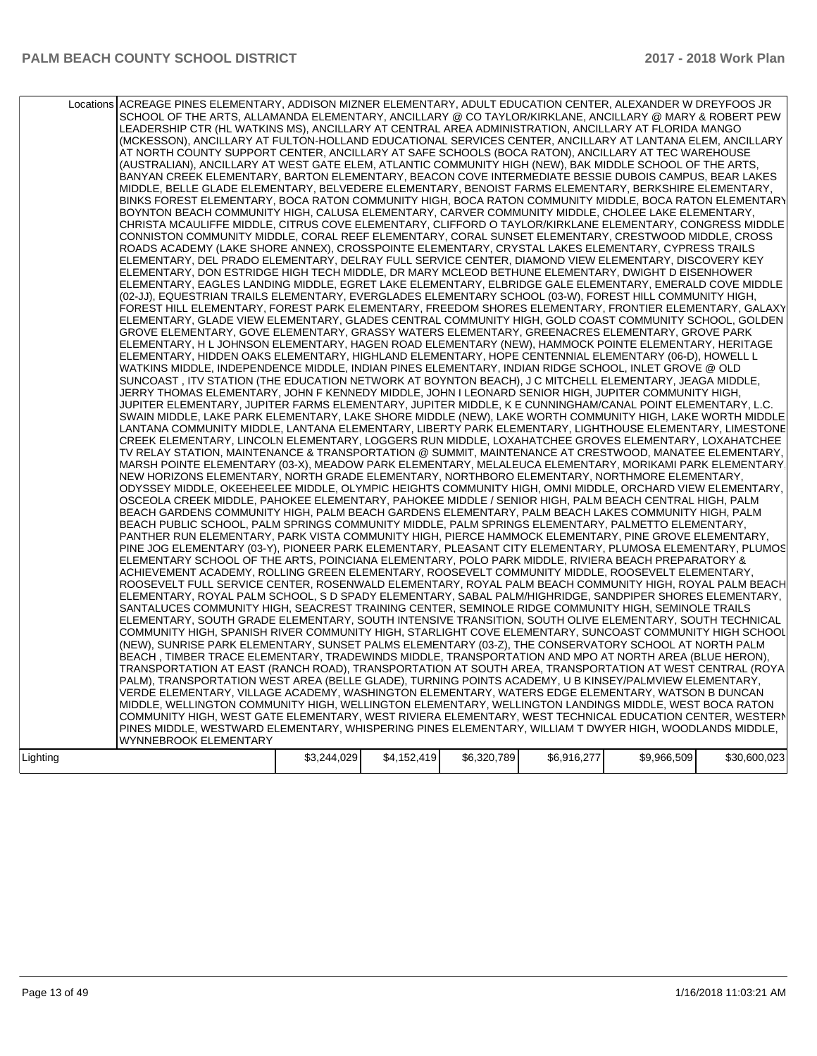| | | | | | | |
|---|---|---|---|---|---|---|
| Locations | ACREAGE PINES ELEMENTARY, ADDISON MIZNER ELEMENTARY, ADULT EDUCATION CENTER, ALEXANDER W DREYFOOS JR SCHOOL OF THE ARTS, ALLAMANDA ELEMENTARY, ANCILLARY @ CO TAYLOR/KIRKLANE, ANCILLARY @ MARY & ROBERT PEW LEADERSHIP CTR (HL WATKINS MS), ANCILLARY AT CENTRAL AREA ADMINISTRATION, ANCILLARY AT FLORIDA MANGO (MCKESSON), ANCILLARY AT FULTON-HOLLAND EDUCATIONAL SERVICES CENTER, ANCILLARY AT LANTANA ELEM, ANCILLARY AT NORTH COUNTY SUPPORT CENTER, ANCILLARY AT SAFE SCHOOLS (BOCA RATON), ANCILLARY AT TEC WAREHOUSE (AUSTRALIAN), ANCILLARY AT WEST GATE ELEM, ATLANTIC COMMUNITY HIGH (NEW), BAK MIDDLE SCHOOL OF THE ARTS, BANYAN CREEK ELEMENTARY, BARTON ELEMENTARY, BEACON COVE INTERMEDIATE BESSIE DUBOIS CAMPUS, BEAR LAKES MIDDLE, BELLE GLADE ELEMENTARY, BELVEDERE ELEMENTARY, BENOIST FARMS ELEMENTARY, BERKSHIRE ELEMENTARY, BINKS FOREST ELEMENTARY, BOCA RATON COMMUNITY HIGH, BOCA RATON COMMUNITY MIDDLE, BOCA RATON ELEMENTARY, BOYNTON BEACH COMMUNITY HIGH, CALUSA ELEMENTARY, CARVER COMMUNITY MIDDLE, CHOLEE LAKE ELEMENTARY, CHRISTA MCAULIFFE MIDDLE, CITRUS COVE ELEMENTARY, CLIFFORD O TAYLOR/KIRKLANE ELEMENTARY, CONGRESS MIDDLE, CONNISTON COMMUNITY MIDDLE, CORAL REEF ELEMENTARY, CORAL SUNSET ELEMENTARY, CRESTWOOD MIDDLE, CROSS ROADS ACADEMY (LAKE SHORE ANNEX), CROSSPOINTE ELEMENTARY, CRYSTAL LAKES ELEMENTARY, CYPRESS TRAILS ELEMENTARY, DEL PRADO ELEMENTARY, DELRAY FULL SERVICE CENTER, DIAMOND VIEW ELEMENTARY, DISCOVERY KEY ELEMENTARY, DON ESTRIDGE HIGH TECH MIDDLE, DR MARY MCLEOD BETHUNE ELEMENTARY, DWIGHT D EISENHOWER ELEMENTARY, EAGLES LANDING MIDDLE, EGRET LAKE ELEMENTARY, ELBRIDGE GALE ELEMENTARY, EMERALD COVE MIDDLE (02-JJ), EQUESTRIAN TRAILS ELEMENTARY, EVERGLADES ELEMENTARY SCHOOL (03-W), FOREST HILL COMMUNITY HIGH, FOREST HILL ELEMENTARY, FOREST PARK ELEMENTARY, FREEDOM SHORES ELEMENTARY, FRONTIER ELEMENTARY, GALAXY ELEMENTARY, GLADE VIEW ELEMENTARY, GLADES CENTRAL COMMUNITY HIGH, GOLD COAST COMMUNITY SCHOOL, GOLDEN GROVE ELEMENTARY, GOVE ELEMENTARY, GRASSY WATERS ELEMENTARY, GREENACRES ELEMENTARY, GROVE PARK ELEMENTARY, H L JOHNSON ELEMENTARY, HAGEN ROAD ELEMENTARY (NEW), HAMMOCK POINTE ELEMENTARY, HERITAGE ELEMENTARY, HIDDEN OAKS ELEMENTARY, HIGHLAND ELEMENTARY, HOPE CENTENNIAL ELEMENTARY (06-D), HOWELL L WATKINS MIDDLE, INDEPENDENCE MIDDLE, INDIAN PINES ELEMENTARY, INDIAN RIDGE SCHOOL, INLET GROVE @ OLD SUNCOAST , ITV STATION (THE EDUCATION NETWORK AT BOYNTON BEACH), J C MITCHELL ELEMENTARY, JEAGA MIDDLE, JERRY THOMAS ELEMENTARY, JOHN F KENNEDY MIDDLE, JOHN I LEONARD SENIOR HIGH, JUPITER COMMUNITY HIGH, JUPITER ELEMENTARY, JUPITER FARMS ELEMENTARY, JUPITER MIDDLE, K E CUNNINGHAM/CANAL POINT ELEMENTARY, L.C. SWAIN MIDDLE, LAKE PARK ELEMENTARY, LAKE SHORE MIDDLE (NEW), LAKE WORTH COMMUNITY HIGH, LAKE WORTH MIDDLE, LANTANA COMMUNITY MIDDLE, LANTANA ELEMENTARY, LIBERTY PARK ELEMENTARY, LIGHTHOUSE ELEMENTARY, LIMESTONE CREEK ELEMENTARY, LINCOLN ELEMENTARY, LOGGERS RUN MIDDLE, LOXAHATCHEE GROVES ELEMENTARY, LOXAHATCHEE TV RELAY STATION, MAINTENANCE & TRANSPORTATION @ SUMMIT, MAINTENANCE AT CRESTWOOD, MANATEE ELEMENTARY, MARSH POINTE ELEMENTARY (03-X), MEADOW PARK ELEMENTARY, MELALEUCA ELEMENTARY, MORIKAMI PARK ELEMENTARY, NEW HORIZONS ELEMENTARY, NORTH GRADE ELEMENTARY, NORTHBORO ELEMENTARY, NORTHMORE ELEMENTARY, ODYSSEY MIDDLE, OKEEHEELEE MIDDLE, OLYMPIC HEIGHTS COMMUNITY HIGH, OMNI MIDDLE, ORCHARD VIEW ELEMENTARY, OSCEOLA CREEK MIDDLE, PAHOKEE ELEMENTARY, PAHOKEE MIDDLE / SENIOR HIGH, PALM BEACH CENTRAL HIGH, PALM BEACH GARDENS COMMUNITY HIGH, PALM BEACH GARDENS ELEMENTARY, PALM BEACH LAKES COMMUNITY HIGH, PALM BEACH PUBLIC SCHOOL, PALM SPRINGS COMMUNITY MIDDLE, PALM SPRINGS ELEMENTARY, PALMETTO ELEMENTARY, PANTHER RUN ELEMENTARY, PARK VISTA COMMUNITY HIGH, PIERCE HAMMOCK ELEMENTARY, PINE GROVE ELEMENTARY, PINE JOG ELEMENTARY (03-Y), PIONEER PARK ELEMENTARY, PLEASANT CITY ELEMENTARY, PLUMOSA ELEMENTARY, PLUMOSA ELEMENTARY SCHOOL OF THE ARTS, POINCIANA ELEMENTARY, POLO PARK MIDDLE, RIVIERA BEACH PREPARATORY & ACHIEVEMENT ACADEMY, ROLLING GREEN ELEMENTARY, ROOSEVELT COMMUNITY MIDDLE, ROOSEVELT ELEMENTARY, ROOSEVELT FULL SERVICE CENTER, ROSENWALD ELEMENTARY, ROYAL PALM BEACH COMMUNITY HIGH, ROYAL PALM BEACH ELEMENTARY, ROYAL PALM SCHOOL, S D SPADY ELEMENTARY, SABAL PALM/HIGHRIDGE, SANDPIPER SHORES ELEMENTARY, SANTALUCES COMMUNITY HIGH, SEACREST TRAINING CENTER, SEMINOLE RIDGE COMMUNITY HIGH, SEMINOLE TRAILS ELEMENTARY, SOUTH GRADE ELEMENTARY, SOUTH INTENSIVE TRANSITION, SOUTH OLIVE ELEMENTARY, SOUTH TECHNICAL COMMUNITY HIGH, SPANISH RIVER COMMUNITY HIGH, STARLIGHT COVE ELEMENTARY, SUNCOAST COMMUNITY HIGH SCHOOL (NEW), SUNRISE PARK ELEMENTARY, SUNSET PALMS ELEMENTARY (03-Z), THE CONSERVATORY SCHOOL AT NORTH PALM BEACH , TIMBER TRACE ELEMENTARY, TRADEWINDS MIDDLE, TRANSPORTATION AND MPO AT NORTH AREA (BLUE HERON), TRANSPORTATION AT EAST (RANCH ROAD), TRANSPORTATION AT SOUTH AREA, TRANSPORTATION AT WEST CENTRAL (ROYAL PALM), TRANSPORTATION WEST AREA (BELLE GLADE), TURNING POINTS ACADEMY, U B KINSEY/PALMVIEW ELEMENTARY, VERDE ELEMENTARY, VILLAGE ACADEMY, WASHINGTON ELEMENTARY, WATERS EDGE ELEMENTARY, WATSON B DUNCAN MIDDLE, WELLINGTON COMMUNITY HIGH, WELLINGTON ELEMENTARY, WELLINGTON LANDINGS MIDDLE, WEST BOCA RATON COMMUNITY HIGH, WEST GATE ELEMENTARY, WEST RIVIERA ELEMENTARY, WEST TECHNICAL EDUCATION CENTER, WESTERN PINES MIDDLE, WESTWARD ELEMENTARY, WHISPERING PINES ELEMENTARY, WILLIAM T DWYER HIGH, WOODLANDS MIDDLE, WYNNEBROOK ELEMENTARY | | | | | | |
| Lighting | | $3,244,029 | $4,152,419 | $6,320,789 | $6,916,277 | $9,966,509 | $30,600,023 |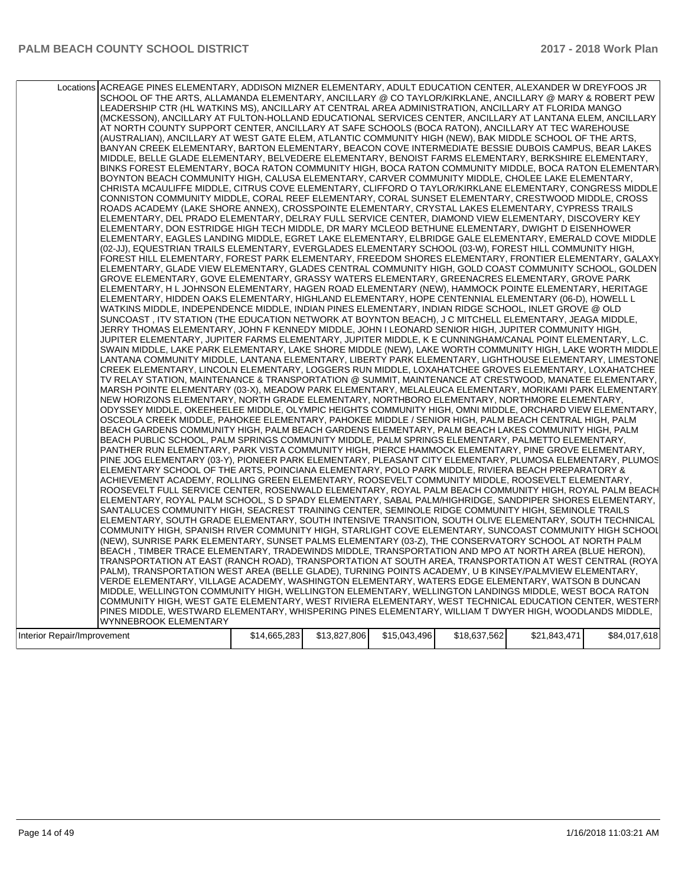| | | | | | | |
|---|---|---|---|---|---|---|
| Locations | ACREAGE PINES ELEMENTARY, ADDISON MIZNER ELEMENTARY, ADULT EDUCATION CENTER, ALEXANDER W DREYFOOS JR SCHOOL OF THE ARTS, ALLAMANDA ELEMENTARY, ANCILLARY @ CO TAYLOR/KIRKLANE, ANCILLARY @ MARY & ROBERT PEW LEADERSHIP CTR (HL WATKINS MS), ANCILLARY AT CENTRAL AREA ADMINISTRATION, ANCILLARY AT FLORIDA MANGO (MCKESSON), ANCILLARY AT FULTON-HOLLAND EDUCATIONAL SERVICES CENTER, ANCILLARY AT LANTANA ELEM, ANCILLARY AT NORTH COUNTY SUPPORT CENTER, ANCILLARY AT SAFE SCHOOLS (BOCA RATON), ANCILLARY AT TEC WAREHOUSE (AUSTRALIAN), ANCILLARY AT WEST GATE ELEM, ATLANTIC COMMUNITY HIGH (NEW), BAK MIDDLE SCHOOL OF THE ARTS, BANYAN CREEK ELEMENTARY, BARTON ELEMENTARY, BEACON COVE INTERMEDIATE BESSIE DUBOIS CAMPUS, BEAR LAKES MIDDLE, BELLE GLADE ELEMENTARY, BELVEDERE ELEMENTARY, BENOIST FARMS ELEMENTARY, BERKSHIRE ELEMENTARY, BINKS FOREST ELEMENTARY, BOCA RATON COMMUNITY HIGH, BOCA RATON COMMUNITY MIDDLE, BOCA RATON ELEMENTARY, BOYNTON BEACH COMMUNITY HIGH, CALUSA ELEMENTARY, CARVER COMMUNITY MIDDLE, CHOLEE LAKE ELEMENTARY, CHRISTA MCAULIFFE MIDDLE, CITRUS COVE ELEMENTARY, CLIFFORD O TAYLOR/KIRKLANE ELEMENTARY, CONGRESS MIDDLE, CONNISTON COMMUNITY MIDDLE, CORAL REEF ELEMENTARY, CORAL SUNSET ELEMENTARY, CRESTWOOD MIDDLE, CROSS ROADS ACADEMY (LAKE SHORE ANNEX), CROSSPOINTE ELEMENTARY, CRYSTAL LAKES ELEMENTARY, CYPRESS TRAILS ELEMENTARY, DEL PRADO ELEMENTARY, DELRAY FULL SERVICE CENTER, DIAMOND VIEW ELEMENTARY, DISCOVERY KEY ELEMENTARY, DON ESTRIDGE HIGH TECH MIDDLE, DR MARY MCLEOD BETHUNE ELEMENTARY, DWIGHT D EISENHOWER ELEMENTARY, EAGLES LANDING MIDDLE, EGRET LAKE ELEMENTARY, ELBRIDGE GALE ELEMENTARY, EMERALD COVE MIDDLE (02-JJ), EQUESTRIAN TRAILS ELEMENTARY, EVERGLADES ELEMENTARY SCHOOL (03-W), FOREST HILL COMMUNITY HIGH, FOREST HILL ELEMENTARY, FOREST PARK ELEMENTARY, FREEDOM SHORES ELEMENTARY, FRONTIER ELEMENTARY, GALAXY ELEMENTARY, GLADE VIEW ELEMENTARY, GLADES CENTRAL COMMUNITY HIGH, GOLD COAST COMMUNITY SCHOOL, GOLDEN GROVE ELEMENTARY, GOVE ELEMENTARY, GRASSY WATERS ELEMENTARY, GREENACRES ELEMENTARY, GROVE PARK ELEMENTARY, H L JOHNSON ELEMENTARY, HAGEN ROAD ELEMENTARY (NEW), HAMMOCK POINTE ELEMENTARY, HERITAGE ELEMENTARY, HIDDEN OAKS ELEMENTARY, HIGHLAND ELEMENTARY, HOPE CENTENNIAL ELEMENTARY (06-D), HOWELL L WATKINS MIDDLE, INDEPENDENCE MIDDLE, INDIAN PINES ELEMENTARY, INDIAN RIDGE SCHOOL, INLET GROVE @ OLD SUNCOAST , ITV STATION (THE EDUCATION NETWORK AT BOYNTON BEACH), J C MITCHELL ELEMENTARY, JEAGA MIDDLE, JERRY THOMAS ELEMENTARY, JOHN F KENNEDY MIDDLE, JOHN I LEONARD SENIOR HIGH, JUPITER COMMUNITY HIGH, JUPITER ELEMENTARY, JUPITER FARMS ELEMENTARY, JUPITER MIDDLE, K E CUNNINGHAM/CANAL POINT ELEMENTARY, L.C. SWAIN MIDDLE, LAKE PARK ELEMENTARY, LAKE SHORE MIDDLE (NEW), LAKE WORTH COMMUNITY HIGH, LAKE WORTH MIDDLE, LANTANA COMMUNITY MIDDLE, LANTANA ELEMENTARY, LIBERTY PARK ELEMENTARY, LIGHTHOUSE ELEMENTARY, LIMESTONE CREEK ELEMENTARY, LINCOLN ELEMENTARY, LOGGERS RUN MIDDLE, LOXAHATCHEE GROVES ELEMENTARY, LOXAHATCHEE TV RELAY STATION, MAINTENANCE & TRANSPORTATION @ SUMMIT, MAINTENANCE AT CRESTWOOD, MANATEE ELEMENTARY, MARSH POINTE ELEMENTARY (03-X), MEADOW PARK ELEMENTARY, MELALEUCA ELEMENTARY, MORIKAMI PARK ELEMENTARY, NEW HORIZONS ELEMENTARY, NORTH GRADE ELEMENTARY, NORTHBORO ELEMENTARY, NORTHMORE ELEMENTARY, ODYSSEY MIDDLE, OKEEHEELEE MIDDLE, OLYMPIC HEIGHTS COMMUNITY HIGH, OMNI MIDDLE, ORCHARD VIEW ELEMENTARY, OSCEOLA CREEK MIDDLE, PAHOKEE ELEMENTARY, PAHOKEE MIDDLE / SENIOR HIGH, PALM BEACH CENTRAL HIGH, PALM BEACH GARDENS COMMUNITY HIGH, PALM BEACH GARDENS ELEMENTARY, PALM BEACH LAKES COMMUNITY HIGH, PALM BEACH PUBLIC SCHOOL, PALM SPRINGS COMMUNITY MIDDLE, PALM SPRINGS ELEMENTARY, PALMETTO ELEMENTARY, PANTHER RUN ELEMENTARY, PARK VISTA COMMUNITY HIGH, PIERCE HAMMOCK ELEMENTARY, PINE GROVE ELEMENTARY, PINE JOG ELEMENTARY (03-Y), PIONEER PARK ELEMENTARY, PLEASANT CITY ELEMENTARY, PLUMOSA ELEMENTARY, PLUMOSA ELEMENTARY SCHOOL OF THE ARTS, POINCIANA ELEMENTARY, POLO PARK MIDDLE, RIVIERA BEACH PREPARATORY & ACHIEVEMENT ACADEMY, ROLLING GREEN ELEMENTARY, ROOSEVELT COMMUNITY MIDDLE, ROOSEVELT ELEMENTARY, ROOSEVELT FULL SERVICE CENTER, ROSENWALD ELEMENTARY, ROYAL PALM BEACH COMMUNITY HIGH, ROYAL PALM BEACH ELEMENTARY, ROYAL PALM SCHOOL, S D SPADY ELEMENTARY, SABAL PALM/HIGHRIDGE, SANDPIPER SHORES ELEMENTARY, SANTALUCES COMMUNITY HIGH, SEACREST TRAINING CENTER, SEMINOLE RIDGE COMMUNITY HIGH, SEMINOLE TRAILS ELEMENTARY, SOUTH GRADE ELEMENTARY, SOUTH INTENSIVE TRANSITION, SOUTH OLIVE ELEMENTARY, SOUTH TECHNICAL COMMUNITY HIGH, SPANISH RIVER COMMUNITY HIGH, STARLIGHT COVE ELEMENTARY, SUNCOAST COMMUNITY HIGH SCHOOL (NEW), SUNRISE PARK ELEMENTARY, SUNSET PALMS ELEMENTARY (03-Z), THE CONSERVATORY SCHOOL AT NORTH PALM BEACH , TIMBER TRACE ELEMENTARY, TRADEWINDS MIDDLE, TRANSPORTATION AND MPO AT NORTH AREA (BLUE HERON), TRANSPORTATION AT EAST (RANCH ROAD), TRANSPORTATION AT SOUTH AREA, TRANSPORTATION AT WEST CENTRAL (ROYAL PALM), TRANSPORTATION WEST AREA (BELLE GLADE), TURNING POINTS ACADEMY, U B KINSEY/PALMVIEW ELEMENTARY, VERDE ELEMENTARY, VILLAGE ACADEMY, WASHINGTON ELEMENTARY, WATERS EDGE ELEMENTARY, WATSON B DUNCAN MIDDLE, WELLINGTON COMMUNITY HIGH, WELLINGTON ELEMENTARY, WELLINGTON LANDINGS MIDDLE, WEST BOCA RATON COMMUNITY HIGH, WEST GATE ELEMENTARY, WEST RIVIERA ELEMENTARY, WEST TECHNICAL EDUCATION CENTER, WESTERN PINES MIDDLE, WESTWARD ELEMENTARY, WHISPERING PINES ELEMENTARY, WILLIAM T DWYER HIGH, WOODLANDS MIDDLE, WYNNEBROOK ELEMENTARY | | | | | |
| Interior Repair/Improvement | $14,665,283 | $13,827,806 | $15,043,496 | $18,637,562 | $21,843,471 | $84,017,618 |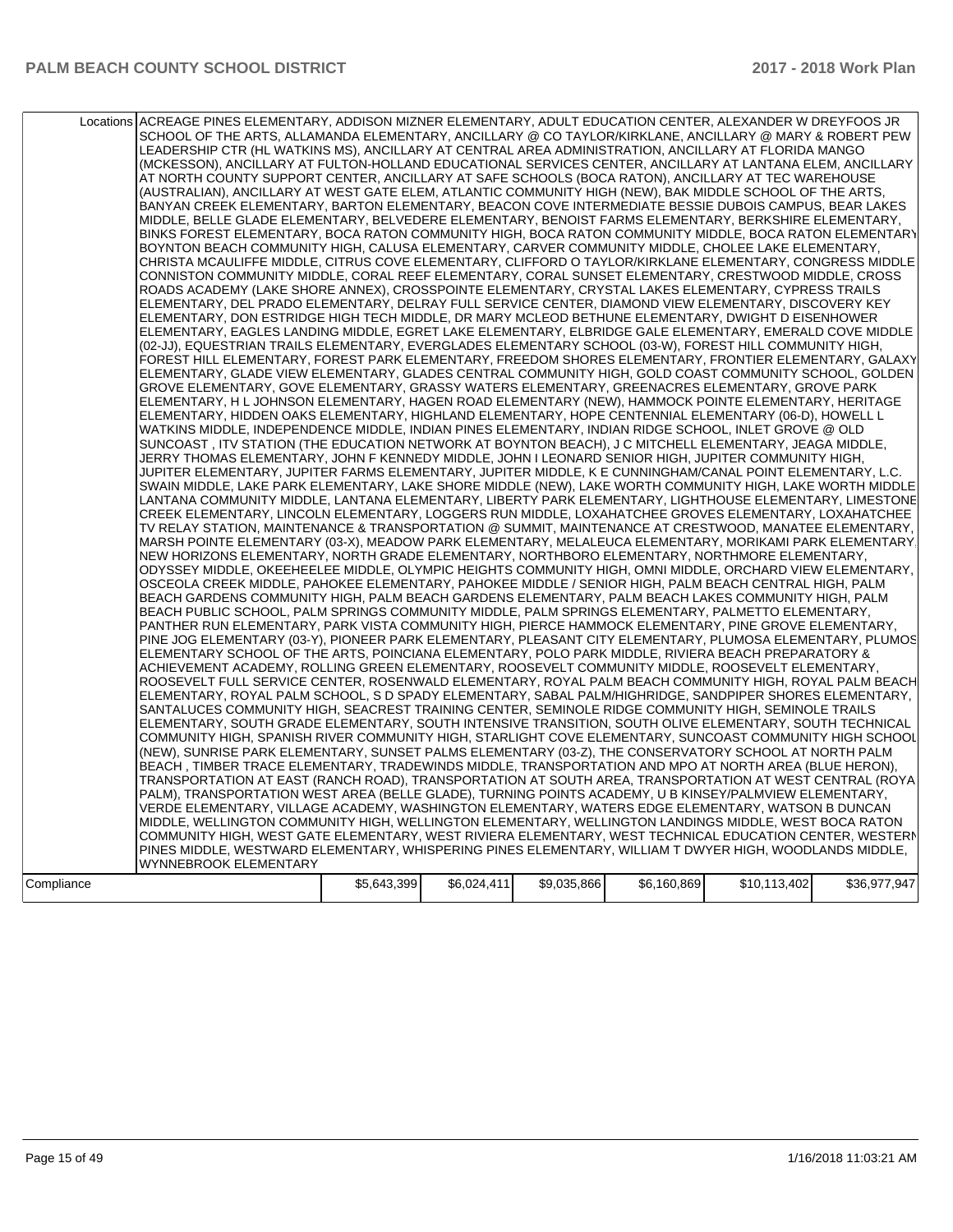| | Locations | | | | | | |
|---|---|---|---|---|---|---|---|
| | Locations | ACREAGE PINES ELEMENTARY, ADDISON MIZNER ELEMENTARY, ADULT EDUCATION CENTER, ALEXANDER W DREYFOOS JR SCHOOL OF THE ARTS, ALLAMANDA ELEMENTARY, ANCILLARY @ CO TAYLOR/KIRKLANE, ANCILLARY @ MARY & ROBERT PEW LEADERSHIP CTR (HL WATKINS MS), ANCILLARY AT CENTRAL AREA ADMINISTRATION, ANCILLARY AT FLORIDA MANGO (MCKESSON), ANCILLARY AT FULTON-HOLLAND EDUCATIONAL SERVICES CENTER, ANCILLARY AT LANTANA ELEM, ANCILLARY AT NORTH COUNTY SUPPORT CENTER, ANCILLARY AT SAFE SCHOOLS (BOCA RATON), ANCILLARY AT TEC WAREHOUSE (AUSTRALIAN), ANCILLARY AT WEST GATE ELEM, ATLANTIC COMMUNITY HIGH (NEW), BAK MIDDLE SCHOOL OF THE ARTS, BANYAN CREEK ELEMENTARY, BARTON ELEMENTARY, BEACON COVE INTERMEDIATE BESSIE DUBOIS CAMPUS, BEAR LAKES MIDDLE, BELLE GLADE ELEMENTARY, BELVEDERE ELEMENTARY, BENOIST FARMS ELEMENTARY, BERKSHIRE ELEMENTARY, BINKS FOREST ELEMENTARY, BOCA RATON COMMUNITY HIGH, BOCA RATON COMMUNITY MIDDLE, BOCA RATON ELEMENTARY, BOYNTON BEACH COMMUNITY HIGH, CALUSA ELEMENTARY, CARVER COMMUNITY MIDDLE, CHOLEE LAKE ELEMENTARY, CHRISTA MCAULIFFE MIDDLE, CITRUS COVE ELEMENTARY, CLIFFORD O TAYLOR/KIRKLANE ELEMENTARY, CONGRESS MIDDLE, CONNISTON COMMUNITY MIDDLE, CORAL REEF ELEMENTARY, CORAL SUNSET ELEMENTARY, CRESTWOOD MIDDLE, CROSS ROADS ACADEMY (LAKE SHORE ANNEX), CROSSPOINTE ELEMENTARY, CRYSTAL LAKES ELEMENTARY, CYPRESS TRAILS ELEMENTARY, DEL PRADO ELEMENTARY, DELRAY FULL SERVICE CENTER, DIAMOND VIEW ELEMENTARY, DISCOVERY KEY ELEMENTARY, DON ESTRIDGE HIGH TECH MIDDLE, DR MARY MCLEOD BETHUNE ELEMENTARY, DWIGHT D EISENHOWER ELEMENTARY, EAGLES LANDING MIDDLE, EGRET LAKE ELEMENTARY, ELBRIDGE GALE ELEMENTARY, EMERALD COVE MIDDLE (02-JJ), EQUESTRIAN TRAILS ELEMENTARY, EVERGLADES ELEMENTARY SCHOOL (03-W), FOREST HILL COMMUNITY HIGH, FOREST HILL ELEMENTARY, FOREST PARK ELEMENTARY, FREEDOM SHORES ELEMENTARY, FRONTIER ELEMENTARY, GALAXY ELEMENTARY, GLADE VIEW ELEMENTARY, GLADES CENTRAL COMMUNITY HIGH, GOLD COAST COMMUNITY SCHOOL, GOLDEN GROVE ELEMENTARY, GOVE ELEMENTARY, GRASSY WATERS ELEMENTARY, GREENACRES ELEMENTARY, GROVE PARK ELEMENTARY, H L JOHNSON ELEMENTARY, HAGEN ROAD ELEMENTARY (NEW), HAMMOCK POINTE ELEMENTARY, HERITAGE ELEMENTARY, HIDDEN OAKS ELEMENTARY, HIGHLAND ELEMENTARY, HOPE CENTENNIAL ELEMENTARY (06-D), HOWELL L WATKINS MIDDLE, INDEPENDENCE MIDDLE, INDIAN PINES ELEMENTARY, INDIAN RIDGE SCHOOL, INLET GROVE @ OLD SUNCOAST , ITV STATION (THE EDUCATION NETWORK AT BOYNTON BEACH), J C MITCHELL ELEMENTARY, JEAGA MIDDLE, JERRY THOMAS ELEMENTARY, JOHN F KENNEDY MIDDLE, JOHN I LEONARD SENIOR HIGH, JUPITER COMMUNITY HIGH, JUPITER ELEMENTARY, JUPITER FARMS ELEMENTARY, JUPITER MIDDLE, K E CUNNINGHAM/CANAL POINT ELEMENTARY, L.C. SWAIN MIDDLE, LAKE PARK ELEMENTARY, LAKE SHORE MIDDLE (NEW), LAKE WORTH COMMUNITY HIGH, LAKE WORTH MIDDLE, LANTANA COMMUNITY MIDDLE, LANTANA ELEMENTARY, LIBERTY PARK ELEMENTARY, LIGHTHOUSE ELEMENTARY, LIMESTONE CREEK ELEMENTARY, LINCOLN ELEMENTARY, LOGGERS RUN MIDDLE, LOXAHATCHEE GROVES ELEMENTARY, LOXAHATCHEE TV RELAY STATION, MAINTENANCE & TRANSPORTATION @ SUMMIT, MAINTENANCE AT CRESTWOOD, MANATEE ELEMENTARY, MARSH POINTE ELEMENTARY (03-X), MEADOW PARK ELEMENTARY, MELALEUCA ELEMENTARY, MORIKAMI PARK ELEMENTARY, NEW HORIZONS ELEMENTARY, NORTH GRADE ELEMENTARY, NORTHBORO ELEMENTARY, NORTHMORE ELEMENTARY, ODYSSEY MIDDLE, OKEEHEELEE MIDDLE, OLYMPIC HEIGHTS COMMUNITY HIGH, OMNI MIDDLE, ORCHARD VIEW ELEMENTARY, OSCEOLA CREEK MIDDLE, PAHOKEE ELEMENTARY, PAHOKEE MIDDLE / SENIOR HIGH, PALM BEACH CENTRAL HIGH, PALM BEACH GARDENS COMMUNITY HIGH, PALM BEACH GARDENS ELEMENTARY, PALM BEACH LAKES COMMUNITY HIGH, PALM BEACH PUBLIC SCHOOL, PALM SPRINGS COMMUNITY MIDDLE, PALM SPRINGS ELEMENTARY, PALMETTO ELEMENTARY, PANTHER RUN ELEMENTARY, PARK VISTA COMMUNITY HIGH, PIERCE HAMMOCK ELEMENTARY, PINE GROVE ELEMENTARY, PINE JOG ELEMENTARY (03-Y), PIONEER PARK ELEMENTARY, PLEASANT CITY ELEMENTARY, PLUMOSA ELEMENTARY, PLUMOSA ELEMENTARY SCHOOL OF THE ARTS, POINCIANA ELEMENTARY, POLO PARK MIDDLE, RIVIERA BEACH PREPARATORY & ACHIEVEMENT ACADEMY, ROLLING GREEN ELEMENTARY, ROOSEVELT COMMUNITY MIDDLE, ROOSEVELT ELEMENTARY, ROOSEVELT FULL SERVICE CENTER, ROSENWALD ELEMENTARY, ROYAL PALM BEACH COMMUNITY HIGH, ROYAL PALM BEACH ELEMENTARY, ROYAL PALM SCHOOL, S D SPADY ELEMENTARY, SABAL PALM/HIGHRIDGE, SANDPIPER SHORES ELEMENTARY, SANTALUCES COMMUNITY HIGH, SEACREST TRAINING CENTER, SEMINOLE RIDGE COMMUNITY HIGH, SEMINOLE TRAILS ELEMENTARY, SOUTH GRADE ELEMENTARY, SOUTH INTENSIVE TRANSITION, SOUTH OLIVE ELEMENTARY, SOUTH TECHNICAL COMMUNITY HIGH, SPANISH RIVER COMMUNITY HIGH, STARLIGHT COVE ELEMENTARY, SUNCOAST COMMUNITY HIGH SCHOOL (NEW), SUNRISE PARK ELEMENTARY, SUNSET PALMS ELEMENTARY (03-Z), THE CONSERVATORY SCHOOL AT NORTH PALM BEACH , TIMBER TRACE ELEMENTARY, TRADEWINDS MIDDLE, TRANSPORTATION AND MPO AT NORTH AREA (BLUE HERON), TRANSPORTATION AT EAST (RANCH ROAD), TRANSPORTATION AT SOUTH AREA, TRANSPORTATION AT WEST CENTRAL (ROYAL PALM), TRANSPORTATION WEST AREA (BELLE GLADE), TURNING POINTS ACADEMY, U B KINSEY/PALMVIEW ELEMENTARY, VERDE ELEMENTARY, VILLAGE ACADEMY, WASHINGTON ELEMENTARY, WATERS EDGE ELEMENTARY, WATSON B DUNCAN MIDDLE, WELLINGTON COMMUNITY HIGH, WELLINGTON ELEMENTARY, WELLINGTON LANDINGS MIDDLE, WEST BOCA RATON COMMUNITY HIGH, WEST GATE ELEMENTARY, WEST RIVIERA ELEMENTARY, WEST TECHNICAL EDUCATION CENTER, WESTERN PINES MIDDLE, WESTWARD ELEMENTARY, WHISPERING PINES ELEMENTARY, WILLIAM T DWYER HIGH, WOODLANDS MIDDLE, WYNNEBROOK ELEMENTARY | | | | | |
| Compliance | | $5,643,399 | $6,024,411 | $9,035,866 | $6,160,869 | $10,113,402 | $36,977,947 |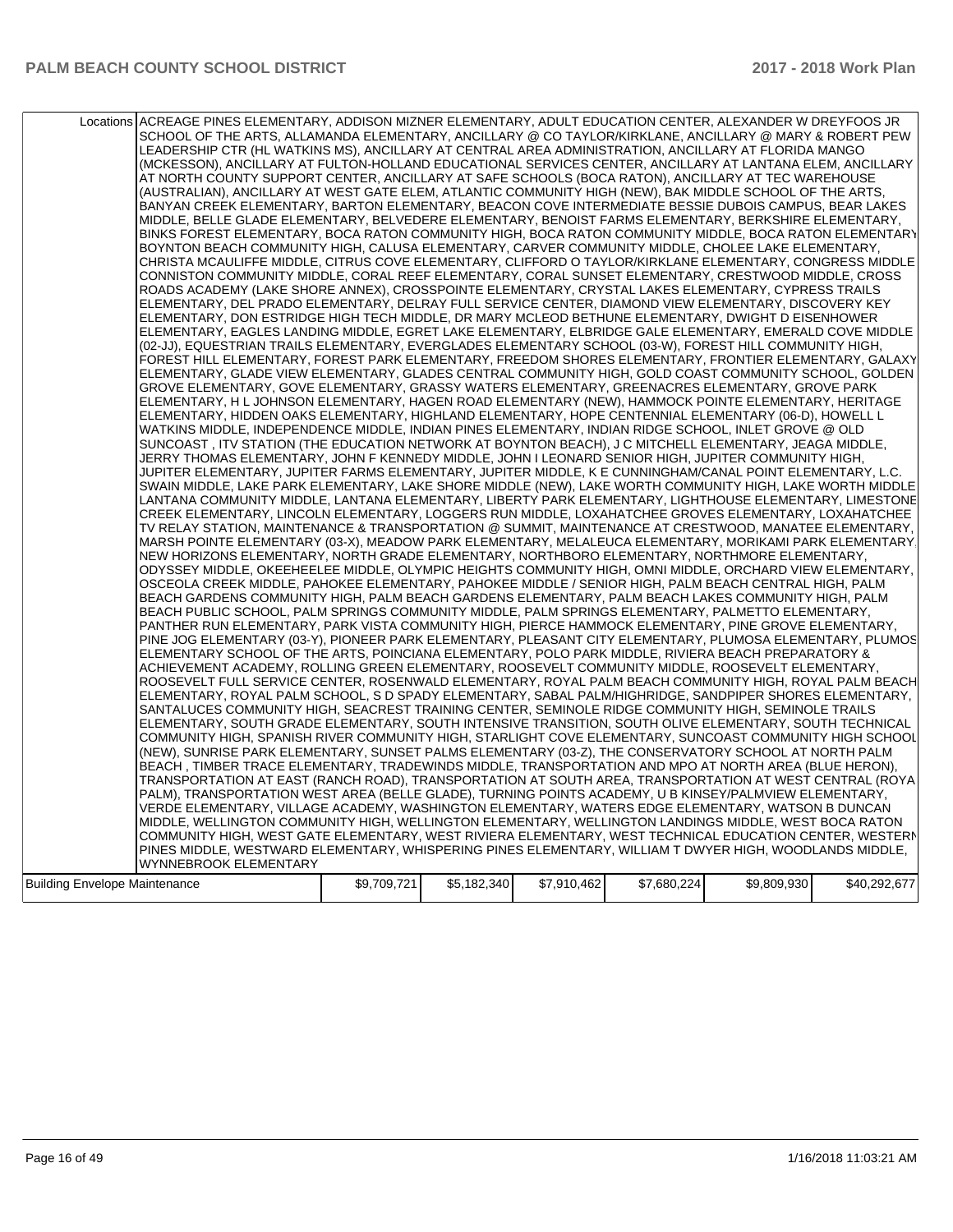| | Locations | | | | | |
|---|---|---|---|---|---|---|
| Locations | ACREAGE PINES ELEMENTARY, ADDISON MIZNER ELEMENTARY, ADULT EDUCATION CENTER, ALEXANDER W DREYFOOS JR SCHOOL OF THE ARTS, ALLAMANDA ELEMENTARY, ANCILLARY @ CO TAYLOR/KIRKLANE, ANCILLARY @ MARY & ROBERT PEW LEADERSHIP CTR (HL WATKINS MS), ANCILLARY AT CENTRAL AREA ADMINISTRATION, ANCILLARY AT FLORIDA MANGO (MCKESSON), ANCILLARY AT FULTON-HOLLAND EDUCATIONAL SERVICES CENTER, ANCILLARY AT LANTANA ELEM, ANCILLARY AT NORTH COUNTY SUPPORT CENTER, ANCILLARY AT SAFE SCHOOLS (BOCA RATON), ANCILLARY AT TEC WAREHOUSE (AUSTRALIAN), ANCILLARY AT WEST GATE ELEM, ATLANTIC COMMUNITY HIGH (NEW), BAK MIDDLE SCHOOL OF THE ARTS, BANYAN CREEK ELEMENTARY, BARTON ELEMENTARY, BEACON COVE INTERMEDIATE BESSIE DUBOIS CAMPUS, BEAR LAKES MIDDLE, BELLE GLADE ELEMENTARY, BELVEDERE ELEMENTARY, BENOIST FARMS ELEMENTARY, BERKSHIRE ELEMENTARY, BINKS FOREST ELEMENTARY, BOCA RATON COMMUNITY HIGH, BOCA RATON COMMUNITY MIDDLE, BOCA RATON ELEMENTARY, BOYNTON BEACH COMMUNITY HIGH, CALUSA ELEMENTARY, CARVER COMMUNITY MIDDLE, CHOLEE LAKE ELEMENTARY, CHRISTA MCAULIFFE MIDDLE, CITRUS COVE ELEMENTARY, CLIFFORD O TAYLOR/KIRKLANE ELEMENTARY, CONGRESS MIDDLE, CONNISTON COMMUNITY MIDDLE, CORAL REEF ELEMENTARY, CORAL SUNSET ELEMENTARY, CRESTWOOD MIDDLE, CROSS ROADS ACADEMY (LAKE SHORE ANNEX), CROSSPOINTE ELEMENTARY, CRYSTAL LAKES ELEMENTARY, CYPRESS TRAILS ELEMENTARY, DEL PRADO ELEMENTARY, DELRAY FULL SERVICE CENTER, DIAMOND VIEW ELEMENTARY, DISCOVERY KEY ELEMENTARY, DON ESTRIDGE HIGH TECH MIDDLE, DR MARY MCLEOD BETHUNE ELEMENTARY, DWIGHT D EISENHOWER ELEMENTARY, EAGLES LANDING MIDDLE, EGRET LAKE ELEMENTARY, ELBRIDGE GALE ELEMENTARY, EMERALD COVE MIDDLE (02-JJ), EQUESTRIAN TRAILS ELEMENTARY, EVERGLADES ELEMENTARY SCHOOL (03-W), FOREST HILL COMMUNITY HIGH, FOREST HILL ELEMENTARY, FOREST PARK ELEMENTARY, FREEDOM SHORES ELEMENTARY, FRONTIER ELEMENTARY, GALAXY ELEMENTARY, GLADE VIEW ELEMENTARY, GLADES CENTRAL COMMUNITY HIGH, GOLD COAST COMMUNITY SCHOOL, GOLDEN GROVE ELEMENTARY, GOVE ELEMENTARY, GRASSY WATERS ELEMENTARY, GREENACRES ELEMENTARY, GROVE PARK ELEMENTARY, H L JOHNSON ELEMENTARY, HAGEN ROAD ELEMENTARY (NEW), HAMMOCK POINTE ELEMENTARY, HERITAGE ELEMENTARY, HIDDEN OAKS ELEMENTARY, HIGHLAND ELEMENTARY, HOPE CENTENNIAL ELEMENTARY (06-D), HOWELL L WATKINS MIDDLE, INDEPENDENCE MIDDLE, INDIAN PINES ELEMENTARY, INDIAN RIDGE SCHOOL, INLET GROVE @ OLD SUNCOAST , ITV STATION (THE EDUCATION NETWORK AT BOYNTON BEACH), J C MITCHELL ELEMENTARY, JEAGA MIDDLE, JERRY THOMAS ELEMENTARY, JOHN F KENNEDY MIDDLE, JOHN I LEONARD SENIOR HIGH, JUPITER COMMUNITY HIGH, JUPITER ELEMENTARY, JUPITER FARMS ELEMENTARY, JUPITER MIDDLE, K E CUNNINGHAM/CANAL POINT ELEMENTARY, L.C. SWAIN MIDDLE, LAKE PARK ELEMENTARY, LAKE SHORE MIDDLE (NEW), LAKE WORTH COMMUNITY HIGH, LAKE WORTH MIDDLE, LANTANA COMMUNITY MIDDLE, LANTANA ELEMENTARY, LIBERTY PARK ELEMENTARY, LIGHTHOUSE ELEMENTARY, LIMESTONE CREEK ELEMENTARY, LINCOLN ELEMENTARY, LOGGERS RUN MIDDLE, LOXAHATCHEE GROVES ELEMENTARY, LOXAHATCHEE TV RELAY STATION, MAINTENANCE & TRANSPORTATION @ SUMMIT, MAINTENANCE AT CRESTWOOD, MANATEE ELEMENTARY, MARSH POINTE ELEMENTARY (03-X), MEADOW PARK ELEMENTARY, MELALEUCA ELEMENTARY, MORIKAMI PARK ELEMENTARY, NEW HORIZONS ELEMENTARY, NORTH GRADE ELEMENTARY, NORTHBORO ELEMENTARY, NORTHMORE ELEMENTARY, ODYSSEY MIDDLE, OKEEHEELEE MIDDLE, OLYMPIC HEIGHTS COMMUNITY HIGH, OMNI MIDDLE, ORCHARD VIEW ELEMENTARY, OSCEOLA CREEK MIDDLE, PAHOKEE ELEMENTARY, PAHOKEE MIDDLE / SENIOR HIGH, PALM BEACH CENTRAL HIGH, PALM BEACH GARDENS COMMUNITY HIGH, PALM BEACH GARDENS ELEMENTARY, PALM BEACH LAKES COMMUNITY HIGH, PALM BEACH PUBLIC SCHOOL, PALM SPRINGS COMMUNITY MIDDLE, PALM SPRINGS ELEMENTARY, PALMETTO ELEMENTARY, PANTHER RUN ELEMENTARY, PARK VISTA COMMUNITY HIGH, PIERCE HAMMOCK ELEMENTARY, PINE GROVE ELEMENTARY, PINE JOG ELEMENTARY (03-Y), PIONEER PARK ELEMENTARY, PLEASANT CITY ELEMENTARY, PLUMOSA ELEMENTARY, PLUMOSA ELEMENTARY SCHOOL OF THE ARTS, POINCIANA ELEMENTARY, POLO PARK MIDDLE, RIVIERA BEACH PREPARATORY & ACHIEVEMENT ACADEMY, ROLLING GREEN ELEMENTARY, ROOSEVELT COMMUNITY MIDDLE, ROOSEVELT ELEMENTARY, ROOSEVELT FULL SERVICE CENTER, ROSENWALD ELEMENTARY, ROYAL PALM BEACH COMMUNITY HIGH, ROYAL PALM BEACH ELEMENTARY, ROYAL PALM SCHOOL, S D SPADY ELEMENTARY, SABAL PALM/HIGHRIDGE, SANDPIPER SHORES ELEMENTARY, SANTALUCES COMMUNITY HIGH, SEACREST TRAINING CENTER, SEMINOLE RIDGE COMMUNITY HIGH, SEMINOLE TRAILS ELEMENTARY, SOUTH GRADE ELEMENTARY, SOUTH INTENSIVE TRANSITION, SOUTH OLIVE ELEMENTARY, SOUTH TECHNICAL COMMUNITY HIGH, SPANISH RIVER COMMUNITY HIGH, STARLIGHT COVE ELEMENTARY, SUNCOAST COMMUNITY HIGH SCHOOL (NEW), SUNRISE PARK ELEMENTARY, SUNSET PALMS ELEMENTARY (03-Z), THE CONSERVATORY SCHOOL AT NORTH PALM BEACH , TIMBER TRACE ELEMENTARY, TRADEWINDS MIDDLE, TRANSPORTATION AND MPO AT NORTH AREA (BLUE HERON), TRANSPORTATION AT EAST (RANCH ROAD), TRANSPORTATION AT SOUTH AREA, TRANSPORTATION AT WEST CENTRAL (ROYAL PALM), TRANSPORTATION WEST AREA (BELLE GLADE), TURNING POINTS ACADEMY, U B KINSEY/PALMVIEW ELEMENTARY, VERDE ELEMENTARY, VILLAGE ACADEMY, WASHINGTON ELEMENTARY, WATERS EDGE ELEMENTARY, WATSON B DUNCAN MIDDLE, WELLINGTON COMMUNITY HIGH, WELLINGTON ELEMENTARY, WELLINGTON LANDINGS MIDDLE, WEST BOCA RATON COMMUNITY HIGH, WEST GATE ELEMENTARY, WEST RIVIERA ELEMENTARY, WEST TECHNICAL EDUCATION CENTER, WESTERN PINES MIDDLE, WESTWARD ELEMENTARY, WHISPERING PINES ELEMENTARY, WILLIAM T DWYER HIGH, WOODLANDS MIDDLE, WYNNEBROOK ELEMENTARY | | | | | |
| Building Envelope Maintenance | $9,709,721 | $5,182,340 | $7,910,462 | $7,680,224 | $9,809,930 | $40,292,677 |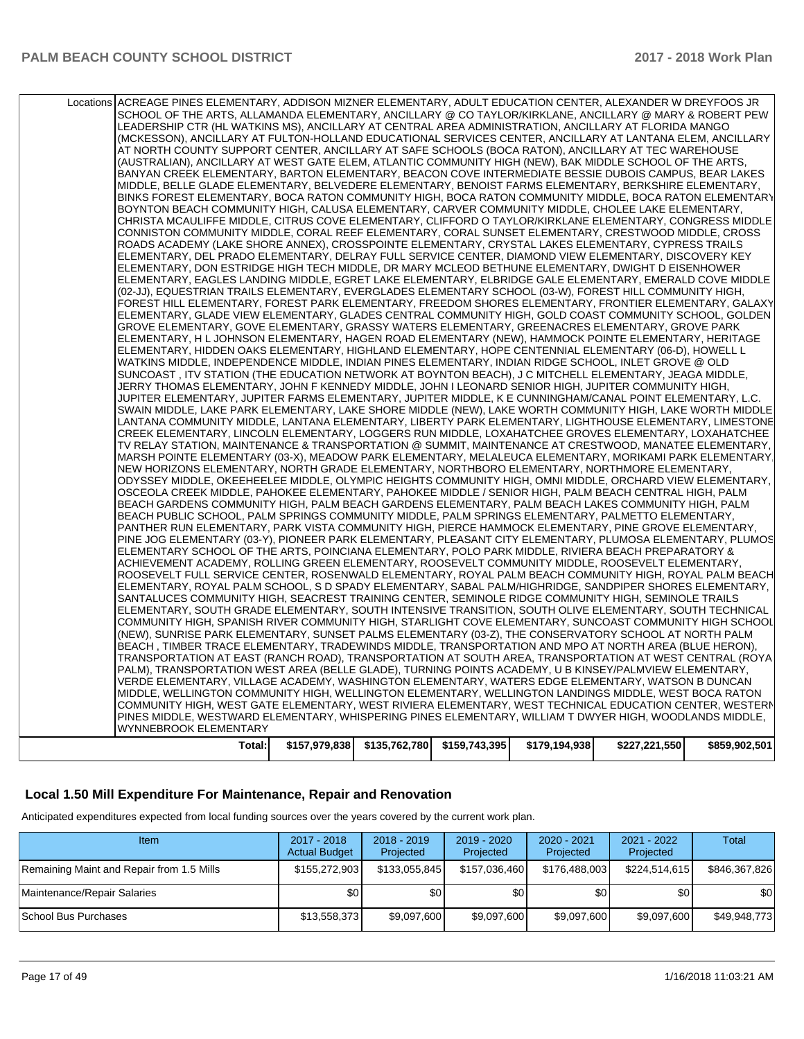| | Locations | ACREAGE PINES ELEMENTARY, ADDISON MIZNER ELEMENTARY, ADULT EDUCATION CENTER, ALEXANDER W DREYFOOS JR SCHOOL OF THE ARTS, ALLAMANDA ELEMENTARY, ANCILLARY @ CO TAYLOR/KIRKLANE, ANCILLARY @ MARY & ROBERT PEW LEADERSHIP CTR (HL WATKINS MS), ANCILLARY AT CENTRAL AREA ADMINISTRATION, ANCILLARY AT FLORIDA MANGO (MCKESSON), ANCILLARY AT FULTON-HOLLAND EDUCATIONAL SERVICES CENTER, ANCILLARY AT LANTANA ELEM, ANCILLARY AT NORTH COUNTY SUPPORT CENTER, ANCILLARY AT SAFE SCHOOLS (BOCA RATON), ANCILLARY AT TEC WAREHOUSE (AUSTRALIAN), ANCILLARY AT WEST GATE ELEM, ATLANTIC COMMUNITY HIGH (NEW), BAK MIDDLE SCHOOL OF THE ARTS, BANYAN CREEK ELEMENTARY, BARTON ELEMENTARY, BEACON COVE INTERMEDIATE BESSIE DUBOIS CAMPUS, BEAR LAKES MIDDLE, BELLE GLADE ELEMENTARY, BELVEDERE ELEMENTARY, BENOIST FARMS ELEMENTARY, BERKSHIRE ELEMENTARY, BINKS FOREST ELEMENTARY, BOCA RATON COMMUNITY HIGH, BOCA RATON COMMUNITY MIDDLE, BOCA RATON ELEMENTARY, BOYNTON BEACH COMMUNITY HIGH, CALUSA ELEMENTARY, CARVER COMMUNITY MIDDLE, CHOLEE LAKE ELEMENTARY, CHRISTA MCAULIFFE MIDDLE, CITRUS COVE ELEMENTARY, CLIFFORD O TAYLOR/KIRKLANE ELEMENTARY, CONGRESS MIDDLE, CONNISTON COMMUNITY MIDDLE, CORAL REEF ELEMENTARY, CORAL SUNSET ELEMENTARY, CRESTWOOD MIDDLE, CROSS ROADS ACADEMY (LAKE SHORE ANNEX), CROSSPOINTE ELEMENTARY, CRYSTAL LAKES ELEMENTARY, CYPRESS TRAILS ELEMENTARY, DEL PRADO ELEMENTARY, DELRAY FULL SERVICE CENTER, DIAMOND VIEW ELEMENTARY, DISCOVERY KEY ELEMENTARY, DON ESTRIDGE HIGH TECH MIDDLE, DR MARY MCLEOD BETHUNE ELEMENTARY, DWIGHT D EISENHOWER ELEMENTARY, EAGLES LANDING MIDDLE, EGRET LAKE ELEMENTARY, ELBRIDGE GALE ELEMENTARY, EMERALD COVE MIDDLE (02-JJ), EQUESTRIAN TRAILS ELEMENTARY, EVERGLADES ELEMENTARY SCHOOL (03-W), FOREST HILL COMMUNITY HIGH, FOREST HILL ELEMENTARY, FOREST PARK ELEMENTARY, FREEDOM SHORES ELEMENTARY, FRONTIER ELEMENTARY, GALAXY ELEMENTARY, GLADE VIEW ELEMENTARY, GLADES CENTRAL COMMUNITY HIGH, GOLD COAST COMMUNITY SCHOOL, GOLDEN GROVE ELEMENTARY, GOVE ELEMENTARY, GRASSY WATERS ELEMENTARY, GREENACRES ELEMENTARY, GROVE PARK ELEMENTARY, H L JOHNSON ELEMENTARY, HAGEN ROAD ELEMENTARY (NEW), HAMMOCK POINTE ELEMENTARY, HERITAGE ELEMENTARY, HIDDEN OAKS ELEMENTARY, HIGHLAND ELEMENTARY, HOPE CENTENNIAL ELEMENTARY (06-D), HOWELL L WATKINS MIDDLE, INDEPENDENCE MIDDLE, INDIAN PINES ELEMENTARY, INDIAN RIDGE SCHOOL, INLET GROVE @ OLD SUNCOAST , ITV STATION (THE EDUCATION NETWORK AT BOYNTON BEACH), J C MITCHELL ELEMENTARY, JEAGA MIDDLE, JERRY THOMAS ELEMENTARY, JOHN F KENNEDY MIDDLE, JOHN I LEONARD SENIOR HIGH, JUPITER COMMUNITY HIGH, JUPITER ELEMENTARY, JUPITER FARMS ELEMENTARY, JUPITER MIDDLE, K E CUNNINGHAM/CANAL POINT ELEMENTARY, L.C. SWAIN MIDDLE, LAKE PARK ELEMENTARY, LAKE SHORE MIDDLE (NEW), LAKE WORTH COMMUNITY HIGH, LAKE WORTH MIDDLE, LANTANA COMMUNITY MIDDLE, LANTANA ELEMENTARY, LIBERTY PARK ELEMENTARY, LIGHTHOUSE ELEMENTARY, LIMESTONE CREEK ELEMENTARY, LINCOLN ELEMENTARY, LOGGERS RUN MIDDLE, LOXAHATCHEE GROVES ELEMENTARY, LOXAHATCHEE TV RELAY STATION, MAINTENANCE & TRANSPORTATION @ SUMMIT, MAINTENANCE AT CRESTWOOD, MANATEE ELEMENTARY, MARSH POINTE ELEMENTARY (03-X), MEADOW PARK ELEMENTARY, MELALEUCA ELEMENTARY, MORIKAMI PARK ELEMENTARY, NEW HORIZONS ELEMENTARY, NORTH GRADE ELEMENTARY, NORTHBORO ELEMENTARY, NORTHMORE ELEMENTARY, ODYSSEY MIDDLE, OKEEHEELEE MIDDLE, OLYMPIC HEIGHTS COMMUNITY HIGH, OMNI MIDDLE, ORCHARD VIEW ELEMENTARY, OSCEOLA CREEK MIDDLE, PAHOKEE ELEMENTARY, PAHOKEE MIDDLE / SENIOR HIGH, PALM BEACH CENTRAL HIGH, PALM BEACH GARDENS COMMUNITY HIGH, PALM BEACH GARDENS ELEMENTARY, PALM BEACH LAKES COMMUNITY HIGH, PALM BEACH PUBLIC SCHOOL, PALM SPRINGS COMMUNITY MIDDLE, PALM SPRINGS ELEMENTARY, PALMETTO ELEMENTARY, PANTHER RUN ELEMENTARY, PARK VISTA COMMUNITY HIGH, PIERCE HAMMOCK ELEMENTARY, PINE GROVE ELEMENTARY, PINE JOG ELEMENTARY (03-Y), PIONEER PARK ELEMENTARY, PLEASANT CITY ELEMENTARY, PLUMOSA ELEMENTARY, PLUMOSA ELEMENTARY SCHOOL OF THE ARTS, POINCIANA ELEMENTARY, POLO PARK MIDDLE, RIVIERA BEACH PREPARATORY & ACHIEVEMENT ACADEMY, ROLLING GREEN ELEMENTARY, ROOSEVELT COMMUNITY MIDDLE, ROOSEVELT ELEMENTARY, ROOSEVELT FULL SERVICE CENTER, ROSENWALD ELEMENTARY, ROYAL PALM BEACH COMMUNITY HIGH, ROYAL PALM BEACH ELEMENTARY, ROYAL PALM SCHOOL, S D SPADY ELEMENTARY, SABAL PALM/HIGHRIDGE, SANDPIPER SHORES ELEMENTARY, SANTALUCES COMMUNITY HIGH, SEACREST TRAINING CENTER, SEMINOLE RIDGE COMMUNITY HIGH, SEMINOLE TRAILS ELEMENTARY, SOUTH GRADE ELEMENTARY, SOUTH INTENSIVE TRANSITION, SOUTH OLIVE ELEMENTARY, SOUTH TECHNICAL COMMUNITY HIGH, SPANISH RIVER COMMUNITY HIGH, STARLIGHT COVE ELEMENTARY, SUNCOAST COMMUNITY HIGH SCHOOL (NEW), SUNRISE PARK ELEMENTARY, SUNSET PALMS ELEMENTARY (03-Z), THE CONSERVATORY SCHOOL AT NORTH PALM BEACH , TIMBER TRACE ELEMENTARY, TRADEWINDS MIDDLE, TRANSPORTATION AND MPO AT NORTH AREA (BLUE HERON), TRANSPORTATION AT EAST (RANCH ROAD), TRANSPORTATION AT SOUTH AREA, TRANSPORTATION AT WEST CENTRAL (ROYAL PALM), TRANSPORTATION WEST AREA (BELLE GLADE), TURNING POINTS ACADEMY, U B KINSEY/PALMVIEW ELEMENTARY, VERDE ELEMENTARY, VILLAGE ACADEMY, WASHINGTON ELEMENTARY, WATERS EDGE ELEMENTARY, WATSON B DUNCAN MIDDLE, WELLINGTON COMMUNITY HIGH, WELLINGTON ELEMENTARY, WELLINGTON LANDINGS MIDDLE, WEST BOCA RATON COMMUNITY HIGH, WEST GATE ELEMENTARY, WEST RIVIERA ELEMENTARY, WEST TECHNICAL EDUCATION CENTER, WESTERN PINES MIDDLE, WESTWARD ELEMENTARY, WHISPERING PINES ELEMENTARY, WILLIAM T DWYER HIGH, WOODLANDS MIDDLE, WYNNEBROOK ELEMENTARY | | | | | |
|---|---|---|---|---|---|---|---|
| | **Total:** | **$157,979,838** | **$135,762,780** | **$159,743,395** | **$179,194,938** | **$227,221,550** | **$859,902,501** |

## Local 1.50 Mill Expenditure For Maintenance, Repair and Renovation

Anticipated expenditures expected from local funding sources over the years covered by the current work plan.

| Item | 2017 - 2018 Actual Budget | 2018 - 2019 Projected | 2019 - 2020 Projected | 2020 - 2021 Projected | 2021 - 2022 Projected | Total |
|---|---|---|---|---|---|---|
| Remaining Maint and Repair from 1.5 Mills | $155,272,903 | $133,055,845 | $157,036,460 | $176,488,003 | $224,514,615 | $846,367,826 |
| Maintenance/Repair Salaries | $0 | $0 | $0 | $0 | $0 | $0 |
| School Bus Purchases | $13,558,373 | $9,097,600 | $9,097,600 | $9,097,600 | $9,097,600 | $49,948,773 |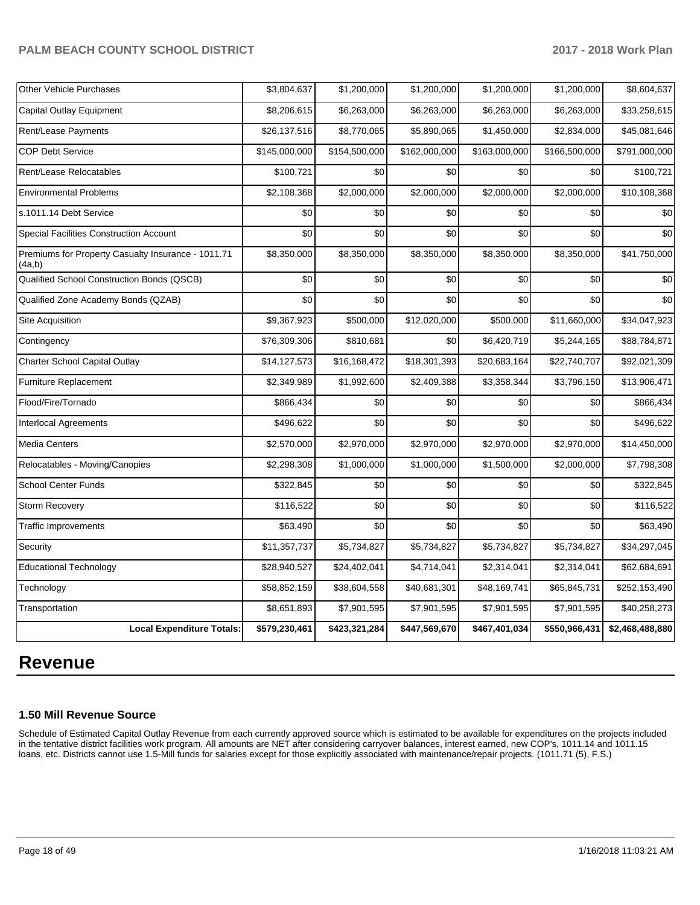| | | | | | | |
|---|---|---|---|---|---|---|
| Other Vehicle Purchases | $3,804,637 | $1,200,000 | $1,200,000 | $1,200,000 | $1,200,000 | $8,604,637 |
| Capital Outlay Equipment | $8,206,615 | $6,263,000 | $6,263,000 | $6,263,000 | $6,263,000 | $33,258,615 |
| Rent/Lease Payments | $26,137,516 | $8,770,065 | $5,890,065 | $1,450,000 | $2,834,000 | $45,081,646 |
| COP Debt Service | $145,000,000 | $154,500,000 | $162,000,000 | $163,000,000 | $166,500,000 | $791,000,000 |
| Rent/Lease Relocatables | $100,721 | $0 | $0 | $0 | $0 | $100,721 |
| Environmental Problems | $2,108,368 | $2,000,000 | $2,000,000 | $2,000,000 | $2,000,000 | $10,108,368 |
| s.1011.14 Debt Service | $0 | $0 | $0 | $0 | $0 | $0 |
| Special Facilities Construction Account | $0 | $0 | $0 | $0 | $0 | $0 |
| Premiums for Property Casualty Insurance - 1011.71 (4a,b) | $8,350,000 | $8,350,000 | $8,350,000 | $8,350,000 | $8,350,000 | $41,750,000 |
| Qualified School Construction Bonds (QSCB) | $0 | $0 | $0 | $0 | $0 | $0 |
| Qualified Zone Academy Bonds (QZAB) | $0 | $0 | $0 | $0 | $0 | $0 |
| Site Acquisition | $9,367,923 | $500,000 | $12,020,000 | $500,000 | $11,660,000 | $34,047,923 |
| Contingency | $76,309,306 | $810,681 | $0 | $6,420,719 | $5,244,165 | $88,784,871 |
| Charter School Capital Outlay | $14,127,573 | $16,168,472 | $18,301,393 | $20,683,164 | $22,740,707 | $92,021,309 |
| Furniture Replacement | $2,349,989 | $1,992,600 | $2,409,388 | $3,358,344 | $3,796,150 | $13,906,471 |
| Flood/Fire/Tornado | $866,434 | $0 | $0 | $0 | $0 | $866,434 |
| Interlocal Agreements | $496,622 | $0 | $0 | $0 | $0 | $496,622 |
| Media Centers | $2,570,000 | $2,970,000 | $2,970,000 | $2,970,000 | $2,970,000 | $14,450,000 |
| Relocatables - Moving/Canopies | $2,298,308 | $1,000,000 | $1,000,000 | $1,500,000 | $2,000,000 | $7,798,308 |
| School Center Funds | $322,845 | $0 | $0 | $0 | $0 | $322,845 |
| Storm Recovery | $116,522 | $0 | $0 | $0 | $0 | $116,522 |
| Traffic Improvements | $63,490 | $0 | $0 | $0 | $0 | $63,490 |
| Security | $11,357,737 | $5,734,827 | $5,734,827 | $5,734,827 | $5,734,827 | $34,297,045 |
| Educational Technology | $28,940,527 | $24,402,041 | $4,714,041 | $2,314,041 | $2,314,041 | $62,684,691 |
| Technology | $58,852,159 | $38,604,558 | $40,681,301 | $48,169,741 | $65,845,731 | $252,153,490 |
| Transportation | $8,651,893 | $7,901,595 | $7,901,595 | $7,901,595 | $7,901,595 | $40,258,273 |
| **Local Expenditure Totals:** | **$579,230,461** | **$423,321,284** | **$447,569,670** | **$467,401,034** | **$550,966,431** | **$2,468,488,880** |

# Revenue

### 1.50 Mill Revenue Source

Schedule of Estimated Capital Outlay Revenue from each currently approved source which is estimated to be available for expenditures on the projects included in the tentative district facilities work program. All amounts are NET after considering carryover balances, interest earned, new COP's, 1011.14 and 1011.15 loans, etc. Districts cannot use 1.5-Mill funds for salaries except for those explicitly associated with maintenance/repair projects. (1011.71 (5), F.S.)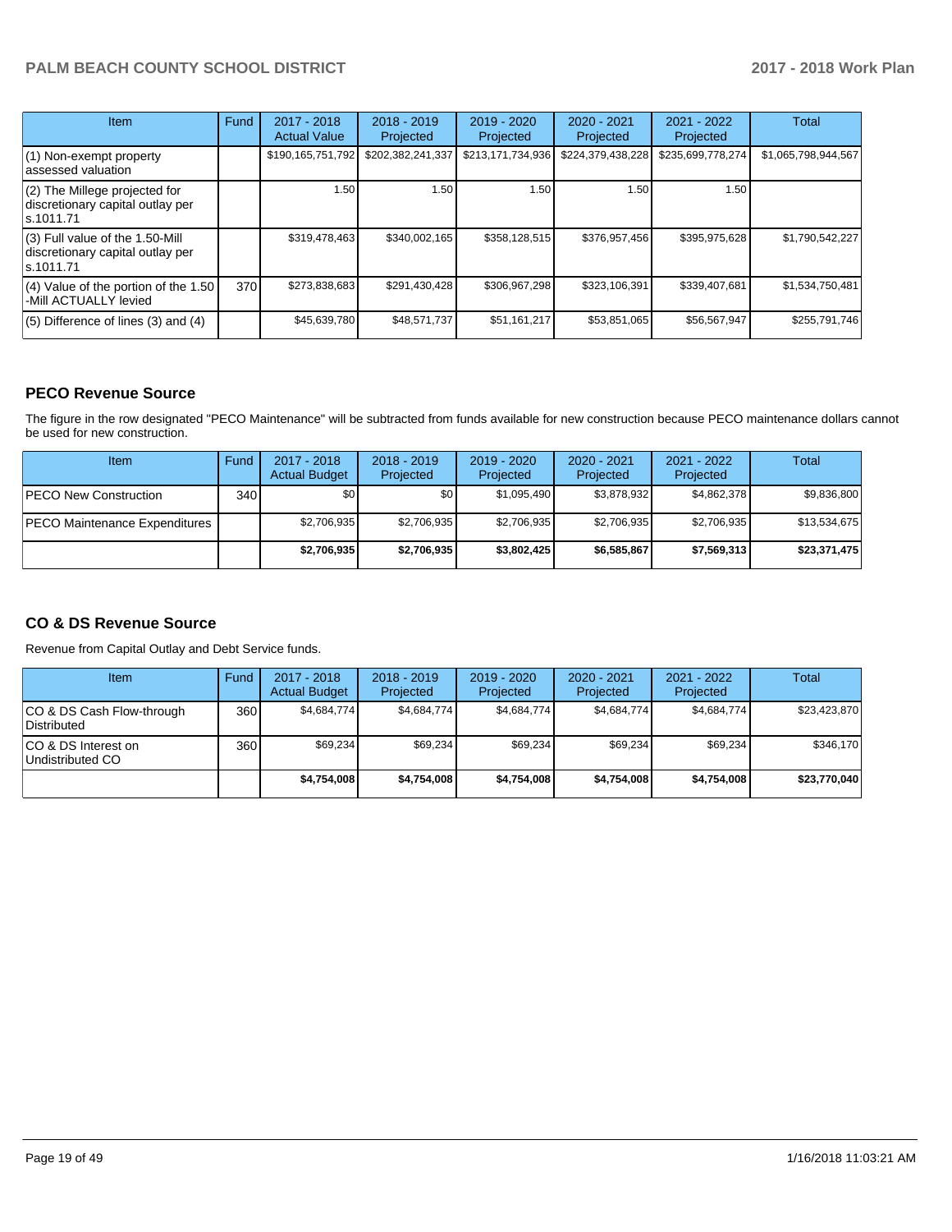| Item | Fund | 2017 - 2018 Actual Value | 2018 - 2019 Projected | 2019 - 2020 Projected | 2020 - 2021 Projected | 2021 - 2022 Projected | Total |
|---|---|---|---|---|---|---|---|
| (1) Non-exempt property assessed valuation | | $190,165,751,792 | $202,382,241,337 | $213,171,734,936 | $224,379,438,228 | $235,699,778,274 | $1,065,798,944,567 |
| (2) The Millege projected for discretionary capital outlay per s.1011.71 | | 1.50 | 1.50 | 1.50 | 1.50 | 1.50 | |
| (3) Full value of the 1.50-Mill discretionary capital outlay per s.1011.71 | | $319,478,463 | $340,002,165 | $358,128,515 | $376,957,456 | $395,975,628 | $1,790,542,227 |
| (4) Value of the portion of the 1.50 -Mill ACTUALLY levied | 370 | $273,838,683 | $291,430,428 | $306,967,298 | $323,106,391 | $339,407,681 | $1,534,750,481 |
| (5) Difference of lines (3) and (4) | | $45,639,780 | $48,571,737 | $51,161,217 | $53,851,065 | $56,567,947 | $255,791,746 |

## PECO Revenue Source

The figure in the row designated "PECO Maintenance" will be subtracted from funds available for new construction because PECO maintenance dollars cannot be used for new construction.

| Item | Fund | 2017 - 2018 Actual Budget | 2018 - 2019 Projected | 2019 - 2020 Projected | 2020 - 2021 Projected | 2021 - 2022 Projected | Total |
|---|---|---|---|---|---|---|---|
| PECO New Construction | 340 | $0 | $0 | $1,095,490 | $3,878,932 | $4,862,378 | $9,836,800 |
| PECO Maintenance Expenditures | | $2,706,935 | $2,706,935 | $2,706,935 | $2,706,935 | $2,706,935 | $13,534,675 |
| | | **$2,706,935** | **$2,706,935** | **$3,802,425** | **$6,585,867** | **$7,569,313** | **$23,371,475** |

## CO & DS Revenue Source

Revenue from Capital Outlay and Debt Service funds.

| Item | Fund | 2017 - 2018 Actual Budget | 2018 - 2019 Projected | 2019 - 2020 Projected | 2020 - 2021 Projected | 2021 - 2022 Projected | Total |
|---|---|---|---|---|---|---|---|
| CO & DS Cash Flow-through Distributed | 360 | $4,684,774 | $4,684,774 | $4,684,774 | $4,684,774 | $4,684,774 | $23,423,870 |
| CO & DS Interest on Undistributed CO | 360 | $69,234 | $69,234 | $69,234 | $69,234 | $69,234 | $346,170 |
| | | **$4,754,008** | **$4,754,008** | **$4,754,008** | **$4,754,008** | **$4,754,008** | **$23,770,040** |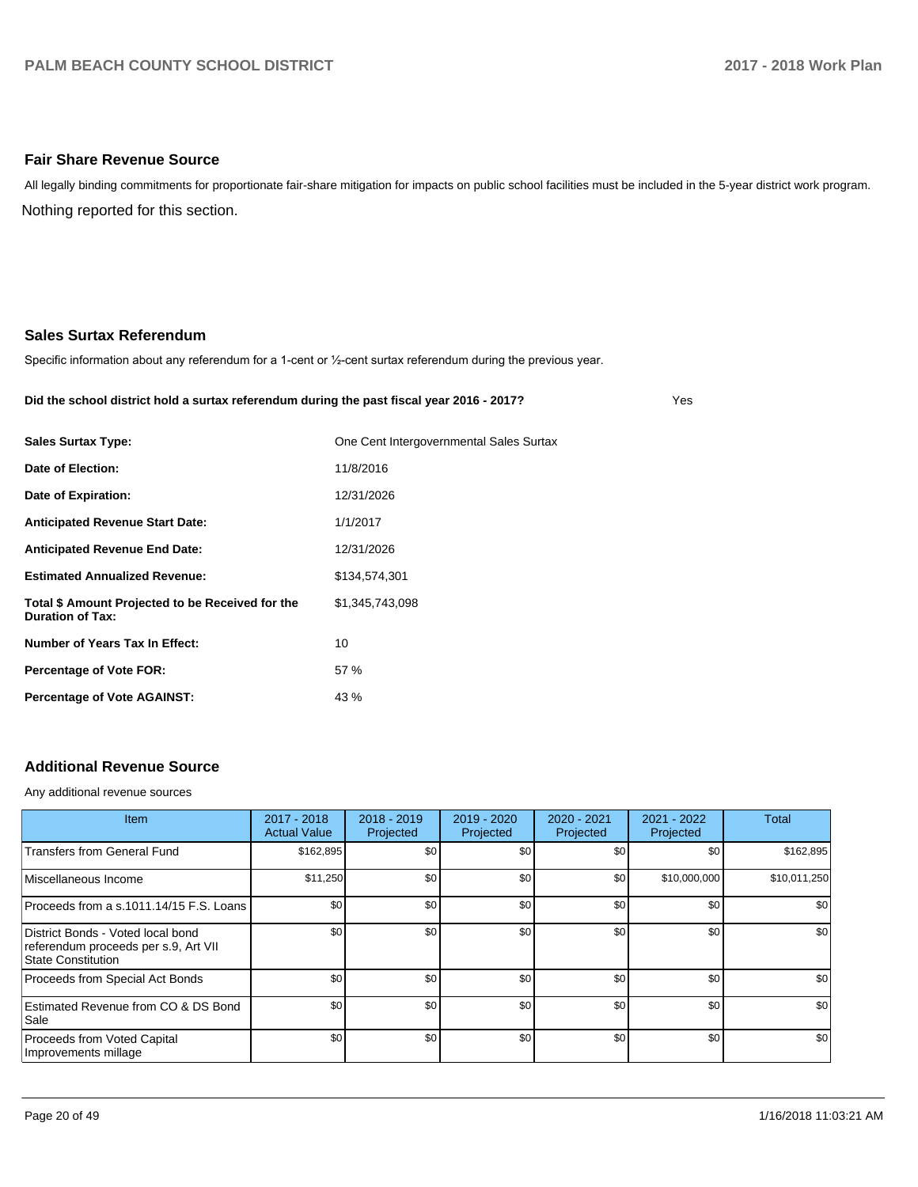## Fair Share Revenue Source

All legally binding commitments for proportionate fair-share mitigation for impacts on public school facilities must be included in the 5-year district work program.

Nothing reported for this section.

## Sales Surtax Referendum

Specific information about any referendum for a 1-cent or ½-cent surtax referendum during the previous year.

**Did the school district hold a surtax referendum during the past fiscal year 2016 - 2017?** Yes

| | |
|---|---|
| **Sales Surtax Type:** | One Cent Intergovernmental Sales Surtax |
| **Date of Election:** | 11/8/2016 |
| **Date of Expiration:** | 12/31/2026 |
| **Anticipated Revenue Start Date:** | 1/1/2017 |
| **Anticipated Revenue End Date:** | 12/31/2026 |
| **Estimated Annualized Revenue:** | $134,574,301 |
| **Total $ Amount Projected to be Received for the Duration of Tax:** | $1,345,743,098 |
| **Number of Years Tax In Effect:** | 10 |
| **Percentage of Vote FOR:** | 57 % |
| **Percentage of Vote AGAINST:** | 43 % |

## Additional Revenue Source

Any additional revenue sources

| Item | 2017 - 2018 Actual Value | 2018 - 2019 Projected | 2019 - 2020 Projected | 2020 - 2021 Projected | 2021 - 2022 Projected | Total |
|---|---|---|---|---|---|---|
| Transfers from General Fund | $162,895 | $0 | $0 | $0 | $0 | $162,895 |
| Miscellaneous Income | $11,250 | $0 | $0 | $0 | $10,000,000 | $10,011,250 |
| Proceeds from a s.1011.14/15 F.S. Loans | $0 | $0 | $0 | $0 | $0 | $0 |
| District Bonds - Voted local bond referendum proceeds per s.9, Art VII State Constitution | $0 | $0 | $0 | $0 | $0 | $0 |
| Proceeds from Special Act Bonds | $0 | $0 | $0 | $0 | $0 | $0 |
| Estimated Revenue from CO & DS Bond Sale | $0 | $0 | $0 | $0 | $0 | $0 |
| Proceeds from Voted Capital Improvements millage | $0 | $0 | $0 | $0 | $0 | $0 |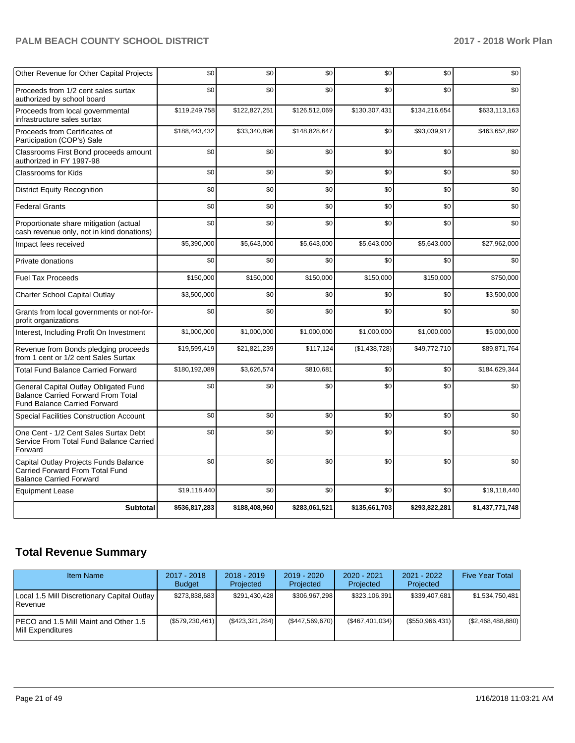| | | | | | | |
|---|---|---|---|---|---|---|
| Other Revenue for Other Capital Projects | $0 | $0 | $0 | $0 | $0 | $0 |
| Proceeds from 1/2 cent sales surtax authorized by school board | $0 | $0 | $0 | $0 | $0 | $0 |
| Proceeds from local governmental infrastructure sales surtax | $119,249,758 | $122,827,251 | $126,512,069 | $130,307,431 | $134,216,654 | $633,113,163 |
| Proceeds from Certificates of Participation (COP's) Sale | $188,443,432 | $33,340,896 | $148,828,647 | $0 | $93,039,917 | $463,652,892 |
| Classrooms First Bond proceeds amount authorized in FY 1997-98 | $0 | $0 | $0 | $0 | $0 | $0 |
| Classrooms for Kids | $0 | $0 | $0 | $0 | $0 | $0 |
| District Equity Recognition | $0 | $0 | $0 | $0 | $0 | $0 |
| Federal Grants | $0 | $0 | $0 | $0 | $0 | $0 |
| Proportionate share mitigation (actual cash revenue only, not in kind donations) | $0 | $0 | $0 | $0 | $0 | $0 |
| Impact fees received | $5,390,000 | $5,643,000 | $5,643,000 | $5,643,000 | $5,643,000 | $27,962,000 |
| Private donations | $0 | $0 | $0 | $0 | $0 | $0 |
| Fuel Tax Proceeds | $150,000 | $150,000 | $150,000 | $150,000 | $150,000 | $750,000 |
| Charter School Capital Outlay | $3,500,000 | $0 | $0 | $0 | $0 | $3,500,000 |
| Grants from local governments or not-for-profit organizations | $0 | $0 | $0 | $0 | $0 | $0 |
| Interest, Including Profit On Investment | $1,000,000 | $1,000,000 | $1,000,000 | $1,000,000 | $1,000,000 | $5,000,000 |
| Revenue from Bonds pledging proceeds from 1 cent or 1/2 cent Sales Surtax | $19,599,419 | $21,821,239 | $117,124 | ($1,438,728) | $49,772,710 | $89,871,764 |
| Total Fund Balance Carried Forward | $180,192,089 | $3,626,574 | $810,681 | $0 | $0 | $184,629,344 |
| General Capital Outlay Obligated Fund Balance Carried Forward From Total Fund Balance Carried Forward | $0 | $0 | $0 | $0 | $0 | $0 |
| Special Facilities Construction Account | $0 | $0 | $0 | $0 | $0 | $0 |
| One Cent - 1/2 Cent Sales Surtax Debt Service From Total Fund Balance Carried Forward | $0 | $0 | $0 | $0 | $0 | $0 |
| Capital Outlay Projects Funds Balance Carried Forward From Total Fund Balance Carried Forward | $0 | $0 | $0 | $0 | $0 | $0 |
| Equipment Lease | $19,118,440 | $0 | $0 | $0 | $0 | $19,118,440 |
| **Subtotal** | **$536,817,283** | **$188,408,960** | **$283,061,521** | **$135,661,703** | **$293,822,281** | **$1,437,771,748** |

## Total Revenue Summary

| Item Name | 2017 - 2018 Budget | 2018 - 2019 Projected | 2019 - 2020 Projected | 2020 - 2021 Projected | 2021 - 2022 Projected | Five Year Total |
|---|---|---|---|---|---|---|
| Local 1.5 Mill Discretionary Capital Outlay Revenue | $273,838,683 | $291,430,428 | $306,967,298 | $323,106,391 | $339,407,681 | $1,534,750,481 |
| PECO and 1.5 Mill Maint and Other 1.5 Mill Expenditures | ($579,230,461) | ($423,321,284) | ($447,569,670) | ($467,401,034) | ($550,966,431) | ($2,468,488,880) |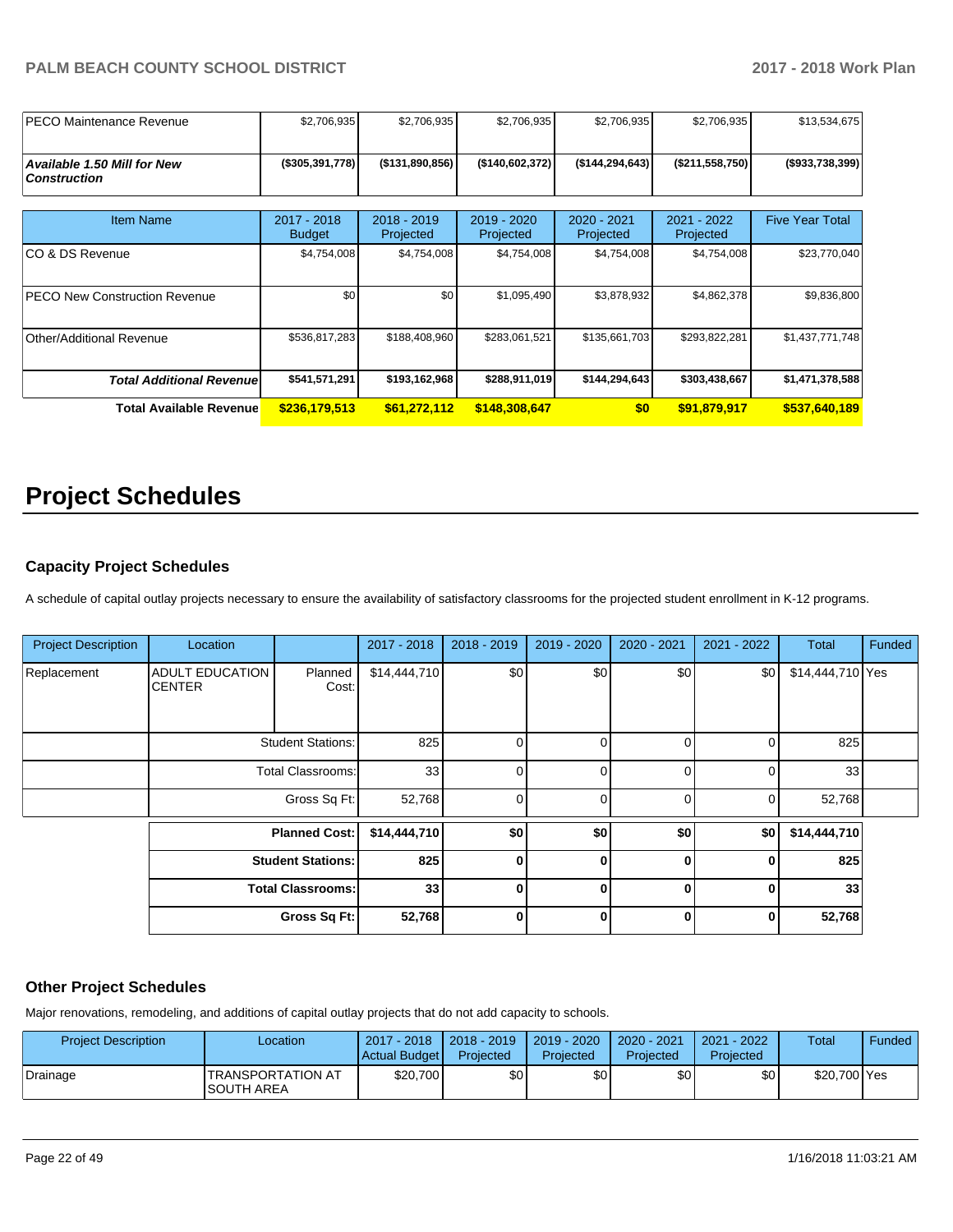| | | | | | | |
|---|---|---|---|---|---|---|
| PECO Maintenance Revenue | $2,706,935 | $2,706,935 | $2,706,935 | $2,706,935 | $2,706,935 | $13,534,675 |
| ***Available 1.50 Mill for New Construction*** | **($305,391,778)** | **($131,890,856)** | **($140,602,372)** | **($144,294,643)** | **($211,558,750)** | **($933,738,399)** |

| Item Name | 2017 - 2018 Budget | 2018 - 2019 Projected | 2019 - 2020 Projected | 2020 - 2021 Projected | 2021 - 2022 Projected | Five Year Total |
|---|---|---|---|---|---|---|
| CO & DS Revenue | $4,754,008 | $4,754,008 | $4,754,008 | $4,754,008 | $4,754,008 | $23,770,040 |
| PECO New Construction Revenue | $0 | $0 | $1,095,490 | $3,878,932 | $4,862,378 | $9,836,800 |
| Other/Additional Revenue | $536,817,283 | $188,408,960 | $283,061,521 | $135,661,703 | $293,822,281 | $1,437,771,748 |
| ***Total Additional Revenue*** | **$541,571,291** | **$193,162,968** | **$288,911,019** | **$144,294,643** | **$303,438,667** | **$1,471,378,588** |
| **Total Available Revenue** | **$236,179,513** | **$61,272,112** | **$148,308,647** | **$0** | **$91,879,917** | **$537,640,189** |

# Project Schedules

### Capacity Project Schedules

A schedule of capital outlay projects necessary to ensure the availability of satisfactory classrooms for the projected student enrollment in K-12 programs.

| Project Description | Location | | 2017 - 2018 | 2018 - 2019 | 2019 - 2020 | 2020 - 2021 | 2021 - 2022 | Total | Funded |
|---|---|---|---|---|---|---|---|---|---|
| Replacement | ADULT EDUCATION CENTER | Planned Cost: | $14,444,710 | $0 | $0 | $0 | $0 | $14,444,710 | Yes |
| | | Student Stations: | 825 | 0 | 0 | 0 | 0 | 825 | |
| | | Total Classrooms: | 33 | 0 | 0 | 0 | 0 | 33 | |
| | | Gross Sq Ft: | 52,768 | 0 | 0 | 0 | 0 | 52,768 | |
| | | **Planned Cost:** | **$14,444,710** | **$0** | **$0** | **$0** | **$0** | **$14,444,710** | |
| | | **Student Stations:** | **825** | **0** | **0** | **0** | **0** | **825** | |
| | | **Total Classrooms:** | **33** | **0** | **0** | **0** | **0** | **33** | |
| | | **Gross Sq Ft:** | **52,768** | **0** | **0** | **0** | **0** | **52,768** | |

### Other Project Schedules

Major renovations, remodeling, and additions of capital outlay projects that do not add capacity to schools.

| Project Description | Location | 2017 - 2018 Actual Budget | 2018 - 2019 Projected | 2019 - 2020 Projected | 2020 - 2021 Projected | 2021 - 2022 Projected | Total | Funded |
|---|---|---|---|---|---|---|---|---|
| Drainage | TRANSPORTATION AT SOUTH AREA | $20,700 | $0 | $0 | $0 | $0 | $20,700 | Yes |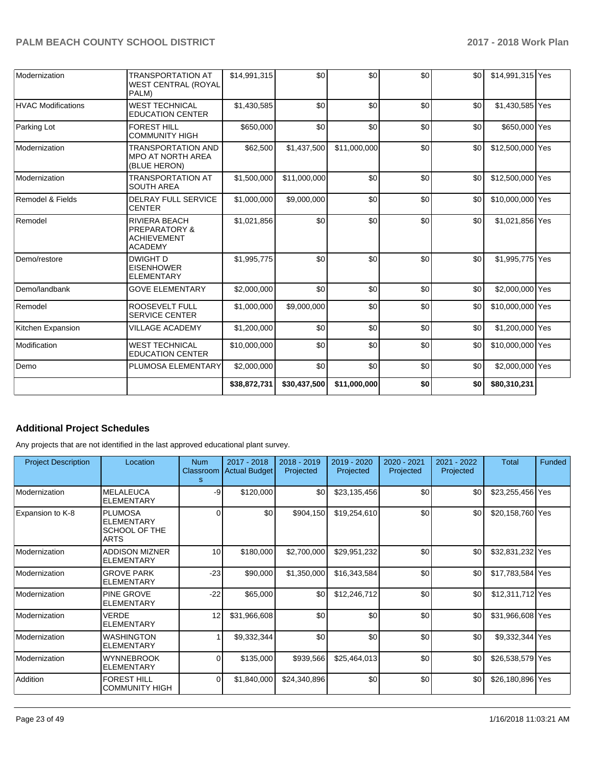| Modernization | TRANSPORTATION AT WEST CENTRAL (ROYAL PALM) | $14,991,315 | $0 | $0 | $0 | $0 | $14,991,315 | Yes |
|---|---|---|---|---|---|---|---|---|
| HVAC Modifications | WEST TECHNICAL EDUCATION CENTER | $1,430,585 | $0 | $0 | $0 | $0 | $1,430,585 | Yes |
| Parking Lot | FOREST HILL COMMUNITY HIGH | $650,000 | $0 | $0 | $0 | $0 | $650,000 | Yes |
| Modernization | TRANSPORTATION AND MPO AT NORTH AREA (BLUE HERON) | $62,500 | $1,437,500 | $11,000,000 | $0 | $0 | $12,500,000 | Yes |
| Modernization | TRANSPORTATION AT SOUTH AREA | $1,500,000 | $11,000,000 | $0 | $0 | $0 | $12,500,000 | Yes |
| Remodel & Fields | DELRAY FULL SERVICE CENTER | $1,000,000 | $9,000,000 | $0 | $0 | $0 | $10,000,000 | Yes |
| Remodel | RIVIERA BEACH PREPARATORY & ACHIEVEMENT ACADEMY | $1,021,856 | $0 | $0 | $0 | $0 | $1,021,856 | Yes |
| Demo/restore | DWIGHT D EISENHOWER ELEMENTARY | $1,995,775 | $0 | $0 | $0 | $0 | $1,995,775 | Yes |
| Demo/landbank | GOVE ELEMENTARY | $2,000,000 | $0 | $0 | $0 | $0 | $2,000,000 | Yes |
| Remodel | ROOSEVELT FULL SERVICE CENTER | $1,000,000 | $9,000,000 | $0 | $0 | $0 | $10,000,000 | Yes |
| Kitchen Expansion | VILLAGE ACADEMY | $1,200,000 | $0 | $0 | $0 | $0 | $1,200,000 | Yes |
| Modification | WEST TECHNICAL EDUCATION CENTER | $10,000,000 | $0 | $0 | $0 | $0 | $10,000,000 | Yes |
| Demo | PLUMOSA ELEMENTARY | $2,000,000 | $0 | $0 | $0 | $0 | $2,000,000 | Yes |
| | | **$38,872,731** | **$30,437,500** | **$11,000,000** | **$0** | **$0** | **$80,310,231** | |

## Additional Project Schedules

Any projects that are not identified in the last approved educational plant survey.

| Project Description | Location | Num Classrooms | 2017 - 2018 Actual Budget | 2018 - 2019 Projected | 2019 - 2020 Projected | 2020 - 2021 Projected | 2021 - 2022 Projected | Total | Funded |
|---|---|---|---|---|---|---|---|---|---|
| Modernization | MELALEUCA ELEMENTARY | -9 | $120,000 | $0 | $23,135,456 | $0 | $0 | $23,255,456 | Yes |
| Expansion to K-8 | PLUMOSA ELEMENTARY SCHOOL OF THE ARTS | 0 | $0 | $904,150 | $19,254,610 | $0 | $0 | $20,158,760 | Yes |
| Modernization | ADDISON MIZNER ELEMENTARY | 10 | $180,000 | $2,700,000 | $29,951,232 | $0 | $0 | $32,831,232 | Yes |
| Modernization | GROVE PARK ELEMENTARY | -23 | $90,000 | $1,350,000 | $16,343,584 | $0 | $0 | $17,783,584 | Yes |
| Modernization | PINE GROVE ELEMENTARY | -22 | $65,000 | $0 | $12,246,712 | $0 | $0 | $12,311,712 | Yes |
| Modernization | VERDE ELEMENTARY | 12 | $31,966,608 | $0 | $0 | $0 | $0 | $31,966,608 | Yes |
| Modernization | WASHINGTON ELEMENTARY | 1 | $9,332,344 | $0 | $0 | $0 | $0 | $9,332,344 | Yes |
| Modernization | WYNNEBROOK ELEMENTARY | 0 | $135,000 | $939,566 | $25,464,013 | $0 | $0 | $26,538,579 | Yes |
| Addition | FOREST HILL COMMUNITY HIGH | 0 | $1,840,000 | $24,340,896 | $0 | $0 | $0 | $26,180,896 | Yes |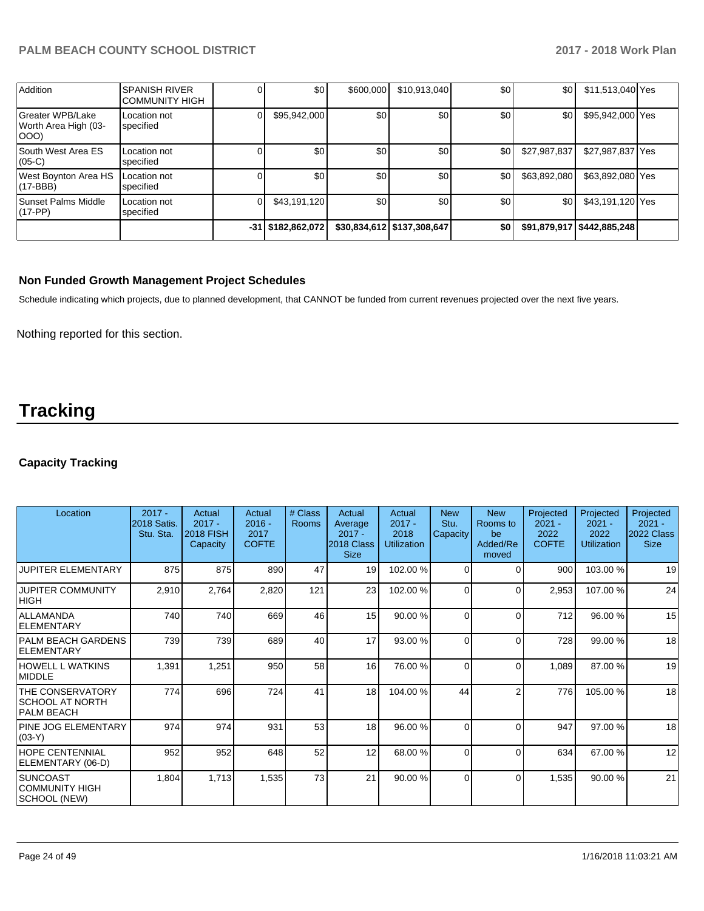| Addition | SPANISH RIVER COMMUNITY HIGH | 0 | $0 | $600,000 | $10,913,040 | $0 | $0 | $11,513,040 | Yes |
|---|---|---|---|---|---|---|---|---|---|
| Greater WPB/Lake Worth Area High (03-OOO) | Location not specified | 0 | $95,942,000 | $0 | $0 | $0 | $0 | $95,942,000 | Yes |
| South West Area ES (05-C) | Location not specified | 0 | $0 | $0 | $0 | $0 | $27,987,837 | $27,987,837 | Yes |
| West Boynton Area HS (17-BBB) | Location not specified | 0 | $0 | $0 | $0 | $0 | $63,892,080 | $63,892,080 | Yes |
| Sunset Palms Middle (17-PP) | Location not specified | 0 | $43,191,120 | $0 | $0 | $0 | $0 | $43,191,120 | Yes |
| | | -31 | $182,862,072 | $30,834,612 | $137,308,647 | $0 | $91,879,917 | $442,885,248 | |

### Non Funded Growth Management Project Schedules

Schedule indicating which projects, due to planned development, that CANNOT be funded from current revenues projected over the next five years.

Nothing reported for this section.

# Tracking

### Capacity Tracking

| Location | 2017 - 2018 Satis. Stu. Sta. | Actual 2017 - 2018 FISH Capacity | Actual 2016 - 2017 COFTE | # Class Rooms | Actual Average 2017 - 2018 Class Size | Actual 2017 - 2018 Utilization | New Stu. Capacity | New Rooms to be Added/Removed | Projected 2021 - 2022 COFTE | Projected 2021 - 2022 Utilization | Projected 2021 - 2022 Class Size |
|---|---|---|---|---|---|---|---|---|---|---|---|
| JUPITER ELEMENTARY | 875 | 875 | 890 | 47 | 19 | 102.00 % | 0 | 0 | 900 | 103.00 % | 19 |
| JUPITER COMMUNITY HIGH | 2,910 | 2,764 | 2,820 | 121 | 23 | 102.00 % | 0 | 0 | 2,953 | 107.00 % | 24 |
| ALLAMANDA ELEMENTARY | 740 | 740 | 669 | 46 | 15 | 90.00 % | 0 | 0 | 712 | 96.00 % | 15 |
| PALM BEACH GARDENS ELEMENTARY | 739 | 739 | 689 | 40 | 17 | 93.00 % | 0 | 0 | 728 | 99.00 % | 18 |
| HOWELL L WATKINS MIDDLE | 1,391 | 1,251 | 950 | 58 | 16 | 76.00 % | 0 | 0 | 1,089 | 87.00 % | 19 |
| THE CONSERVATORY SCHOOL AT NORTH PALM BEACH | 774 | 696 | 724 | 41 | 18 | 104.00 % | 44 | 2 | 776 | 105.00 % | 18 |
| PINE JOG ELEMENTARY (03-Y) | 974 | 974 | 931 | 53 | 18 | 96.00 % | 0 | 0 | 947 | 97.00 % | 18 |
| HOPE CENTENNIAL ELEMENTARY (06-D) | 952 | 952 | 648 | 52 | 12 | 68.00 % | 0 | 0 | 634 | 67.00 % | 12 |
| SUNCOAST COMMUNITY HIGH SCHOOL (NEW) | 1,804 | 1,713 | 1,535 | 73 | 21 | 90.00 % | 0 | 0 | 1,535 | 90.00 % | 21 |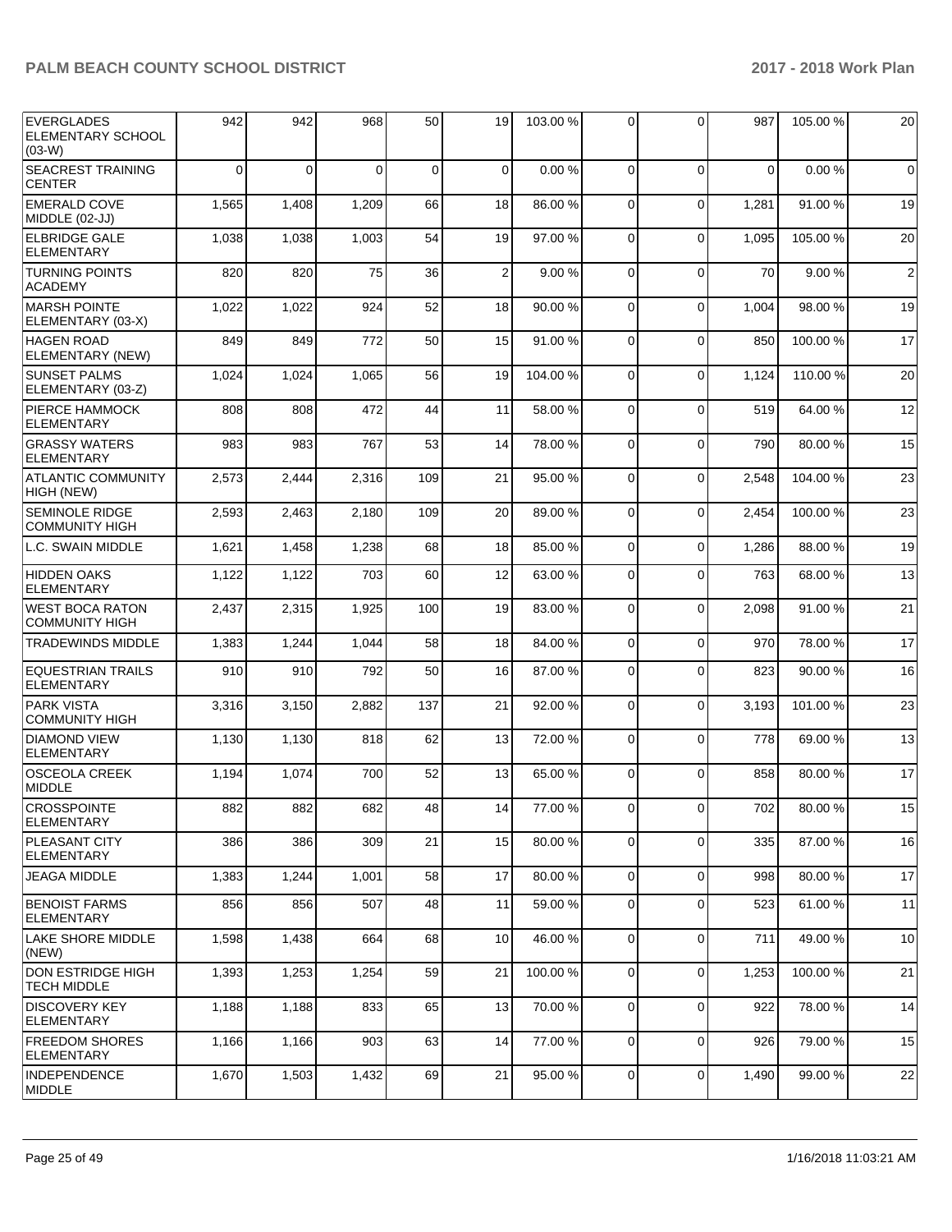| EVERGLADES ELEMENTARY SCHOOL (03-W) | 942 | 942 | 968 | 50 | 19 | 103.00 % | 0 | 0 | 987 | 105.00 % | 20 |
|---|---|---|---|---|---|---|---|---|---|---|---|
| SEACREST TRAINING CENTER | 0 | 0 | 0 | 0 | 0 | 0.00 % | 0 | 0 | 0 | 0.00 % | 0 |
| EMERALD COVE MIDDLE (02-JJ) | 1,565 | 1,408 | 1,209 | 66 | 18 | 86.00 % | 0 | 0 | 1,281 | 91.00 % | 19 |
| ELBRIDGE GALE ELEMENTARY | 1,038 | 1,038 | 1,003 | 54 | 19 | 97.00 % | 0 | 0 | 1,095 | 105.00 % | 20 |
| TURNING POINTS ACADEMY | 820 | 820 | 75 | 36 | 2 | 9.00 % | 0 | 0 | 70 | 9.00 % | 2 |
| MARSH POINTE ELEMENTARY (03-X) | 1,022 | 1,022 | 924 | 52 | 18 | 90.00 % | 0 | 0 | 1,004 | 98.00 % | 19 |
| HAGEN ROAD ELEMENTARY (NEW) | 849 | 849 | 772 | 50 | 15 | 91.00 % | 0 | 0 | 850 | 100.00 % | 17 |
| SUNSET PALMS ELEMENTARY (03-Z) | 1,024 | 1,024 | 1,065 | 56 | 19 | 104.00 % | 0 | 0 | 1,124 | 110.00 % | 20 |
| PIERCE HAMMOCK ELEMENTARY | 808 | 808 | 472 | 44 | 11 | 58.00 % | 0 | 0 | 519 | 64.00 % | 12 |
| GRASSY WATERS ELEMENTARY | 983 | 983 | 767 | 53 | 14 | 78.00 % | 0 | 0 | 790 | 80.00 % | 15 |
| ATLANTIC COMMUNITY HIGH (NEW) | 2,573 | 2,444 | 2,316 | 109 | 21 | 95.00 % | 0 | 0 | 2,548 | 104.00 % | 23 |
| SEMINOLE RIDGE COMMUNITY HIGH | 2,593 | 2,463 | 2,180 | 109 | 20 | 89.00 % | 0 | 0 | 2,454 | 100.00 % | 23 |
| L.C. SWAIN MIDDLE | 1,621 | 1,458 | 1,238 | 68 | 18 | 85.00 % | 0 | 0 | 1,286 | 88.00 % | 19 |
| HIDDEN OAKS ELEMENTARY | 1,122 | 1,122 | 703 | 60 | 12 | 63.00 % | 0 | 0 | 763 | 68.00 % | 13 |
| WEST BOCA RATON COMMUNITY HIGH | 2,437 | 2,315 | 1,925 | 100 | 19 | 83.00 % | 0 | 0 | 2,098 | 91.00 % | 21 |
| TRADEWINDS MIDDLE | 1,383 | 1,244 | 1,044 | 58 | 18 | 84.00 % | 0 | 0 | 970 | 78.00 % | 17 |
| EQUESTRIAN TRAILS ELEMENTARY | 910 | 910 | 792 | 50 | 16 | 87.00 % | 0 | 0 | 823 | 90.00 % | 16 |
| PARK VISTA COMMUNITY HIGH | 3,316 | 3,150 | 2,882 | 137 | 21 | 92.00 % | 0 | 0 | 3,193 | 101.00 % | 23 |
| DIAMOND VIEW ELEMENTARY | 1,130 | 1,130 | 818 | 62 | 13 | 72.00 % | 0 | 0 | 778 | 69.00 % | 13 |
| OSCEOLA CREEK MIDDLE | 1,194 | 1,074 | 700 | 52 | 13 | 65.00 % | 0 | 0 | 858 | 80.00 % | 17 |
| CROSSPOINTE ELEMENTARY | 882 | 882 | 682 | 48 | 14 | 77.00 % | 0 | 0 | 702 | 80.00 % | 15 |
| PLEASANT CITY ELEMENTARY | 386 | 386 | 309 | 21 | 15 | 80.00 % | 0 | 0 | 335 | 87.00 % | 16 |
| JEAGA MIDDLE | 1,383 | 1,244 | 1,001 | 58 | 17 | 80.00 % | 0 | 0 | 998 | 80.00 % | 17 |
| BENOIST FARMS ELEMENTARY | 856 | 856 | 507 | 48 | 11 | 59.00 % | 0 | 0 | 523 | 61.00 % | 11 |
| LAKE SHORE MIDDLE (NEW) | 1,598 | 1,438 | 664 | 68 | 10 | 46.00 % | 0 | 0 | 711 | 49.00 % | 10 |
| DON ESTRIDGE HIGH TECH MIDDLE | 1,393 | 1,253 | 1,254 | 59 | 21 | 100.00 % | 0 | 0 | 1,253 | 100.00 % | 21 |
| DISCOVERY KEY ELEMENTARY | 1,188 | 1,188 | 833 | 65 | 13 | 70.00 % | 0 | 0 | 922 | 78.00 % | 14 |
| FREEDOM SHORES ELEMENTARY | 1,166 | 1,166 | 903 | 63 | 14 | 77.00 % | 0 | 0 | 926 | 79.00 % | 15 |
| INDEPENDENCE MIDDLE | 1,670 | 1,503 | 1,432 | 69 | 21 | 95.00 % | 0 | 0 | 1,490 | 99.00 % | 22 |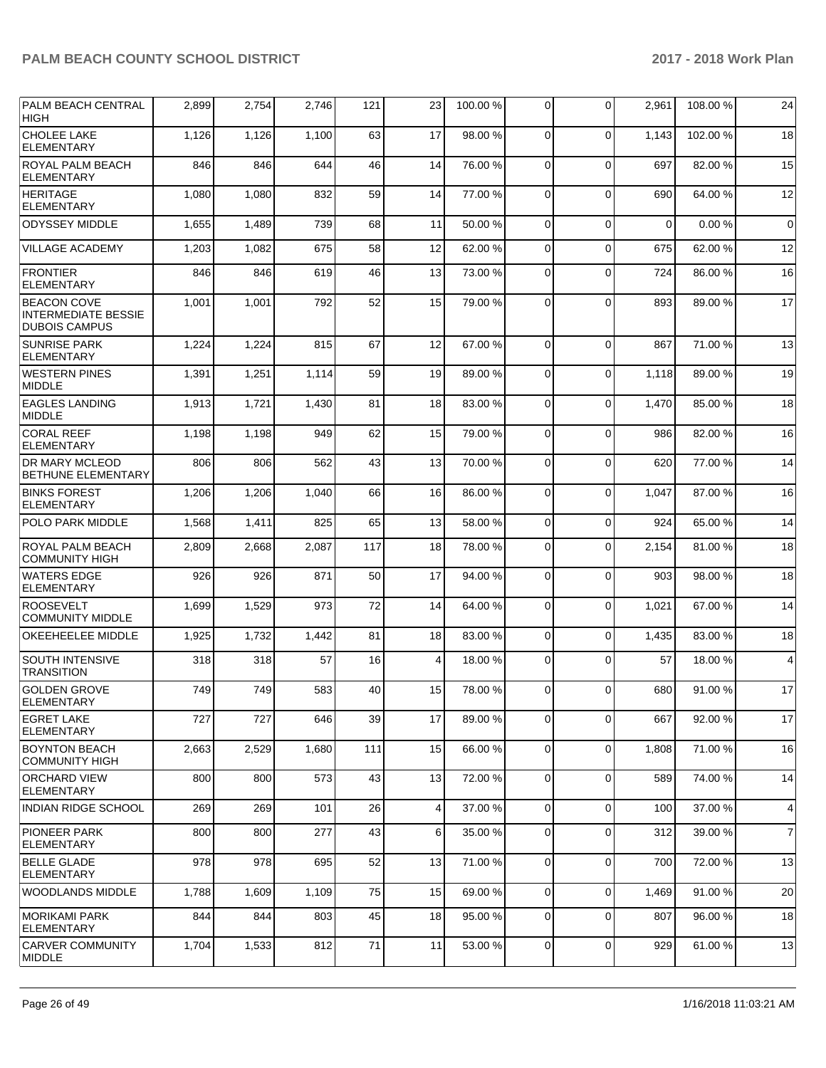| PALM BEACH CENTRAL HIGH | 2,899 | 2,754 | 2,746 | 121 | 23 | 100.00 % | 0 | 0 | 2,961 | 108.00 % | 24 |
|---|---|---|---|---|---|---|---|---|---|---|---|
| CHOLEE LAKE ELEMENTARY | 1,126 | 1,126 | 1,100 | 63 | 17 | 98.00 % | 0 | 0 | 1,143 | 102.00 % | 18 |
| ROYAL PALM BEACH ELEMENTARY | 846 | 846 | 644 | 46 | 14 | 76.00 % | 0 | 0 | 697 | 82.00 % | 15 |
| HERITAGE ELEMENTARY | 1,080 | 1,080 | 832 | 59 | 14 | 77.00 % | 0 | 0 | 690 | 64.00 % | 12 |
| ODYSSEY MIDDLE | 1,655 | 1,489 | 739 | 68 | 11 | 50.00 % | 0 | 0 | 0 | 0.00 % | 0 |
| VILLAGE ACADEMY | 1,203 | 1,082 | 675 | 58 | 12 | 62.00 % | 0 | 0 | 675 | 62.00 % | 12 |
| FRONTIER ELEMENTARY | 846 | 846 | 619 | 46 | 13 | 73.00 % | 0 | 0 | 724 | 86.00 % | 16 |
| BEACON COVE INTERMEDIATE BESSIE DUBOIS CAMPUS | 1,001 | 1,001 | 792 | 52 | 15 | 79.00 % | 0 | 0 | 893 | 89.00 % | 17 |
| SUNRISE PARK ELEMENTARY | 1,224 | 1,224 | 815 | 67 | 12 | 67.00 % | 0 | 0 | 867 | 71.00 % | 13 |
| WESTERN PINES MIDDLE | 1,391 | 1,251 | 1,114 | 59 | 19 | 89.00 % | 0 | 0 | 1,118 | 89.00 % | 19 |
| EAGLES LANDING MIDDLE | 1,913 | 1,721 | 1,430 | 81 | 18 | 83.00 % | 0 | 0 | 1,470 | 85.00 % | 18 |
| CORAL REEF ELEMENTARY | 1,198 | 1,198 | 949 | 62 | 15 | 79.00 % | 0 | 0 | 986 | 82.00 % | 16 |
| DR MARY MCLEOD BETHUNE ELEMENTARY | 806 | 806 | 562 | 43 | 13 | 70.00 % | 0 | 0 | 620 | 77.00 % | 14 |
| BINKS FOREST ELEMENTARY | 1,206 | 1,206 | 1,040 | 66 | 16 | 86.00 % | 0 | 0 | 1,047 | 87.00 % | 16 |
| POLO PARK MIDDLE | 1,568 | 1,411 | 825 | 65 | 13 | 58.00 % | 0 | 0 | 924 | 65.00 % | 14 |
| ROYAL PALM BEACH COMMUNITY HIGH | 2,809 | 2,668 | 2,087 | 117 | 18 | 78.00 % | 0 | 0 | 2,154 | 81.00 % | 18 |
| WATERS EDGE ELEMENTARY | 926 | 926 | 871 | 50 | 17 | 94.00 % | 0 | 0 | 903 | 98.00 % | 18 |
| ROOSEVELT COMMUNITY MIDDLE | 1,699 | 1,529 | 973 | 72 | 14 | 64.00 % | 0 | 0 | 1,021 | 67.00 % | 14 |
| OKEEHEELEE MIDDLE | 1,925 | 1,732 | 1,442 | 81 | 18 | 83.00 % | 0 | 0 | 1,435 | 83.00 % | 18 |
| SOUTH INTENSIVE TRANSITION | 318 | 318 | 57 | 16 | 4 | 18.00 % | 0 | 0 | 57 | 18.00 % | 4 |
| GOLDEN GROVE ELEMENTARY | 749 | 749 | 583 | 40 | 15 | 78.00 % | 0 | 0 | 680 | 91.00 % | 17 |
| EGRET LAKE ELEMENTARY | 727 | 727 | 646 | 39 | 17 | 89.00 % | 0 | 0 | 667 | 92.00 % | 17 |
| BOYNTON BEACH COMMUNITY HIGH | 2,663 | 2,529 | 1,680 | 111 | 15 | 66.00 % | 0 | 0 | 1,808 | 71.00 % | 16 |
| ORCHARD VIEW ELEMENTARY | 800 | 800 | 573 | 43 | 13 | 72.00 % | 0 | 0 | 589 | 74.00 % | 14 |
| INDIAN RIDGE SCHOOL | 269 | 269 | 101 | 26 | 4 | 37.00 % | 0 | 0 | 100 | 37.00 % | 4 |
| PIONEER PARK ELEMENTARY | 800 | 800 | 277 | 43 | 6 | 35.00 % | 0 | 0 | 312 | 39.00 % | 7 |
| BELLE GLADE ELEMENTARY | 978 | 978 | 695 | 52 | 13 | 71.00 % | 0 | 0 | 700 | 72.00 % | 13 |
| WOODLANDS MIDDLE | 1,788 | 1,609 | 1,109 | 75 | 15 | 69.00 % | 0 | 0 | 1,469 | 91.00 % | 20 |
| MORIKAMI PARK ELEMENTARY | 844 | 844 | 803 | 45 | 18 | 95.00 % | 0 | 0 | 807 | 96.00 % | 18 |
| CARVER COMMUNITY MIDDLE | 1,704 | 1,533 | 812 | 71 | 11 | 53.00 % | 0 | 0 | 929 | 61.00 % | 13 |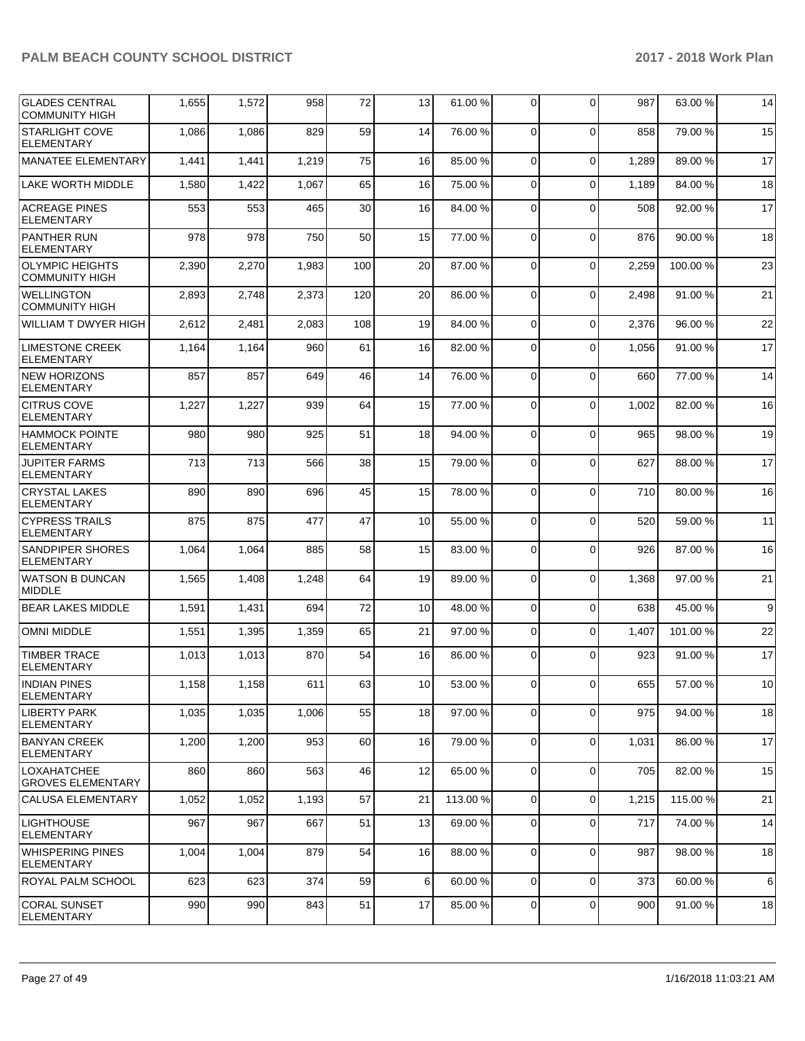| | | | | | | | | | | |
|---|---|---|---|---|---|---|---|---|---|---|
| GLADES CENTRAL COMMUNITY HIGH | 1,655 | 1,572 | 958 | 72 | 13 | 61.00 % | 0 | 0 | 987 | 63.00 % | 14 |
| STARLIGHT COVE ELEMENTARY | 1,086 | 1,086 | 829 | 59 | 14 | 76.00 % | 0 | 0 | 858 | 79.00 % | 15 |
| MANATEE ELEMENTARY | 1,441 | 1,441 | 1,219 | 75 | 16 | 85.00 % | 0 | 0 | 1,289 | 89.00 % | 17 |
| LAKE WORTH MIDDLE | 1,580 | 1,422 | 1,067 | 65 | 16 | 75.00 % | 0 | 0 | 1,189 | 84.00 % | 18 |
| ACREAGE PINES ELEMENTARY | 553 | 553 | 465 | 30 | 16 | 84.00 % | 0 | 0 | 508 | 92.00 % | 17 |
| PANTHER RUN ELEMENTARY | 978 | 978 | 750 | 50 | 15 | 77.00 % | 0 | 0 | 876 | 90.00 % | 18 |
| OLYMPIC HEIGHTS COMMUNITY HIGH | 2,390 | 2,270 | 1,983 | 100 | 20 | 87.00 % | 0 | 0 | 2,259 | 100.00 % | 23 |
| WELLINGTON COMMUNITY HIGH | 2,893 | 2,748 | 2,373 | 120 | 20 | 86.00 % | 0 | 0 | 2,498 | 91.00 % | 21 |
| WILLIAM T DWYER HIGH | 2,612 | 2,481 | 2,083 | 108 | 19 | 84.00 % | 0 | 0 | 2,376 | 96.00 % | 22 |
| LIMESTONE CREEK ELEMENTARY | 1,164 | 1,164 | 960 | 61 | 16 | 82.00 % | 0 | 0 | 1,056 | 91.00 % | 17 |
| NEW HORIZONS ELEMENTARY | 857 | 857 | 649 | 46 | 14 | 76.00 % | 0 | 0 | 660 | 77.00 % | 14 |
| CITRUS COVE ELEMENTARY | 1,227 | 1,227 | 939 | 64 | 15 | 77.00 % | 0 | 0 | 1,002 | 82.00 % | 16 |
| HAMMOCK POINTE ELEMENTARY | 980 | 980 | 925 | 51 | 18 | 94.00 % | 0 | 0 | 965 | 98.00 % | 19 |
| JUPITER FARMS ELEMENTARY | 713 | 713 | 566 | 38 | 15 | 79.00 % | 0 | 0 | 627 | 88.00 % | 17 |
| CRYSTAL LAKES ELEMENTARY | 890 | 890 | 696 | 45 | 15 | 78.00 % | 0 | 0 | 710 | 80.00 % | 16 |
| CYPRESS TRAILS ELEMENTARY | 875 | 875 | 477 | 47 | 10 | 55.00 % | 0 | 0 | 520 | 59.00 % | 11 |
| SANDPIPER SHORES ELEMENTARY | 1,064 | 1,064 | 885 | 58 | 15 | 83.00 % | 0 | 0 | 926 | 87.00 % | 16 |
| WATSON B DUNCAN MIDDLE | 1,565 | 1,408 | 1,248 | 64 | 19 | 89.00 % | 0 | 0 | 1,368 | 97.00 % | 21 |
| BEAR LAKES MIDDLE | 1,591 | 1,431 | 694 | 72 | 10 | 48.00 % | 0 | 0 | 638 | 45.00 % | 9 |
| OMNI MIDDLE | 1,551 | 1,395 | 1,359 | 65 | 21 | 97.00 % | 0 | 0 | 1,407 | 101.00 % | 22 |
| TIMBER TRACE ELEMENTARY | 1,013 | 1,013 | 870 | 54 | 16 | 86.00 % | 0 | 0 | 923 | 91.00 % | 17 |
| INDIAN PINES ELEMENTARY | 1,158 | 1,158 | 611 | 63 | 10 | 53.00 % | 0 | 0 | 655 | 57.00 % | 10 |
| LIBERTY PARK ELEMENTARY | 1,035 | 1,035 | 1,006 | 55 | 18 | 97.00 % | 0 | 0 | 975 | 94.00 % | 18 |
| BANYAN CREEK ELEMENTARY | 1,200 | 1,200 | 953 | 60 | 16 | 79.00 % | 0 | 0 | 1,031 | 86.00 % | 17 |
| LOXAHATCHEE GROVES ELEMENTARY | 860 | 860 | 563 | 46 | 12 | 65.00 % | 0 | 0 | 705 | 82.00 % | 15 |
| CALUSA ELEMENTARY | 1,052 | 1,052 | 1,193 | 57 | 21 | 113.00 % | 0 | 0 | 1,215 | 115.00 % | 21 |
| LIGHTHOUSE ELEMENTARY | 967 | 967 | 667 | 51 | 13 | 69.00 % | 0 | 0 | 717 | 74.00 % | 14 |
| WHISPERING PINES ELEMENTARY | 1,004 | 1,004 | 879 | 54 | 16 | 88.00 % | 0 | 0 | 987 | 98.00 % | 18 |
| ROYAL PALM SCHOOL | 623 | 623 | 374 | 59 | 6 | 60.00 % | 0 | 0 | 373 | 60.00 % | 6 |
| CORAL SUNSET ELEMENTARY | 990 | 990 | 843 | 51 | 17 | 85.00 % | 0 | 0 | 900 | 91.00 % | 18 |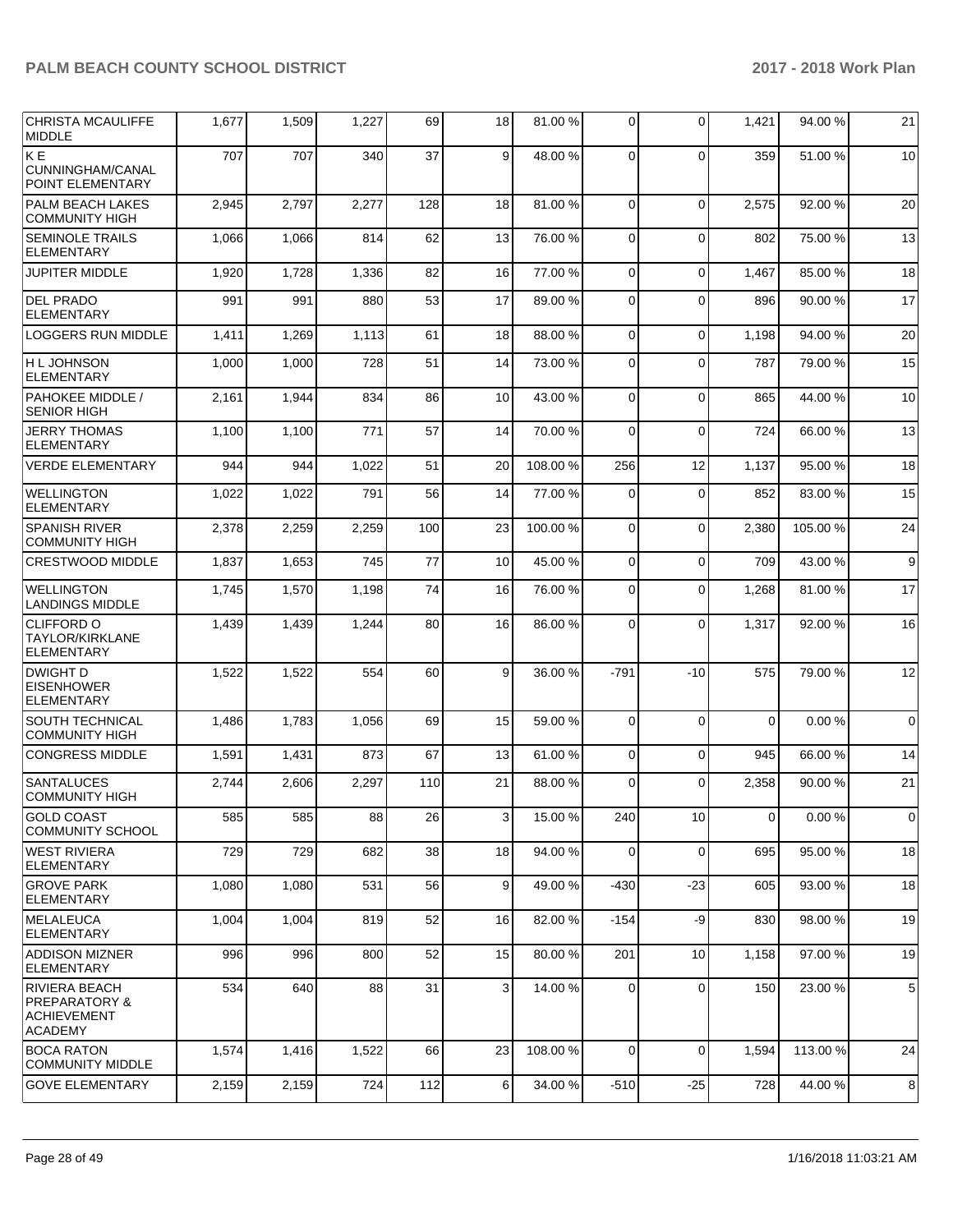| | | | | | | | | | | |
|---|---|---|---|---|---|---|---|---|---|---|
| CHRISTA MCAULIFFE MIDDLE | 1,677 | 1,509 | 1,227 | 69 | 18 | 81.00 % | 0 | 0 | 1,421 | 94.00 % | 21 |
| K E CUNNINGHAM/CANAL POINT ELEMENTARY | 707 | 707 | 340 | 37 | 9 | 48.00 % | 0 | 0 | 359 | 51.00 % | 10 |
| PALM BEACH LAKES COMMUNITY HIGH | 2,945 | 2,797 | 2,277 | 128 | 18 | 81.00 % | 0 | 0 | 2,575 | 92.00 % | 20 |
| SEMINOLE TRAILS ELEMENTARY | 1,066 | 1,066 | 814 | 62 | 13 | 76.00 % | 0 | 0 | 802 | 75.00 % | 13 |
| JUPITER MIDDLE | 1,920 | 1,728 | 1,336 | 82 | 16 | 77.00 % | 0 | 0 | 1,467 | 85.00 % | 18 |
| DEL PRADO ELEMENTARY | 991 | 991 | 880 | 53 | 17 | 89.00 % | 0 | 0 | 896 | 90.00 % | 17 |
| LOGGERS RUN MIDDLE | 1,411 | 1,269 | 1,113 | 61 | 18 | 88.00 % | 0 | 0 | 1,198 | 94.00 % | 20 |
| H L JOHNSON ELEMENTARY | 1,000 | 1,000 | 728 | 51 | 14 | 73.00 % | 0 | 0 | 787 | 79.00 % | 15 |
| PAHOKEE MIDDLE / SENIOR HIGH | 2,161 | 1,944 | 834 | 86 | 10 | 43.00 % | 0 | 0 | 865 | 44.00 % | 10 |
| JERRY THOMAS ELEMENTARY | 1,100 | 1,100 | 771 | 57 | 14 | 70.00 % | 0 | 0 | 724 | 66.00 % | 13 |
| VERDE ELEMENTARY | 944 | 944 | 1,022 | 51 | 20 | 108.00 % | 256 | 12 | 1,137 | 95.00 % | 18 |
| WELLINGTON ELEMENTARY | 1,022 | 1,022 | 791 | 56 | 14 | 77.00 % | 0 | 0 | 852 | 83.00 % | 15 |
| SPANISH RIVER COMMUNITY HIGH | 2,378 | 2,259 | 2,259 | 100 | 23 | 100.00 % | 0 | 0 | 2,380 | 105.00 % | 24 |
| CRESTWOOD MIDDLE | 1,837 | 1,653 | 745 | 77 | 10 | 45.00 % | 0 | 0 | 709 | 43.00 % | 9 |
| WELLINGTON LANDINGS MIDDLE | 1,745 | 1,570 | 1,198 | 74 | 16 | 76.00 % | 0 | 0 | 1,268 | 81.00 % | 17 |
| CLIFFORD O TAYLOR/KIRKLANE ELEMENTARY | 1,439 | 1,439 | 1,244 | 80 | 16 | 86.00 % | 0 | 0 | 1,317 | 92.00 % | 16 |
| DWIGHT D EISENHOWER ELEMENTARY | 1,522 | 1,522 | 554 | 60 | 9 | 36.00 % | -791 | -10 | 575 | 79.00 % | 12 |
| SOUTH TECHNICAL COMMUNITY HIGH | 1,486 | 1,783 | 1,056 | 69 | 15 | 59.00 % | 0 | 0 | 0 | 0.00 % | 0 |
| CONGRESS MIDDLE | 1,591 | 1,431 | 873 | 67 | 13 | 61.00 % | 0 | 0 | 945 | 66.00 % | 14 |
| SANTALUCES COMMUNITY HIGH | 2,744 | 2,606 | 2,297 | 110 | 21 | 88.00 % | 0 | 0 | 2,358 | 90.00 % | 21 |
| GOLD COAST COMMUNITY SCHOOL | 585 | 585 | 88 | 26 | 3 | 15.00 % | 240 | 10 | 0 | 0.00 % | 0 |
| WEST RIVIERA ELEMENTARY | 729 | 729 | 682 | 38 | 18 | 94.00 % | 0 | 0 | 695 | 95.00 % | 18 |
| GROVE PARK ELEMENTARY | 1,080 | 1,080 | 531 | 56 | 9 | 49.00 % | -430 | -23 | 605 | 93.00 % | 18 |
| MELALEUCA ELEMENTARY | 1,004 | 1,004 | 819 | 52 | 16 | 82.00 % | -154 | -9 | 830 | 98.00 % | 19 |
| ADDISON MIZNER ELEMENTARY | 996 | 996 | 800 | 52 | 15 | 80.00 % | 201 | 10 | 1,158 | 97.00 % | 19 |
| RIVIERA BEACH PREPARATORY & ACHIEVEMENT ACADEMY | 534 | 640 | 88 | 31 | 3 | 14.00 % | 0 | 0 | 150 | 23.00 % | 5 |
| BOCA RATON COMMUNITY MIDDLE | 1,574 | 1,416 | 1,522 | 66 | 23 | 108.00 % | 0 | 0 | 1,594 | 113.00 % | 24 |
| GOVE ELEMENTARY | 2,159 | 2,159 | 724 | 112 | 6 | 34.00 % | -510 | -25 | 728 | 44.00 % | 8 |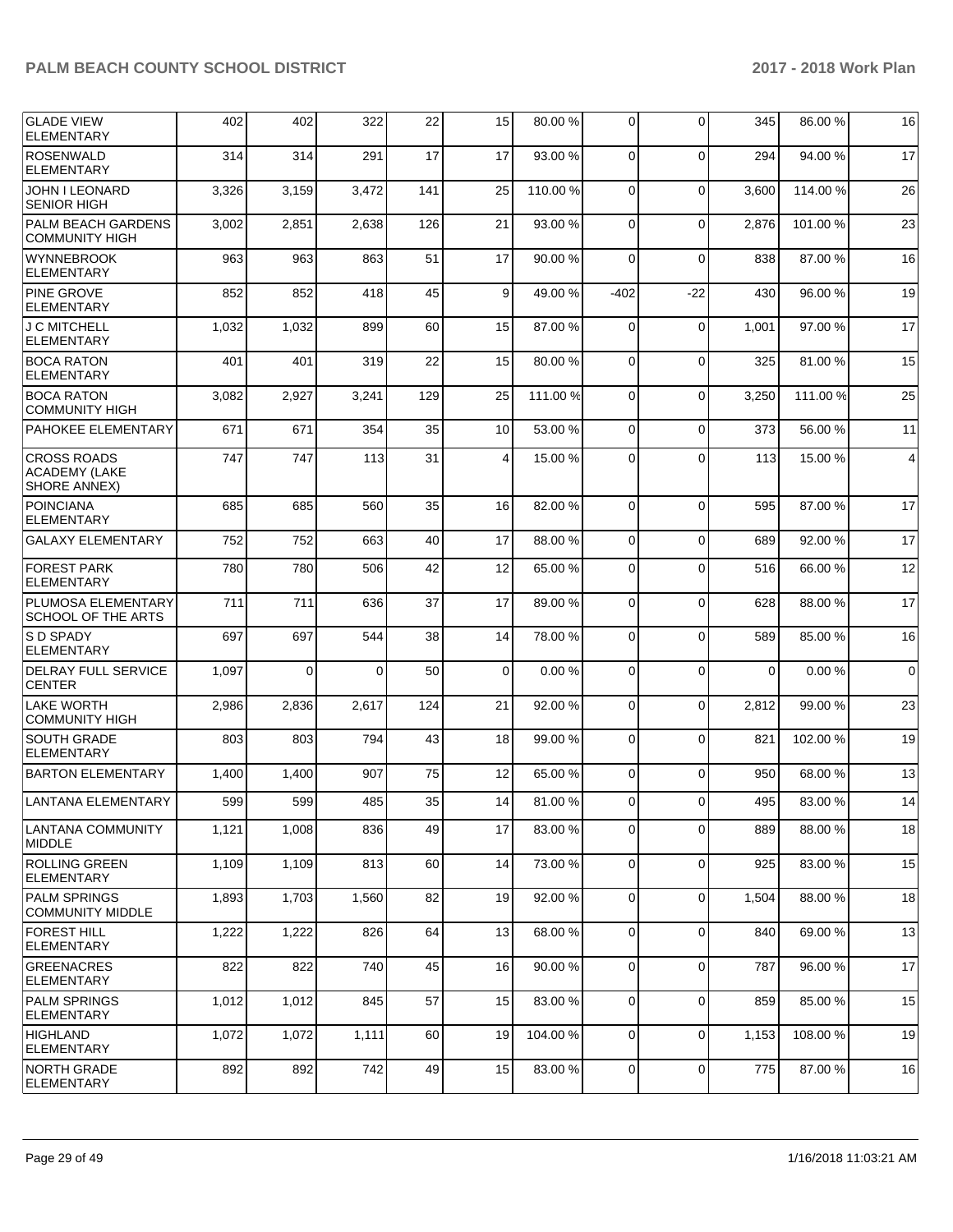| GLADE VIEW ELEMENTARY | 402 | 402 | 322 | 22 | 15 | 80.00 % | 0 | 0 | 345 | 86.00 % | 16 |
|---|---|---|---|---|---|---|---|---|---|---|---|
| ROSENWALD ELEMENTARY | 314 | 314 | 291 | 17 | 17 | 93.00 % | 0 | 0 | 294 | 94.00 % | 17 |
| JOHN I LEONARD SENIOR HIGH | 3,326 | 3,159 | 3,472 | 141 | 25 | 110.00 % | 0 | 0 | 3,600 | 114.00 % | 26 |
| PALM BEACH GARDENS COMMUNITY HIGH | 3,002 | 2,851 | 2,638 | 126 | 21 | 93.00 % | 0 | 0 | 2,876 | 101.00 % | 23 |
| WYNNEBROOK ELEMENTARY | 963 | 963 | 863 | 51 | 17 | 90.00 % | 0 | 0 | 838 | 87.00 % | 16 |
| PINE GROVE ELEMENTARY | 852 | 852 | 418 | 45 | 9 | 49.00 % | -402 | -22 | 430 | 96.00 % | 19 |
| J C MITCHELL ELEMENTARY | 1,032 | 1,032 | 899 | 60 | 15 | 87.00 % | 0 | 0 | 1,001 | 97.00 % | 17 |
| BOCA RATON ELEMENTARY | 401 | 401 | 319 | 22 | 15 | 80.00 % | 0 | 0 | 325 | 81.00 % | 15 |
| BOCA RATON COMMUNITY HIGH | 3,082 | 2,927 | 3,241 | 129 | 25 | 111.00 % | 0 | 0 | 3,250 | 111.00 % | 25 |
| PAHOKEE ELEMENTARY | 671 | 671 | 354 | 35 | 10 | 53.00 % | 0 | 0 | 373 | 56.00 % | 11 |
| CROSS ROADS ACADEMY (LAKE SHORE ANNEX) | 747 | 747 | 113 | 31 | 4 | 15.00 % | 0 | 0 | 113 | 15.00 % | 4 |
| POINCIANA ELEMENTARY | 685 | 685 | 560 | 35 | 16 | 82.00 % | 0 | 0 | 595 | 87.00 % | 17 |
| GALAXY ELEMENTARY | 752 | 752 | 663 | 40 | 17 | 88.00 % | 0 | 0 | 689 | 92.00 % | 17 |
| FOREST PARK ELEMENTARY | 780 | 780 | 506 | 42 | 12 | 65.00 % | 0 | 0 | 516 | 66.00 % | 12 |
| PLUMOSA ELEMENTARY SCHOOL OF THE ARTS | 711 | 711 | 636 | 37 | 17 | 89.00 % | 0 | 0 | 628 | 88.00 % | 17 |
| S D SPADY ELEMENTARY | 697 | 697 | 544 | 38 | 14 | 78.00 % | 0 | 0 | 589 | 85.00 % | 16 |
| DELRAY FULL SERVICE CENTER | 1,097 | 0 | 0 | 50 | 0 | 0.00 % | 0 | 0 | 0 | 0.00 % | 0 |
| LAKE WORTH COMMUNITY HIGH | 2,986 | 2,836 | 2,617 | 124 | 21 | 92.00 % | 0 | 0 | 2,812 | 99.00 % | 23 |
| SOUTH GRADE ELEMENTARY | 803 | 803 | 794 | 43 | 18 | 99.00 % | 0 | 0 | 821 | 102.00 % | 19 |
| BARTON ELEMENTARY | 1,400 | 1,400 | 907 | 75 | 12 | 65.00 % | 0 | 0 | 950 | 68.00 % | 13 |
| LANTANA ELEMENTARY | 599 | 599 | 485 | 35 | 14 | 81.00 % | 0 | 0 | 495 | 83.00 % | 14 |
| LANTANA COMMUNITY MIDDLE | 1,121 | 1,008 | 836 | 49 | 17 | 83.00 % | 0 | 0 | 889 | 88.00 % | 18 |
| ROLLING GREEN ELEMENTARY | 1,109 | 1,109 | 813 | 60 | 14 | 73.00 % | 0 | 0 | 925 | 83.00 % | 15 |
| PALM SPRINGS COMMUNITY MIDDLE | 1,893 | 1,703 | 1,560 | 82 | 19 | 92.00 % | 0 | 0 | 1,504 | 88.00 % | 18 |
| FOREST HILL ELEMENTARY | 1,222 | 1,222 | 826 | 64 | 13 | 68.00 % | 0 | 0 | 840 | 69.00 % | 13 |
| GREENACRES ELEMENTARY | 822 | 822 | 740 | 45 | 16 | 90.00 % | 0 | 0 | 787 | 96.00 % | 17 |
| PALM SPRINGS ELEMENTARY | 1,012 | 1,012 | 845 | 57 | 15 | 83.00 % | 0 | 0 | 859 | 85.00 % | 15 |
| HIGHLAND ELEMENTARY | 1,072 | 1,072 | 1,111 | 60 | 19 | 104.00 % | 0 | 0 | 1,153 | 108.00 % | 19 |
| NORTH GRADE ELEMENTARY | 892 | 892 | 742 | 49 | 15 | 83.00 % | 0 | 0 | 775 | 87.00 % | 16 |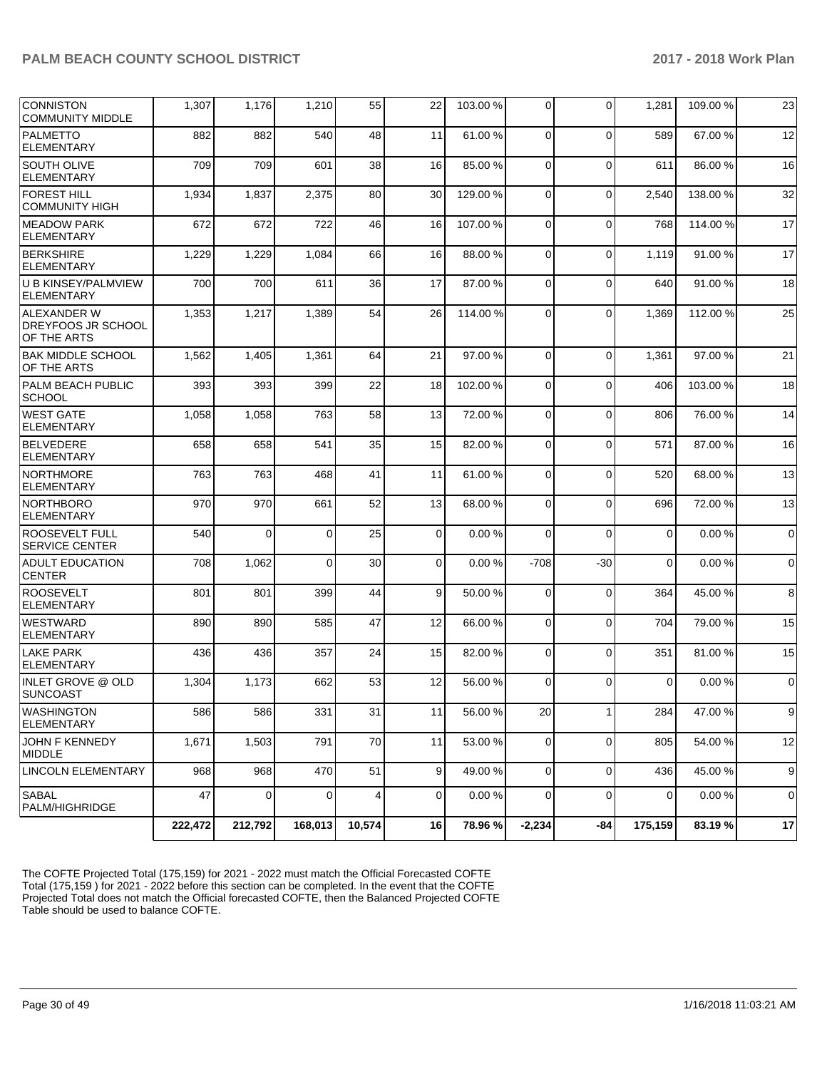| | | | | | | | | | | | |
|---|---|---|---|---|---|---|---|---|---|---|---|
| CONNISTON COMMUNITY MIDDLE | 1,307 | 1,176 | 1,210 | 55 | 22 | 103.00 % | 0 | 0 | 1,281 | 109.00 % | 23 |
| PALMETTO ELEMENTARY | 882 | 882 | 540 | 48 | 11 | 61.00 % | 0 | 0 | 589 | 67.00 % | 12 |
| SOUTH OLIVE ELEMENTARY | 709 | 709 | 601 | 38 | 16 | 85.00 % | 0 | 0 | 611 | 86.00 % | 16 |
| FOREST HILL COMMUNITY HIGH | 1,934 | 1,837 | 2,375 | 80 | 30 | 129.00 % | 0 | 0 | 2,540 | 138.00 % | 32 |
| MEADOW PARK ELEMENTARY | 672 | 672 | 722 | 46 | 16 | 107.00 % | 0 | 0 | 768 | 114.00 % | 17 |
| BERKSHIRE ELEMENTARY | 1,229 | 1,229 | 1,084 | 66 | 16 | 88.00 % | 0 | 0 | 1,119 | 91.00 % | 17 |
| U B KINSEY/PALMVIEW ELEMENTARY | 700 | 700 | 611 | 36 | 17 | 87.00 % | 0 | 0 | 640 | 91.00 % | 18 |
| ALEXANDER W DREYFOOS JR SCHOOL OF THE ARTS | 1,353 | 1,217 | 1,389 | 54 | 26 | 114.00 % | 0 | 0 | 1,369 | 112.00 % | 25 |
| BAK MIDDLE SCHOOL OF THE ARTS | 1,562 | 1,405 | 1,361 | 64 | 21 | 97.00 % | 0 | 0 | 1,361 | 97.00 % | 21 |
| PALM BEACH PUBLIC SCHOOL | 393 | 393 | 399 | 22 | 18 | 102.00 % | 0 | 0 | 406 | 103.00 % | 18 |
| WEST GATE ELEMENTARY | 1,058 | 1,058 | 763 | 58 | 13 | 72.00 % | 0 | 0 | 806 | 76.00 % | 14 |
| BELVEDERE ELEMENTARY | 658 | 658 | 541 | 35 | 15 | 82.00 % | 0 | 0 | 571 | 87.00 % | 16 |
| NORTHMORE ELEMENTARY | 763 | 763 | 468 | 41 | 11 | 61.00 % | 0 | 0 | 520 | 68.00 % | 13 |
| NORTHBORO ELEMENTARY | 970 | 970 | 661 | 52 | 13 | 68.00 % | 0 | 0 | 696 | 72.00 % | 13 |
| ROOSEVELT FULL SERVICE CENTER | 540 | 0 | 0 | 25 | 0 | 0.00 % | 0 | 0 | 0 | 0.00 % | 0 |
| ADULT EDUCATION CENTER | 708 | 1,062 | 0 | 30 | 0 | 0.00 % | -708 | -30 | 0 | 0.00 % | 0 |
| ROOSEVELT ELEMENTARY | 801 | 801 | 399 | 44 | 9 | 50.00 % | 0 | 0 | 364 | 45.00 % | 8 |
| WESTWARD ELEMENTARY | 890 | 890 | 585 | 47 | 12 | 66.00 % | 0 | 0 | 704 | 79.00 % | 15 |
| LAKE PARK ELEMENTARY | 436 | 436 | 357 | 24 | 15 | 82.00 % | 0 | 0 | 351 | 81.00 % | 15 |
| INLET GROVE @ OLD SUNCOAST | 1,304 | 1,173 | 662 | 53 | 12 | 56.00 % | 0 | 0 | 0 | 0.00 % | 0 |
| WASHINGTON ELEMENTARY | 586 | 586 | 331 | 31 | 11 | 56.00 % | 20 | 1 | 284 | 47.00 % | 9 |
| JOHN F KENNEDY MIDDLE | 1,671 | 1,503 | 791 | 70 | 11 | 53.00 % | 0 | 0 | 805 | 54.00 % | 12 |
| LINCOLN ELEMENTARY | 968 | 968 | 470 | 51 | 9 | 49.00 % | 0 | 0 | 436 | 45.00 % | 9 |
| SABAL PALM/HIGHRIDGE | 47 | 0 | 0 | 4 | 0 | 0.00 % | 0 | 0 | 0 | 0.00 % | 0 |
| | **222,472** | **212,792** | **168,013** | **10,574** | **16** | **78.96 %** | **-2,234** | **-84** | **175,159** | **83.19 %** | **17** |

The COFTE Projected Total (175,159) for 2021 - 2022 must match the Official Forecasted COFTE Total (175,159 ) for 2021 - 2022 before this section can be completed. In the event that the COFTE Projected Total does not match the Official forecasted COFTE, then the Balanced Projected COFTE Table should be used to balance COFTE.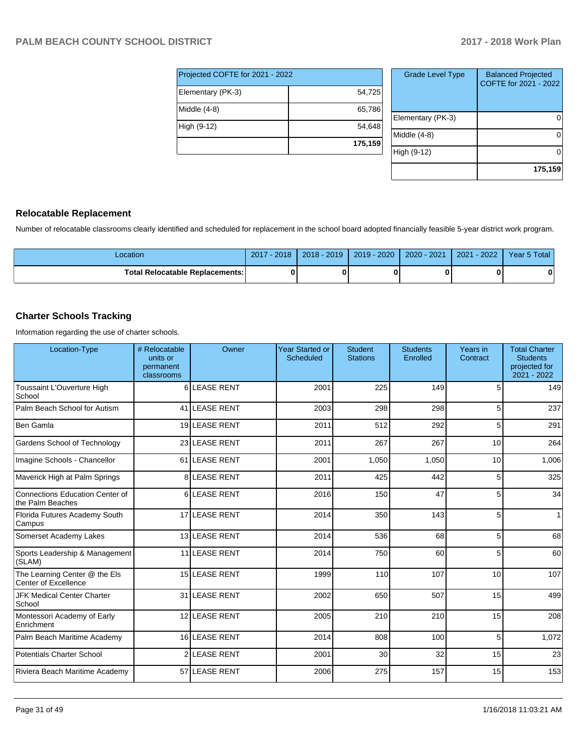| Projected COFTE for 2021 - 2022 | |
|---|---|
| Elementary (PK-3) | 54,725 |
| Middle (4-8) | 65,786 |
| High (9-12) | 54,648 |
| | **175,159** |

| Grade Level Type | Balanced Projected COFTE for 2021 - 2022 |
|---|---|
| Elementary (PK-3) | 0 |
| Middle (4-8) | 0 |
| High (9-12) | 0 |
| | **175,159** |

## Relocatable Replacement

Number of relocatable classrooms clearly identified and scheduled for replacement in the school board adopted financially feasible 5-year district work program.

| Location | 2017 - 2018 | 2018 - 2019 | 2019 - 2020 | 2020 - 2021 | 2021 - 2022 | Year 5 Total |
|---|---|---|---|---|---|---|
| **Total Relocatable Replacements:** | **0** | **0** | **0** | **0** | **0** | **0** |

## Charter Schools Tracking

Information regarding the use of charter schools.

| Location-Type | # Relocatable units or permanent classrooms | Owner | Year Started or Scheduled | Student Stations | Students Enrolled | Years in Contract | Total Charter Students projected for 2021 - 2022 |
|---|---|---|---|---|---|---|---|
| Toussaint L'Ouverture High School | 6 | LEASE RENT | 2001 | 225 | 149 | 5 | 149 |
| Palm Beach School for Autism | 41 | LEASE RENT | 2003 | 298 | 298 | 5 | 237 |
| Ben Gamla | 19 | LEASE RENT | 2011 | 512 | 292 | 5 | 291 |
| Gardens School of Technology | 23 | LEASE RENT | 2011 | 267 | 267 | 10 | 264 |
| Imagine Schools - Chancellor | 61 | LEASE RENT | 2001 | 1,050 | 1,050 | 10 | 1,006 |
| Maverick High at Palm Springs | 8 | LEASE RENT | 2011 | 425 | 442 | 5 | 325 |
| Connections Education Center of the Palm Beaches | 6 | LEASE RENT | 2016 | 150 | 47 | 5 | 34 |
| Florida Futures Academy South Campus | 17 | LEASE RENT | 2014 | 350 | 143 | 5 | 1 |
| Somerset Academy Lakes | 13 | LEASE RENT | 2014 | 536 | 68 | 5 | 68 |
| Sports Leadership & Management (SLAM) | 11 | LEASE RENT | 2014 | 750 | 60 | 5 | 60 |
| The Learning Center @ the Els Center of Excellence | 15 | LEASE RENT | 1999 | 110 | 107 | 10 | 107 |
| JFK Medical Center Charter School | 31 | LEASE RENT | 2002 | 650 | 507 | 15 | 499 |
| Montessori Academy of Early Enrichment | 12 | LEASE RENT | 2005 | 210 | 210 | 15 | 208 |
| Palm Beach Maritime Academy | 16 | LEASE RENT | 2014 | 808 | 100 | 5 | 1,072 |
| Potentials Charter School | 2 | LEASE RENT | 2001 | 30 | 32 | 15 | 23 |
| Riviera Beach Maritime Academy | 57 | LEASE RENT | 2006 | 275 | 157 | 15 | 153 |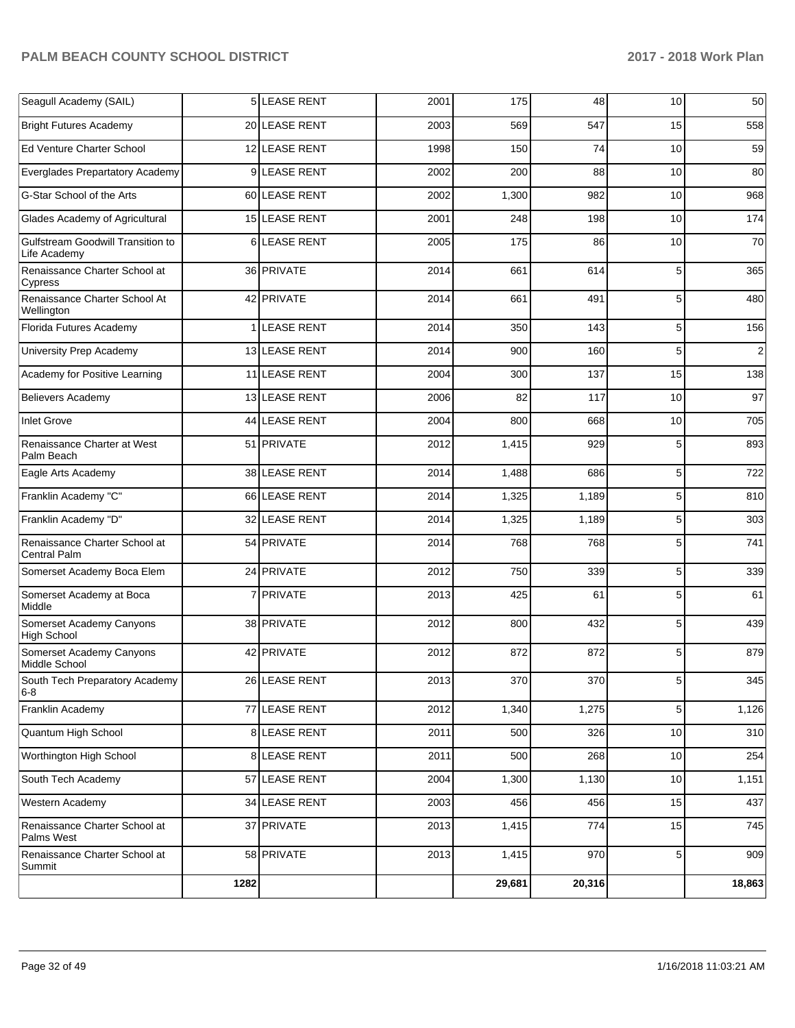| | | | | | | | |
|---|---|---|---|---|---|---|---|
| Seagull Academy (SAIL) | 5 | LEASE RENT | 2001 | 175 | 48 | 10 | 50 |
| Bright Futures Academy | 20 | LEASE RENT | 2003 | 569 | 547 | 15 | 558 |
| Ed Venture Charter School | 12 | LEASE RENT | 1998 | 150 | 74 | 10 | 59 |
| Everglades Prepartatory Academy | 9 | LEASE RENT | 2002 | 200 | 88 | 10 | 80 |
| G-Star School of the Arts | 60 | LEASE RENT | 2002 | 1,300 | 982 | 10 | 968 |
| Glades Academy of Agricultural | 15 | LEASE RENT | 2001 | 248 | 198 | 10 | 174 |
| Gulfstream Goodwill Transition to Life Academy | 6 | LEASE RENT | 2005 | 175 | 86 | 10 | 70 |
| Renaissance Charter School at Cypress | 36 | PRIVATE | 2014 | 661 | 614 | 5 | 365 |
| Renaissance Charter School At Wellington | 42 | PRIVATE | 2014 | 661 | 491 | 5 | 480 |
| Florida Futures Academy | 1 | LEASE RENT | 2014 | 350 | 143 | 5 | 156 |
| University Prep Academy | 13 | LEASE RENT | 2014 | 900 | 160 | 5 | 2 |
| Academy for Positive Learning | 11 | LEASE RENT | 2004 | 300 | 137 | 15 | 138 |
| Believers Academy | 13 | LEASE RENT | 2006 | 82 | 117 | 10 | 97 |
| Inlet Grove | 44 | LEASE RENT | 2004 | 800 | 668 | 10 | 705 |
| Renaissance Charter at West Palm Beach | 51 | PRIVATE | 2012 | 1,415 | 929 | 5 | 893 |
| Eagle Arts Academy | 38 | LEASE RENT | 2014 | 1,488 | 686 | 5 | 722 |
| Franklin Academy "C" | 66 | LEASE RENT | 2014 | 1,325 | 1,189 | 5 | 810 |
| Franklin Academy "D" | 32 | LEASE RENT | 2014 | 1,325 | 1,189 | 5 | 303 |
| Renaissance Charter School at Central Palm | 54 | PRIVATE | 2014 | 768 | 768 | 5 | 741 |
| Somerset Academy Boca Elem | 24 | PRIVATE | 2012 | 750 | 339 | 5 | 339 |
| Somerset Academy at Boca Middle | 7 | PRIVATE | 2013 | 425 | 61 | 5 | 61 |
| Somerset Academy Canyons High School | 38 | PRIVATE | 2012 | 800 | 432 | 5 | 439 |
| Somerset Academy Canyons Middle School | 42 | PRIVATE | 2012 | 872 | 872 | 5 | 879 |
| South Tech Preparatory Academy 6-8 | 26 | LEASE RENT | 2013 | 370 | 370 | 5 | 345 |
| Franklin Academy | 77 | LEASE RENT | 2012 | 1,340 | 1,275 | 5 | 1,126 |
| Quantum High School | 8 | LEASE RENT | 2011 | 500 | 326 | 10 | 310 |
| Worthington High School | 8 | LEASE RENT | 2011 | 500 | 268 | 10 | 254 |
| South Tech Academy | 57 | LEASE RENT | 2004 | 1,300 | 1,130 | 10 | 1,151 |
| Western Academy | 34 | LEASE RENT | 2003 | 456 | 456 | 15 | 437 |
| Renaissance Charter School at Palms West | 37 | PRIVATE | 2013 | 1,415 | 774 | 15 | 745 |
| Renaissance Charter School at Summit | 58 | PRIVATE | 2013 | 1,415 | 970 | 5 | 909 |
| | 1282 | | | 29,681 | 20,316 | | 18,863 |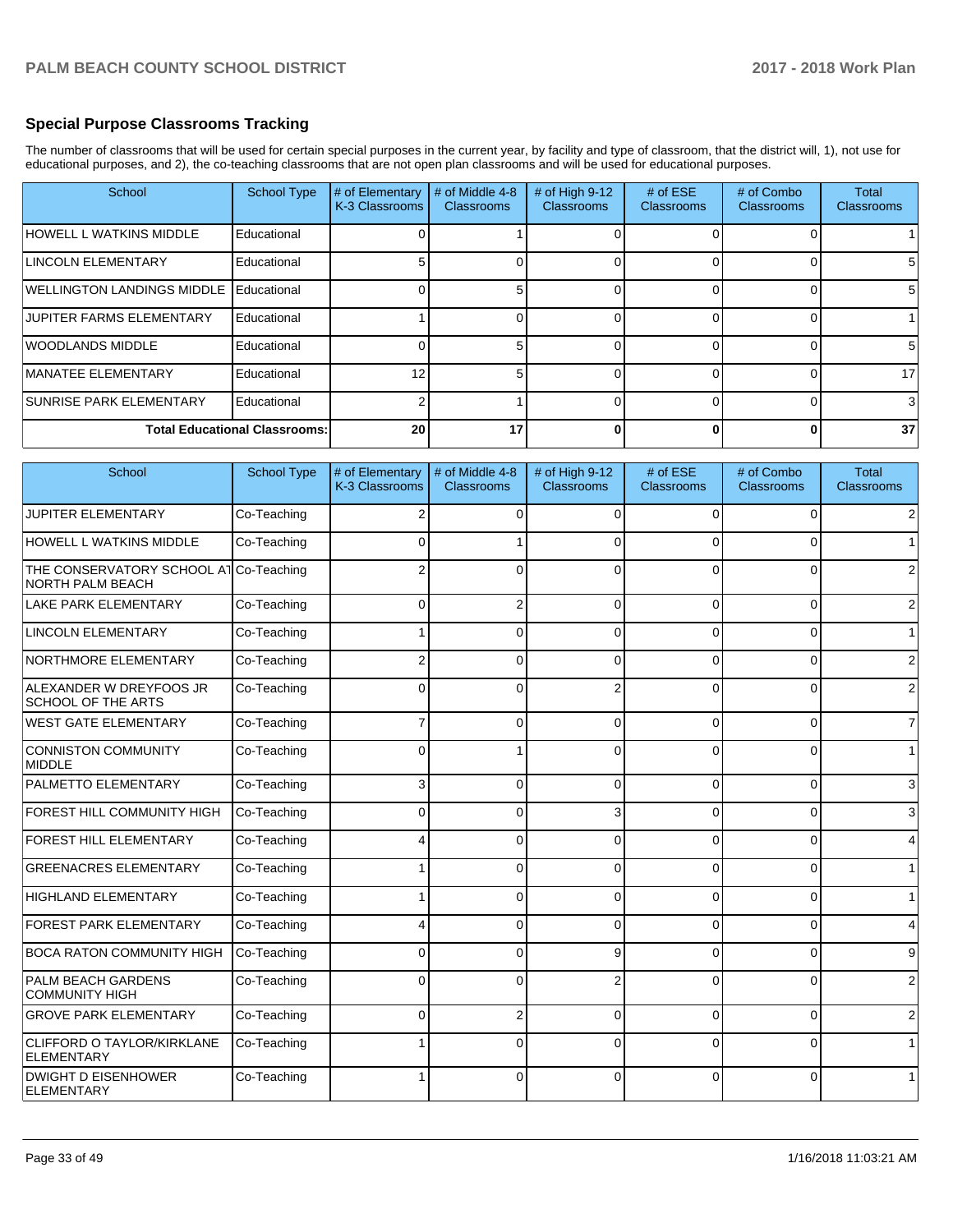## Special Purpose Classrooms Tracking

The number of classrooms that will be used for certain special purposes in the current year, by facility and type of classroom, that the district will, 1), not use for educational purposes, and 2), the co-teaching classrooms that are not open plan classrooms and will be used for educational purposes.

| School | School Type | # of Elementary K-3 Classrooms | # of Middle 4-8 Classrooms | # of High 9-12 Classrooms | # of ESE Classrooms | # of Combo Classrooms | Total Classrooms |
|---|---|---|---|---|---|---|---|
| HOWELL L WATKINS MIDDLE | Educational | 0 | 1 | 0 | 0 | 0 | 1 |
| LINCOLN ELEMENTARY | Educational | 5 | 0 | 0 | 0 | 0 | 5 |
| WELLINGTON LANDINGS MIDDLE | Educational | 0 | 5 | 0 | 0 | 0 | 5 |
| JUPITER FARMS ELEMENTARY | Educational | 1 | 0 | 0 | 0 | 0 | 1 |
| WOODLANDS MIDDLE | Educational | 0 | 5 | 0 | 0 | 0 | 5 |
| MANATEE ELEMENTARY | Educational | 12 | 5 | 0 | 0 | 0 | 17 |
| SUNRISE PARK ELEMENTARY | Educational | 2 | 1 | 0 | 0 | 0 | 3 |
| **Total Educational Classrooms:** | | **20** | **17** | **0** | **0** | **0** | **37** |

| School | School Type | # of Elementary K-3 Classrooms | # of Middle 4-8 Classrooms | # of High 9-12 Classrooms | # of ESE Classrooms | # of Combo Classrooms | Total Classrooms |
|---|---|---|---|---|---|---|---|
| JUPITER ELEMENTARY | Co-Teaching | 2 | 0 | 0 | 0 | 0 | 2 |
| HOWELL L WATKINS MIDDLE | Co-Teaching | 0 | 1 | 0 | 0 | 0 | 1 |
| THE CONSERVATORY SCHOOL AT NORTH PALM BEACH | Co-Teaching | 2 | 0 | 0 | 0 | 0 | 2 |
| LAKE PARK ELEMENTARY | Co-Teaching | 0 | 2 | 0 | 0 | 0 | 2 |
| LINCOLN ELEMENTARY | Co-Teaching | 1 | 0 | 0 | 0 | 0 | 1 |
| NORTHMORE ELEMENTARY | Co-Teaching | 2 | 0 | 0 | 0 | 0 | 2 |
| ALEXANDER W DREYFOOS JR SCHOOL OF THE ARTS | Co-Teaching | 0 | 0 | 2 | 0 | 0 | 2 |
| WEST GATE ELEMENTARY | Co-Teaching | 7 | 0 | 0 | 0 | 0 | 7 |
| CONNISTON COMMUNITY MIDDLE | Co-Teaching | 0 | 1 | 0 | 0 | 0 | 1 |
| PALMETTO ELEMENTARY | Co-Teaching | 3 | 0 | 0 | 0 | 0 | 3 |
| FOREST HILL COMMUNITY HIGH | Co-Teaching | 0 | 0 | 3 | 0 | 0 | 3 |
| FOREST HILL ELEMENTARY | Co-Teaching | 4 | 0 | 0 | 0 | 0 | 4 |
| GREENACRES ELEMENTARY | Co-Teaching | 1 | 0 | 0 | 0 | 0 | 1 |
| HIGHLAND ELEMENTARY | Co-Teaching | 1 | 0 | 0 | 0 | 0 | 1 |
| FOREST PARK ELEMENTARY | Co-Teaching | 4 | 0 | 0 | 0 | 0 | 4 |
| BOCA RATON COMMUNITY HIGH | Co-Teaching | 0 | 0 | 9 | 0 | 0 | 9 |
| PALM BEACH GARDENS COMMUNITY HIGH | Co-Teaching | 0 | 0 | 2 | 0 | 0 | 2 |
| GROVE PARK ELEMENTARY | Co-Teaching | 0 | 2 | 0 | 0 | 0 | 2 |
| CLIFFORD O TAYLOR/KIRKLANE ELEMENTARY | Co-Teaching | 1 | 0 | 0 | 0 | 0 | 1 |
| DWIGHT D EISENHOWER ELEMENTARY | Co-Teaching | 1 | 0 | 0 | 0 | 0 | 1 |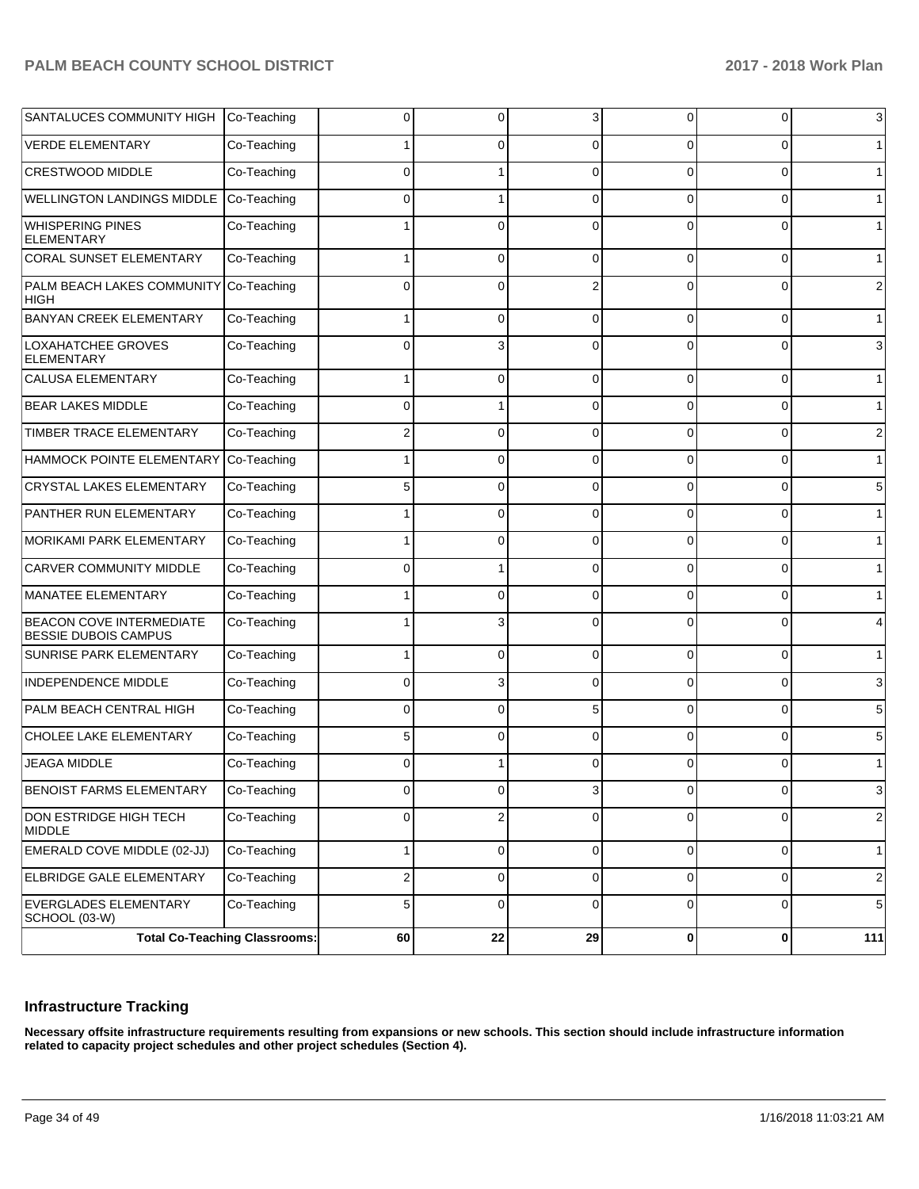| SANTALUCES COMMUNITY HIGH | Co-Teaching | 0 | 0 | 3 | 0 | 0 | 3 |
|---|---|---|---|---|---|---|---|
| VERDE ELEMENTARY | Co-Teaching | 1 | 0 | 0 | 0 | 0 | 1 |
| CRESTWOOD MIDDLE | Co-Teaching | 0 | 1 | 0 | 0 | 0 | 1 |
| WELLINGTON LANDINGS MIDDLE | Co-Teaching | 0 | 1 | 0 | 0 | 0 | 1 |
| WHISPERING PINES ELEMENTARY | Co-Teaching | 1 | 0 | 0 | 0 | 0 | 1 |
| CORAL SUNSET ELEMENTARY | Co-Teaching | 1 | 0 | 0 | 0 | 0 | 1 |
| PALM BEACH LAKES COMMUNITY HIGH | Co-Teaching | 0 | 0 | 2 | 0 | 0 | 2 |
| BANYAN CREEK ELEMENTARY | Co-Teaching | 1 | 0 | 0 | 0 | 0 | 1 |
| LOXAHATCHEE GROVES ELEMENTARY | Co-Teaching | 0 | 3 | 0 | 0 | 0 | 3 |
| CALUSA ELEMENTARY | Co-Teaching | 1 | 0 | 0 | 0 | 0 | 1 |
| BEAR LAKES MIDDLE | Co-Teaching | 0 | 1 | 0 | 0 | 0 | 1 |
| TIMBER TRACE ELEMENTARY | Co-Teaching | 2 | 0 | 0 | 0 | 0 | 2 |
| HAMMOCK POINTE ELEMENTARY | Co-Teaching | 1 | 0 | 0 | 0 | 0 | 1 |
| CRYSTAL LAKES ELEMENTARY | Co-Teaching | 5 | 0 | 0 | 0 | 0 | 5 |
| PANTHER RUN ELEMENTARY | Co-Teaching | 1 | 0 | 0 | 0 | 0 | 1 |
| MORIKAMI PARK ELEMENTARY | Co-Teaching | 1 | 0 | 0 | 0 | 0 | 1 |
| CARVER COMMUNITY MIDDLE | Co-Teaching | 0 | 1 | 0 | 0 | 0 | 1 |
| MANATEE ELEMENTARY | Co-Teaching | 1 | 0 | 0 | 0 | 0 | 1 |
| BEACON COVE INTERMEDIATE BESSIE DUBOIS CAMPUS | Co-Teaching | 1 | 3 | 0 | 0 | 0 | 4 |
| SUNRISE PARK ELEMENTARY | Co-Teaching | 1 | 0 | 0 | 0 | 0 | 1 |
| INDEPENDENCE MIDDLE | Co-Teaching | 0 | 3 | 0 | 0 | 0 | 3 |
| PALM BEACH CENTRAL HIGH | Co-Teaching | 0 | 0 | 5 | 0 | 0 | 5 |
| CHOLEE LAKE ELEMENTARY | Co-Teaching | 5 | 0 | 0 | 0 | 0 | 5 |
| JEAGA MIDDLE | Co-Teaching | 0 | 1 | 0 | 0 | 0 | 1 |
| BENOIST FARMS ELEMENTARY | Co-Teaching | 0 | 0 | 3 | 0 | 0 | 3 |
| DON ESTRIDGE HIGH TECH MIDDLE | Co-Teaching | 0 | 2 | 0 | 0 | 0 | 2 |
| EMERALD COVE MIDDLE (02-JJ) | Co-Teaching | 1 | 0 | 0 | 0 | 0 | 1 |
| ELBRIDGE GALE ELEMENTARY | Co-Teaching | 2 | 0 | 0 | 0 | 0 | 2 |
| EVERGLADES ELEMENTARY SCHOOL (03-W) | Co-Teaching | 5 | 0 | 0 | 0 | 0 | 5 |
| **Total Co-Teaching Classrooms:** | | **60** | **22** | **29** | **0** | **0** | **111** |

### Infrastructure Tracking

**Necessary offsite infrastructure requirements resulting from expansions or new schools. This section should include infrastructure information related to capacity project schedules and other project schedules (Section 4).**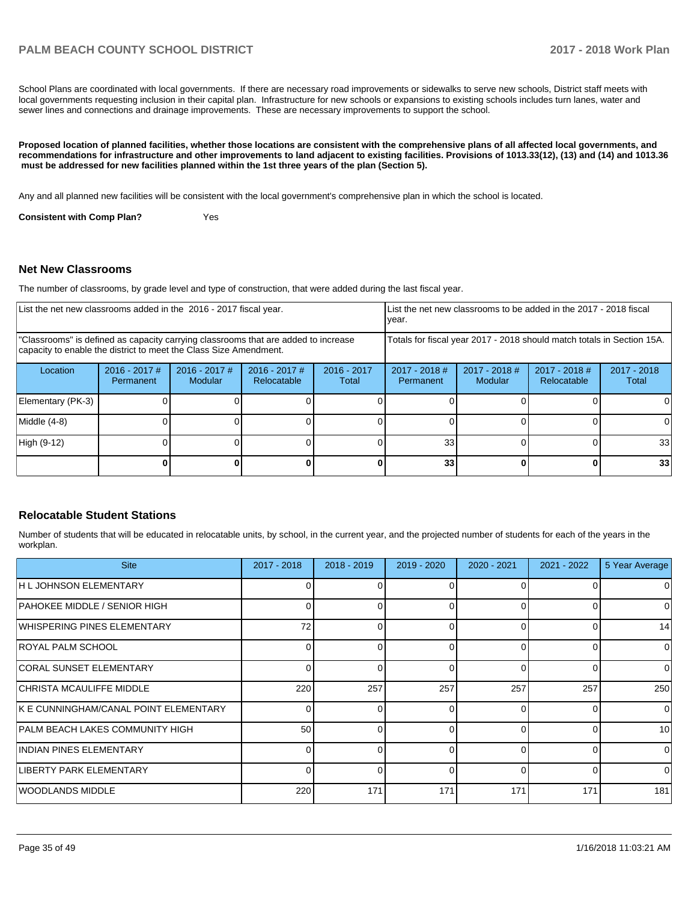School Plans are coordinated with local governments. If there are necessary road improvements or sidewalks to serve new schools, District staff meets with local governments requesting inclusion in their capital plan. Infrastructure for new schools or expansions to existing schools includes turn lanes, water and sewer lines and connections and drainage improvements. These are necessary improvements to support the school.

**Proposed location of planned facilities, whether those locations are consistent with the comprehensive plans of all affected local governments, and recommendations for infrastructure and other improvements to land adjacent to existing facilities. Provisions of 1013.33(12), (13) and (14) and 1013.36 must be addressed for new facilities planned within the 1st three years of the plan (Section 5).**

Any and all planned new facilities will be consistent with the local government's comprehensive plan in which the school is located.

**Consistent with Comp Plan?** Yes

## Net New Classrooms

The number of classrooms, by grade level and type of construction, that were added during the last fiscal year.

| List the net new classrooms added in the 2016 - 2017 fiscal year. | | | | | List the net new classrooms to be added in the 2017 - 2018 fiscal year. | | | |
|---|---|---|---|---|---|---|---|---|
| "Classrooms" is defined as capacity carrying classrooms that are added to increase capacity to enable the district to meet the Class Size Amendment. | | | | | Totals for fiscal year 2017 - 2018 should match totals in Section 15A. | | | |
| Location | 2016 - 2017 # Permanent | 2016 - 2017 # Modular | 2016 - 2017 # Relocatable | 2016 - 2017 Total | 2017 - 2018 # Permanent | 2017 - 2018 # Modular | 2017 - 2018 # Relocatable | 2017 - 2018 Total |
| Elementary (PK-3) | 0 | 0 | 0 | 0 | 0 | 0 | 0 | 0 |
| Middle (4-8) | 0 | 0 | 0 | 0 | 0 | 0 | 0 | 0 |
| High (9-12) | 0 | 0 | 0 | 0 | 33 | 0 | 0 | 33 |
| | **0** | **0** | **0** | **0** | **33** | **0** | **0** | **33** |

## Relocatable Student Stations

Number of students that will be educated in relocatable units, by school, in the current year, and the projected number of students for each of the years in the workplan.

| Site | 2017 - 2018 | 2018 - 2019 | 2019 - 2020 | 2020 - 2021 | 2021 - 2022 | 5 Year Average |
|---|---|---|---|---|---|---|
| H L JOHNSON ELEMENTARY | 0 | 0 | 0 | 0 | 0 | 0 |
| PAHOKEE MIDDLE / SENIOR HIGH | 0 | 0 | 0 | 0 | 0 | 0 |
| WHISPERING PINES ELEMENTARY | 72 | 0 | 0 | 0 | 0 | 14 |
| ROYAL PALM SCHOOL | 0 | 0 | 0 | 0 | 0 | 0 |
| CORAL SUNSET ELEMENTARY | 0 | 0 | 0 | 0 | 0 | 0 |
| CHRISTA MCAULIFFE MIDDLE | 220 | 257 | 257 | 257 | 257 | 250 |
| K E CUNNINGHAM/CANAL POINT ELEMENTARY | 0 | 0 | 0 | 0 | 0 | 0 |
| PALM BEACH LAKES COMMUNITY HIGH | 50 | 0 | 0 | 0 | 0 | 10 |
| INDIAN PINES ELEMENTARY | 0 | 0 | 0 | 0 | 0 | 0 |
| LIBERTY PARK ELEMENTARY | 0 | 0 | 0 | 0 | 0 | 0 |
| WOODLANDS MIDDLE | 220 | 171 | 171 | 171 | 171 | 181 |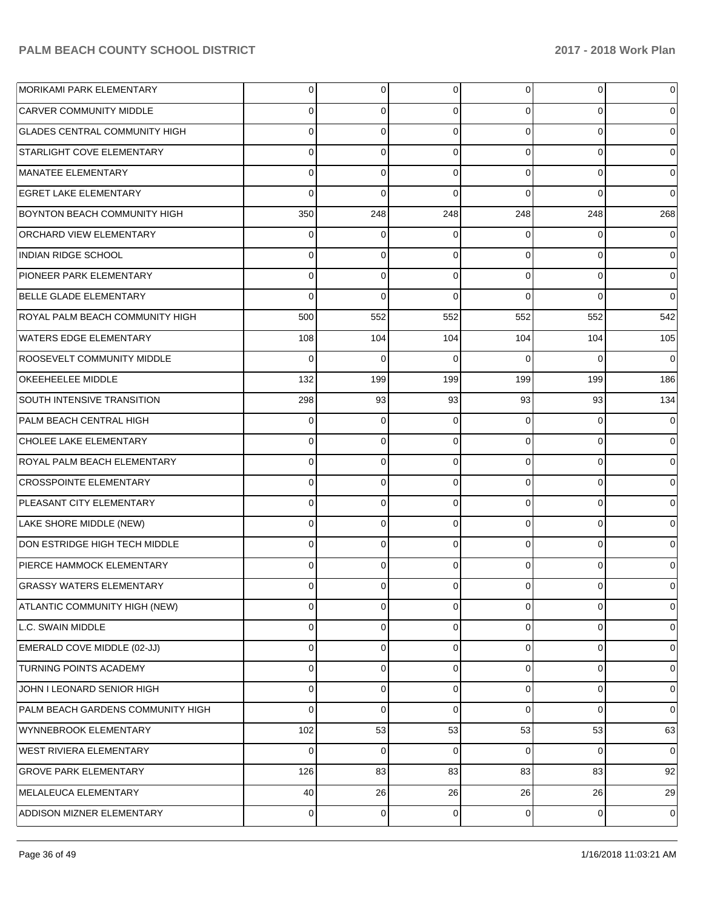| | | | | | | |
|---|---|---|---|---|---|---|
| MORIKAMI PARK ELEMENTARY | 0 | 0 | 0 | 0 | 0 | 0 |
| CARVER COMMUNITY MIDDLE | 0 | 0 | 0 | 0 | 0 | 0 |
| GLADES CENTRAL COMMUNITY HIGH | 0 | 0 | 0 | 0 | 0 | 0 |
| STARLIGHT COVE ELEMENTARY | 0 | 0 | 0 | 0 | 0 | 0 |
| MANATEE ELEMENTARY | 0 | 0 | 0 | 0 | 0 | 0 |
| EGRET LAKE ELEMENTARY | 0 | 0 | 0 | 0 | 0 | 0 |
| BOYNTON BEACH COMMUNITY HIGH | 350 | 248 | 248 | 248 | 248 | 268 |
| ORCHARD VIEW ELEMENTARY | 0 | 0 | 0 | 0 | 0 | 0 |
| INDIAN RIDGE SCHOOL | 0 | 0 | 0 | 0 | 0 | 0 |
| PIONEER PARK ELEMENTARY | 0 | 0 | 0 | 0 | 0 | 0 |
| BELLE GLADE ELEMENTARY | 0 | 0 | 0 | 0 | 0 | 0 |
| ROYAL PALM BEACH COMMUNITY HIGH | 500 | 552 | 552 | 552 | 552 | 542 |
| WATERS EDGE ELEMENTARY | 108 | 104 | 104 | 104 | 104 | 105 |
| ROOSEVELT COMMUNITY MIDDLE | 0 | 0 | 0 | 0 | 0 | 0 |
| OKEEHEELEE MIDDLE | 132 | 199 | 199 | 199 | 199 | 186 |
| SOUTH INTENSIVE TRANSITION | 298 | 93 | 93 | 93 | 93 | 134 |
| PALM BEACH CENTRAL HIGH | 0 | 0 | 0 | 0 | 0 | 0 |
| CHOLEE LAKE ELEMENTARY | 0 | 0 | 0 | 0 | 0 | 0 |
| ROYAL PALM BEACH ELEMENTARY | 0 | 0 | 0 | 0 | 0 | 0 |
| CROSSPOINTE ELEMENTARY | 0 | 0 | 0 | 0 | 0 | 0 |
| PLEASANT CITY ELEMENTARY | 0 | 0 | 0 | 0 | 0 | 0 |
| LAKE SHORE MIDDLE (NEW) | 0 | 0 | 0 | 0 | 0 | 0 |
| DON ESTRIDGE HIGH TECH MIDDLE | 0 | 0 | 0 | 0 | 0 | 0 |
| PIERCE HAMMOCK ELEMENTARY | 0 | 0 | 0 | 0 | 0 | 0 |
| GRASSY WATERS ELEMENTARY | 0 | 0 | 0 | 0 | 0 | 0 |
| ATLANTIC COMMUNITY HIGH (NEW) | 0 | 0 | 0 | 0 | 0 | 0 |
| L.C. SWAIN MIDDLE | 0 | 0 | 0 | 0 | 0 | 0 |
| EMERALD COVE MIDDLE (02-JJ) | 0 | 0 | 0 | 0 | 0 | 0 |
| TURNING POINTS ACADEMY | 0 | 0 | 0 | 0 | 0 | 0 |
| JOHN I LEONARD SENIOR HIGH | 0 | 0 | 0 | 0 | 0 | 0 |
| PALM BEACH GARDENS COMMUNITY HIGH | 0 | 0 | 0 | 0 | 0 | 0 |
| WYNNEBROOK ELEMENTARY | 102 | 53 | 53 | 53 | 53 | 63 |
| WEST RIVIERA ELEMENTARY | 0 | 0 | 0 | 0 | 0 | 0 |
| GROVE PARK ELEMENTARY | 126 | 83 | 83 | 83 | 83 | 92 |
| MELALEUCA ELEMENTARY | 40 | 26 | 26 | 26 | 26 | 29 |
| ADDISON MIZNER ELEMENTARY | 0 | 0 | 0 | 0 | 0 | 0 |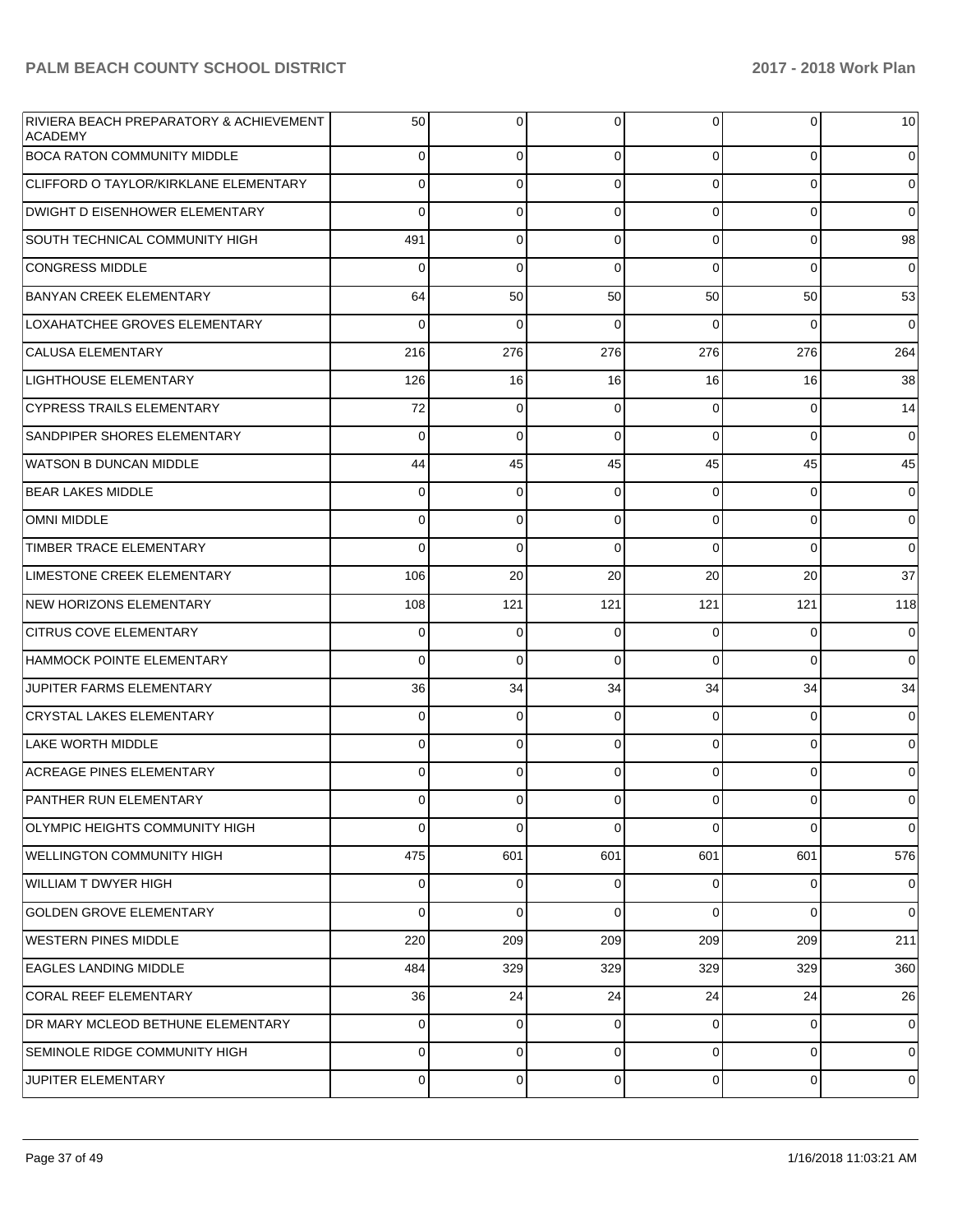| | | | | | | |
|---|---|---|---|---|---|---|
| RIVIERA BEACH PREPARATORY & ACHIEVEMENT ACADEMY | 50 | 0 | 0 | 0 | 0 | 10 |
| BOCA RATON COMMUNITY MIDDLE | 0 | 0 | 0 | 0 | 0 | 0 |
| CLIFFORD O TAYLOR/KIRKLANE ELEMENTARY | 0 | 0 | 0 | 0 | 0 | 0 |
| DWIGHT D EISENHOWER ELEMENTARY | 0 | 0 | 0 | 0 | 0 | 0 |
| SOUTH TECHNICAL COMMUNITY HIGH | 491 | 0 | 0 | 0 | 0 | 98 |
| CONGRESS MIDDLE | 0 | 0 | 0 | 0 | 0 | 0 |
| BANYAN CREEK ELEMENTARY | 64 | 50 | 50 | 50 | 50 | 53 |
| LOXAHATCHEE GROVES ELEMENTARY | 0 | 0 | 0 | 0 | 0 | 0 |
| CALUSA ELEMENTARY | 216 | 276 | 276 | 276 | 276 | 264 |
| LIGHTHOUSE ELEMENTARY | 126 | 16 | 16 | 16 | 16 | 38 |
| CYPRESS TRAILS ELEMENTARY | 72 | 0 | 0 | 0 | 0 | 14 |
| SANDPIPER SHORES ELEMENTARY | 0 | 0 | 0 | 0 | 0 | 0 |
| WATSON B DUNCAN MIDDLE | 44 | 45 | 45 | 45 | 45 | 45 |
| BEAR LAKES MIDDLE | 0 | 0 | 0 | 0 | 0 | 0 |
| OMNI MIDDLE | 0 | 0 | 0 | 0 | 0 | 0 |
| TIMBER TRACE ELEMENTARY | 0 | 0 | 0 | 0 | 0 | 0 |
| LIMESTONE CREEK ELEMENTARY | 106 | 20 | 20 | 20 | 20 | 37 |
| NEW HORIZONS ELEMENTARY | 108 | 121 | 121 | 121 | 121 | 118 |
| CITRUS COVE ELEMENTARY | 0 | 0 | 0 | 0 | 0 | 0 |
| HAMMOCK POINTE ELEMENTARY | 0 | 0 | 0 | 0 | 0 | 0 |
| JUPITER FARMS ELEMENTARY | 36 | 34 | 34 | 34 | 34 | 34 |
| CRYSTAL LAKES ELEMENTARY | 0 | 0 | 0 | 0 | 0 | 0 |
| LAKE WORTH MIDDLE | 0 | 0 | 0 | 0 | 0 | 0 |
| ACREAGE PINES ELEMENTARY | 0 | 0 | 0 | 0 | 0 | 0 |
| PANTHER RUN ELEMENTARY | 0 | 0 | 0 | 0 | 0 | 0 |
| OLYMPIC HEIGHTS COMMUNITY HIGH | 0 | 0 | 0 | 0 | 0 | 0 |
| WELLINGTON COMMUNITY HIGH | 475 | 601 | 601 | 601 | 601 | 576 |
| WILLIAM T DWYER HIGH | 0 | 0 | 0 | 0 | 0 | 0 |
| GOLDEN GROVE ELEMENTARY | 0 | 0 | 0 | 0 | 0 | 0 |
| WESTERN PINES MIDDLE | 220 | 209 | 209 | 209 | 209 | 211 |
| EAGLES LANDING MIDDLE | 484 | 329 | 329 | 329 | 329 | 360 |
| CORAL REEF ELEMENTARY | 36 | 24 | 24 | 24 | 24 | 26 |
| DR MARY MCLEOD BETHUNE ELEMENTARY | 0 | 0 | 0 | 0 | 0 | 0 |
| SEMINOLE RIDGE COMMUNITY HIGH | 0 | 0 | 0 | 0 | 0 | 0 |
| JUPITER ELEMENTARY | 0 | 0 | 0 | 0 | 0 | 0 |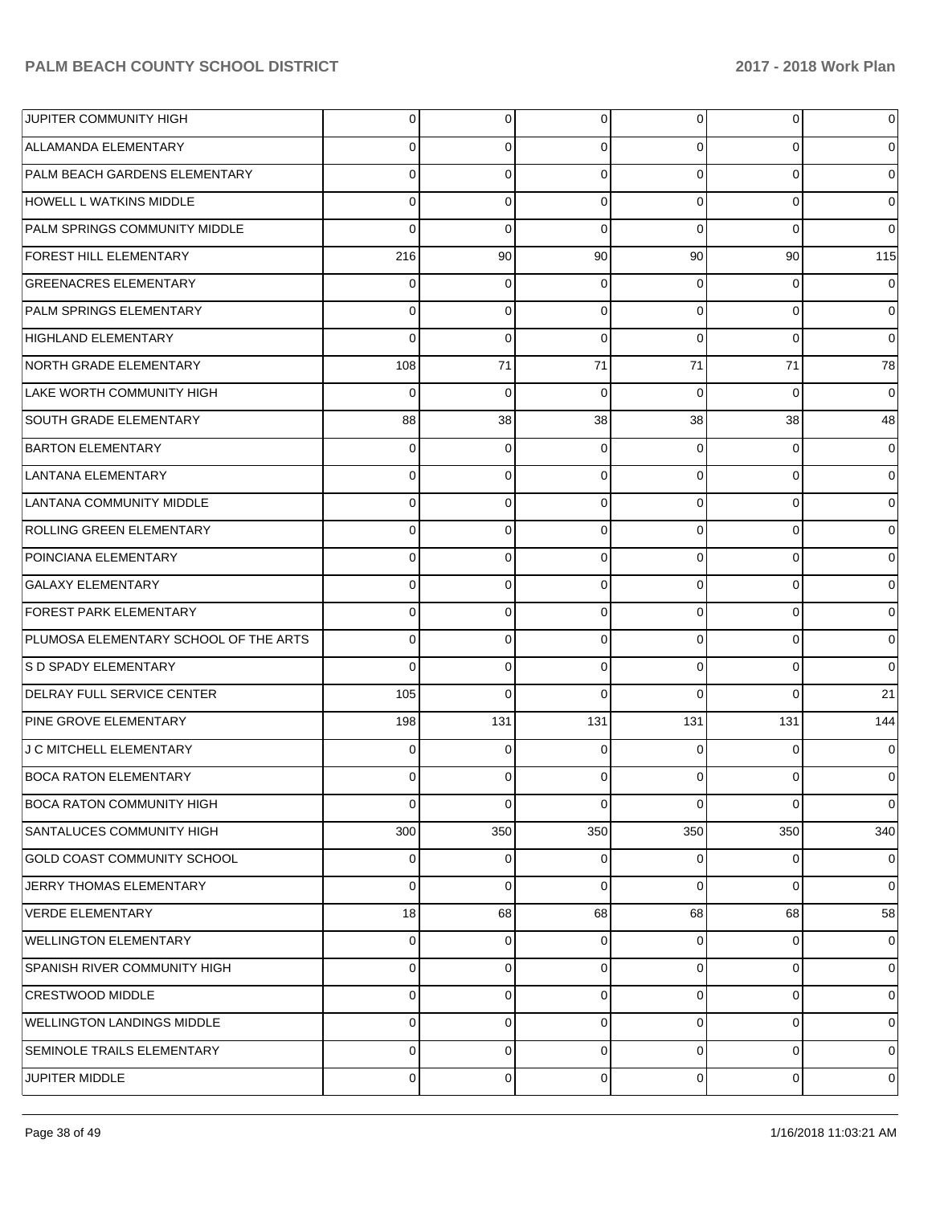| | | | | | | |
|---|---|---|---|---|---|---|
| JUPITER COMMUNITY HIGH | 0 | 0 | 0 | 0 | 0 | 0 |
| ALLAMANDA ELEMENTARY | 0 | 0 | 0 | 0 | 0 | 0 |
| PALM BEACH GARDENS ELEMENTARY | 0 | 0 | 0 | 0 | 0 | 0 |
| HOWELL L WATKINS MIDDLE | 0 | 0 | 0 | 0 | 0 | 0 |
| PALM SPRINGS COMMUNITY MIDDLE | 0 | 0 | 0 | 0 | 0 | 0 |
| FOREST HILL ELEMENTARY | 216 | 90 | 90 | 90 | 90 | 115 |
| GREENACRES ELEMENTARY | 0 | 0 | 0 | 0 | 0 | 0 |
| PALM SPRINGS ELEMENTARY | 0 | 0 | 0 | 0 | 0 | 0 |
| HIGHLAND ELEMENTARY | 0 | 0 | 0 | 0 | 0 | 0 |
| NORTH GRADE ELEMENTARY | 108 | 71 | 71 | 71 | 71 | 78 |
| LAKE WORTH COMMUNITY HIGH | 0 | 0 | 0 | 0 | 0 | 0 |
| SOUTH GRADE ELEMENTARY | 88 | 38 | 38 | 38 | 38 | 48 |
| BARTON ELEMENTARY | 0 | 0 | 0 | 0 | 0 | 0 |
| LANTANA ELEMENTARY | 0 | 0 | 0 | 0 | 0 | 0 |
| LANTANA COMMUNITY MIDDLE | 0 | 0 | 0 | 0 | 0 | 0 |
| ROLLING GREEN ELEMENTARY | 0 | 0 | 0 | 0 | 0 | 0 |
| POINCIANA ELEMENTARY | 0 | 0 | 0 | 0 | 0 | 0 |
| GALAXY ELEMENTARY | 0 | 0 | 0 | 0 | 0 | 0 |
| FOREST PARK ELEMENTARY | 0 | 0 | 0 | 0 | 0 | 0 |
| PLUMOSA ELEMENTARY SCHOOL OF THE ARTS | 0 | 0 | 0 | 0 | 0 | 0 |
| S D SPADY ELEMENTARY | 0 | 0 | 0 | 0 | 0 | 0 |
| DELRAY FULL SERVICE CENTER | 105 | 0 | 0 | 0 | 0 | 21 |
| PINE GROVE ELEMENTARY | 198 | 131 | 131 | 131 | 131 | 144 |
| J C MITCHELL ELEMENTARY | 0 | 0 | 0 | 0 | 0 | 0 |
| BOCA RATON ELEMENTARY | 0 | 0 | 0 | 0 | 0 | 0 |
| BOCA RATON COMMUNITY HIGH | 0 | 0 | 0 | 0 | 0 | 0 |
| SANTALUCES COMMUNITY HIGH | 300 | 350 | 350 | 350 | 350 | 340 |
| GOLD COAST COMMUNITY SCHOOL | 0 | 0 | 0 | 0 | 0 | 0 |
| JERRY THOMAS ELEMENTARY | 0 | 0 | 0 | 0 | 0 | 0 |
| VERDE ELEMENTARY | 18 | 68 | 68 | 68 | 68 | 58 |
| WELLINGTON ELEMENTARY | 0 | 0 | 0 | 0 | 0 | 0 |
| SPANISH RIVER COMMUNITY HIGH | 0 | 0 | 0 | 0 | 0 | 0 |
| CRESTWOOD MIDDLE | 0 | 0 | 0 | 0 | 0 | 0 |
| WELLINGTON LANDINGS MIDDLE | 0 | 0 | 0 | 0 | 0 | 0 |
| SEMINOLE TRAILS ELEMENTARY | 0 | 0 | 0 | 0 | 0 | 0 |
| JUPITER MIDDLE | 0 | 0 | 0 | 0 | 0 | 0 |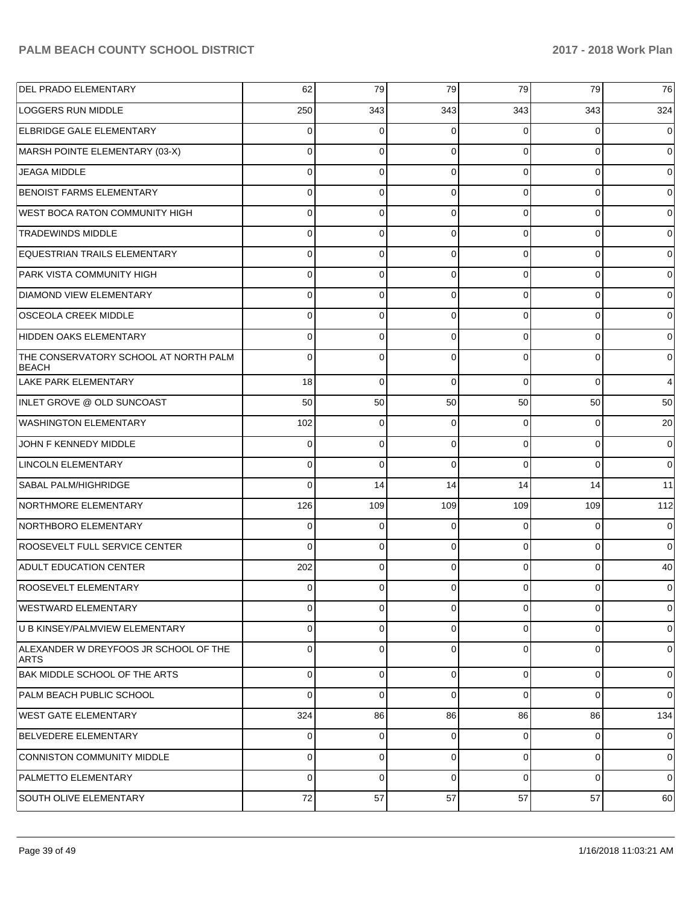| | | | | | | |
|---|---|---|---|---|---|---|
| DEL PRADO ELEMENTARY | 62 | 79 | 79 | 79 | 79 | 76 |
| LOGGERS RUN MIDDLE | 250 | 343 | 343 | 343 | 343 | 324 |
| ELBRIDGE GALE ELEMENTARY | 0 | 0 | 0 | 0 | 0 | 0 |
| MARSH POINTE ELEMENTARY (03-X) | 0 | 0 | 0 | 0 | 0 | 0 |
| JEAGA MIDDLE | 0 | 0 | 0 | 0 | 0 | 0 |
| BENOIST FARMS ELEMENTARY | 0 | 0 | 0 | 0 | 0 | 0 |
| WEST BOCA RATON COMMUNITY HIGH | 0 | 0 | 0 | 0 | 0 | 0 |
| TRADEWINDS MIDDLE | 0 | 0 | 0 | 0 | 0 | 0 |
| EQUESTRIAN TRAILS ELEMENTARY | 0 | 0 | 0 | 0 | 0 | 0 |
| PARK VISTA COMMUNITY HIGH | 0 | 0 | 0 | 0 | 0 | 0 |
| DIAMOND VIEW ELEMENTARY | 0 | 0 | 0 | 0 | 0 | 0 |
| OSCEOLA CREEK MIDDLE | 0 | 0 | 0 | 0 | 0 | 0 |
| HIDDEN OAKS ELEMENTARY | 0 | 0 | 0 | 0 | 0 | 0 |
| THE CONSERVATORY SCHOOL AT NORTH PALM BEACH | 0 | 0 | 0 | 0 | 0 | 0 |
| LAKE PARK ELEMENTARY | 18 | 0 | 0 | 0 | 0 | 4 |
| INLET GROVE @ OLD SUNCOAST | 50 | 50 | 50 | 50 | 50 | 50 |
| WASHINGTON ELEMENTARY | 102 | 0 | 0 | 0 | 0 | 20 |
| JOHN F KENNEDY MIDDLE | 0 | 0 | 0 | 0 | 0 | 0 |
| LINCOLN ELEMENTARY | 0 | 0 | 0 | 0 | 0 | 0 |
| SABAL PALM/HIGHRIDGE | 0 | 14 | 14 | 14 | 14 | 11 |
| NORTHMORE ELEMENTARY | 126 | 109 | 109 | 109 | 109 | 112 |
| NORTHBORO ELEMENTARY | 0 | 0 | 0 | 0 | 0 | 0 |
| ROOSEVELT FULL SERVICE CENTER | 0 | 0 | 0 | 0 | 0 | 0 |
| ADULT EDUCATION CENTER | 202 | 0 | 0 | 0 | 0 | 40 |
| ROOSEVELT ELEMENTARY | 0 | 0 | 0 | 0 | 0 | 0 |
| WESTWARD ELEMENTARY | 0 | 0 | 0 | 0 | 0 | 0 |
| U B KINSEY/PALMVIEW ELEMENTARY | 0 | 0 | 0 | 0 | 0 | 0 |
| ALEXANDER W DREYFOOS JR SCHOOL OF THE ARTS | 0 | 0 | 0 | 0 | 0 | 0 |
| BAK MIDDLE SCHOOL OF THE ARTS | 0 | 0 | 0 | 0 | 0 | 0 |
| PALM BEACH PUBLIC SCHOOL | 0 | 0 | 0 | 0 | 0 | 0 |
| WEST GATE ELEMENTARY | 324 | 86 | 86 | 86 | 86 | 134 |
| BELVEDERE ELEMENTARY | 0 | 0 | 0 | 0 | 0 | 0 |
| CONNISTON COMMUNITY MIDDLE | 0 | 0 | 0 | 0 | 0 | 0 |
| PALMETTO ELEMENTARY | 0 | 0 | 0 | 0 | 0 | 0 |
| SOUTH OLIVE ELEMENTARY | 72 | 57 | 57 | 57 | 57 | 60 |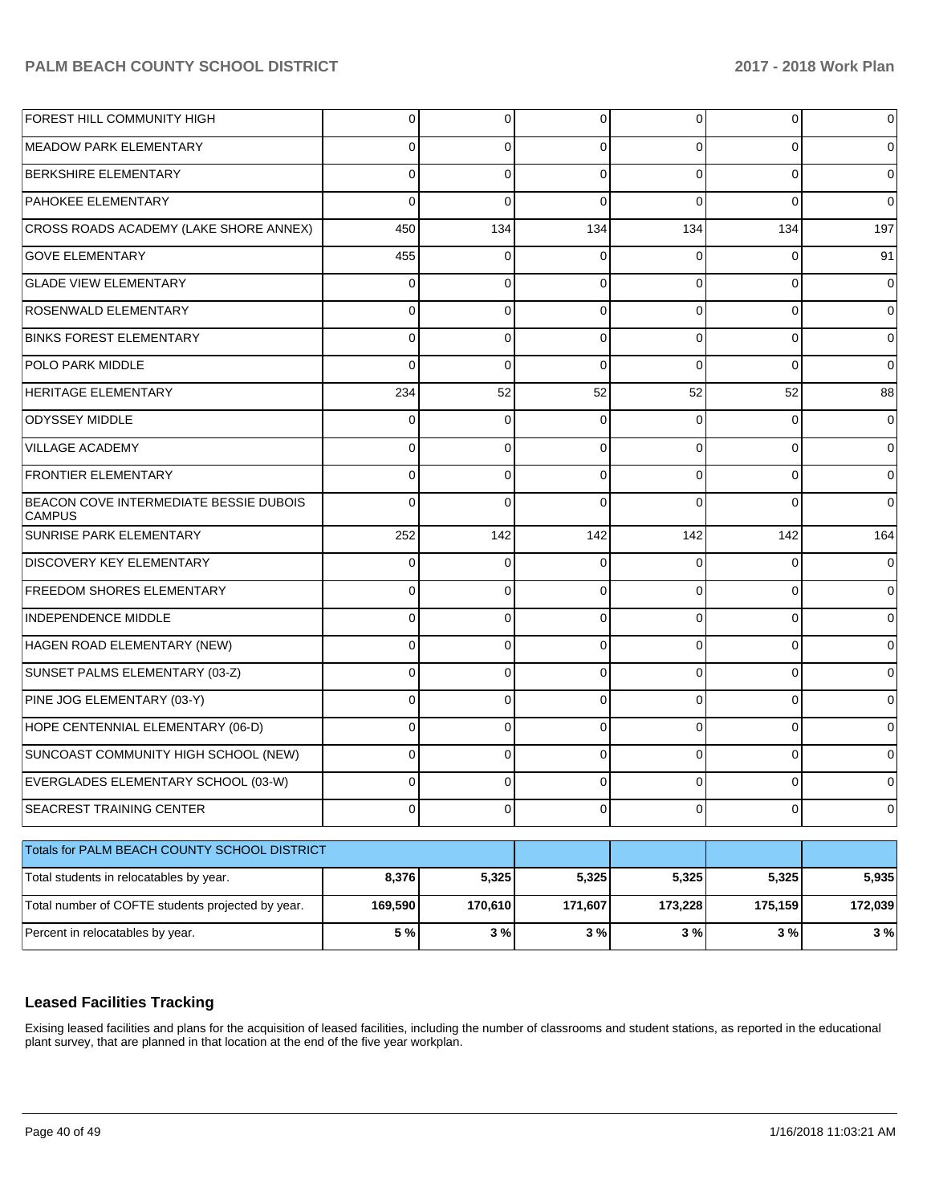| | | | | | | |
|---|---|---|---|---|---|---|
| FOREST HILL COMMUNITY HIGH | 0 | 0 | 0 | 0 | 0 | 0 |
| MEADOW PARK ELEMENTARY | 0 | 0 | 0 | 0 | 0 | 0 |
| BERKSHIRE ELEMENTARY | 0 | 0 | 0 | 0 | 0 | 0 |
| PAHOKEE ELEMENTARY | 0 | 0 | 0 | 0 | 0 | 0 |
| CROSS ROADS ACADEMY (LAKE SHORE ANNEX) | 450 | 134 | 134 | 134 | 134 | 197 |
| GOVE ELEMENTARY | 455 | 0 | 0 | 0 | 0 | 91 |
| GLADE VIEW ELEMENTARY | 0 | 0 | 0 | 0 | 0 | 0 |
| ROSENWALD ELEMENTARY | 0 | 0 | 0 | 0 | 0 | 0 |
| BINKS FOREST ELEMENTARY | 0 | 0 | 0 | 0 | 0 | 0 |
| POLO PARK MIDDLE | 0 | 0 | 0 | 0 | 0 | 0 |
| HERITAGE ELEMENTARY | 234 | 52 | 52 | 52 | 52 | 88 |
| ODYSSEY MIDDLE | 0 | 0 | 0 | 0 | 0 | 0 |
| VILLAGE ACADEMY | 0 | 0 | 0 | 0 | 0 | 0 |
| FRONTIER ELEMENTARY | 0 | 0 | 0 | 0 | 0 | 0 |
| BEACON COVE INTERMEDIATE BESSIE DUBOIS CAMPUS | 0 | 0 | 0 | 0 | 0 | 0 |
| SUNRISE PARK ELEMENTARY | 252 | 142 | 142 | 142 | 142 | 164 |
| DISCOVERY KEY ELEMENTARY | 0 | 0 | 0 | 0 | 0 | 0 |
| FREEDOM SHORES ELEMENTARY | 0 | 0 | 0 | 0 | 0 | 0 |
| INDEPENDENCE MIDDLE | 0 | 0 | 0 | 0 | 0 | 0 |
| HAGEN ROAD ELEMENTARY (NEW) | 0 | 0 | 0 | 0 | 0 | 0 |
| SUNSET PALMS ELEMENTARY (03-Z) | 0 | 0 | 0 | 0 | 0 | 0 |
| PINE JOG ELEMENTARY (03-Y) | 0 | 0 | 0 | 0 | 0 | 0 |
| HOPE CENTENNIAL ELEMENTARY (06-D) | 0 | 0 | 0 | 0 | 0 | 0 |
| SUNCOAST COMMUNITY HIGH SCHOOL (NEW) | 0 | 0 | 0 | 0 | 0 | 0 |
| EVERGLADES ELEMENTARY SCHOOL (03-W) | 0 | 0 | 0 | 0 | 0 | 0 |
| SEACREST TRAINING CENTER | 0 | 0 | 0 | 0 | 0 | 0 |

| Totals for PALM BEACH COUNTY SCHOOL DISTRICT | | | | | | |
|---|---|---|---|---|---|---|
| Total students in relocatables by year. | **8,376** | **5,325** | **5,325** | **5,325** | **5,325** | **5,935** |
| Total number of COFTE students projected by year. | **169,590** | **170,610** | **171,607** | **173,228** | **175,159** | **172,039** |
| Percent in relocatables by year. | **5 %** | **3 %** | **3 %** | **3 %** | **3 %** | **3 %** |

## Leased Facilities Tracking

Exising leased facilities and plans for the acquisition of leased facilities, including the number of classrooms and student stations, as reported in the educational plant survey, that are planned in that location at the end of the five year workplan.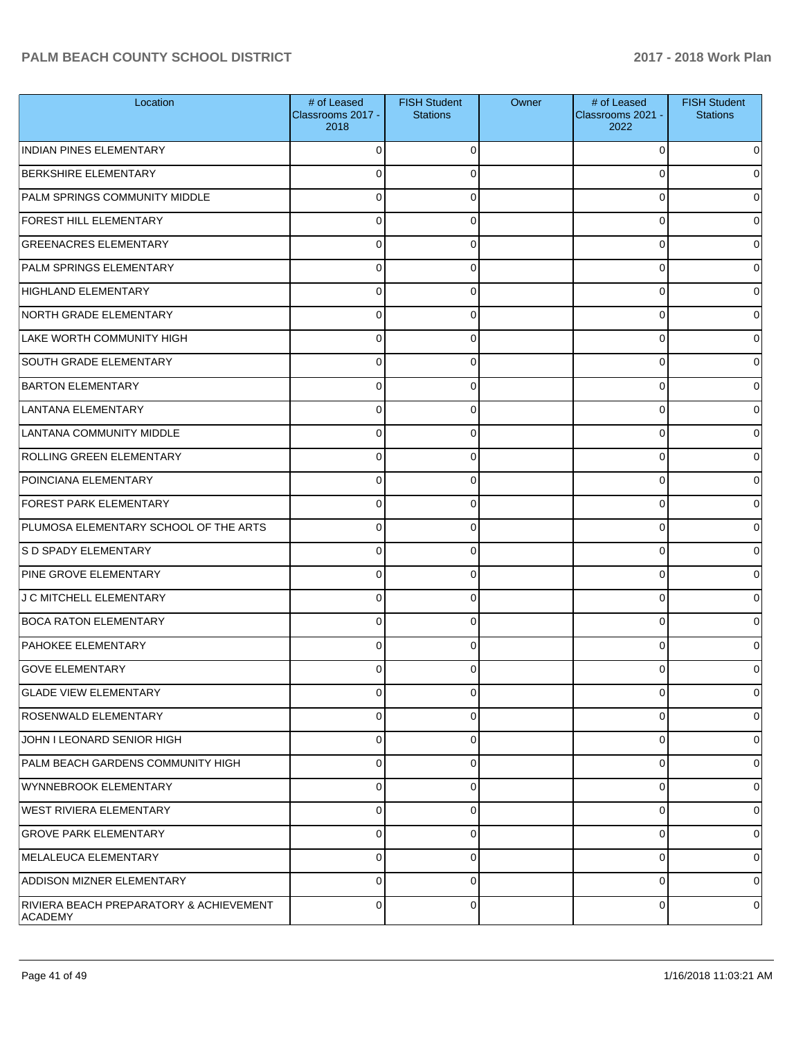| Location | # of Leased Classrooms 2017 - 2018 | FISH Student Stations | Owner | # of Leased Classrooms 2021 - 2022 | FISH Student Stations |
|---|---|---|---|---|---|
| INDIAN PINES ELEMENTARY | 0 | 0 | | 0 | 0 |
| BERKSHIRE ELEMENTARY | 0 | 0 | | 0 | 0 |
| PALM SPRINGS COMMUNITY MIDDLE | 0 | 0 | | 0 | 0 |
| FOREST HILL ELEMENTARY | 0 | 0 | | 0 | 0 |
| GREENACRES ELEMENTARY | 0 | 0 | | 0 | 0 |
| PALM SPRINGS ELEMENTARY | 0 | 0 | | 0 | 0 |
| HIGHLAND ELEMENTARY | 0 | 0 | | 0 | 0 |
| NORTH GRADE ELEMENTARY | 0 | 0 | | 0 | 0 |
| LAKE WORTH COMMUNITY HIGH | 0 | 0 | | 0 | 0 |
| SOUTH GRADE ELEMENTARY | 0 | 0 | | 0 | 0 |
| BARTON ELEMENTARY | 0 | 0 | | 0 | 0 |
| LANTANA ELEMENTARY | 0 | 0 | | 0 | 0 |
| LANTANA COMMUNITY MIDDLE | 0 | 0 | | 0 | 0 |
| ROLLING GREEN ELEMENTARY | 0 | 0 | | 0 | 0 |
| POINCIANA ELEMENTARY | 0 | 0 | | 0 | 0 |
| FOREST PARK ELEMENTARY | 0 | 0 | | 0 | 0 |
| PLUMOSA ELEMENTARY SCHOOL OF THE ARTS | 0 | 0 | | 0 | 0 |
| S D SPADY ELEMENTARY | 0 | 0 | | 0 | 0 |
| PINE GROVE ELEMENTARY | 0 | 0 | | 0 | 0 |
| J C MITCHELL ELEMENTARY | 0 | 0 | | 0 | 0 |
| BOCA RATON ELEMENTARY | 0 | 0 | | 0 | 0 |
| PAHOKEE ELEMENTARY | 0 | 0 | | 0 | 0 |
| GOVE ELEMENTARY | 0 | 0 | | 0 | 0 |
| GLADE VIEW ELEMENTARY | 0 | 0 | | 0 | 0 |
| ROSENWALD ELEMENTARY | 0 | 0 | | 0 | 0 |
| JOHN I LEONARD SENIOR HIGH | 0 | 0 | | 0 | 0 |
| PALM BEACH GARDENS COMMUNITY HIGH | 0 | 0 | | 0 | 0 |
| WYNNEBROOK ELEMENTARY | 0 | 0 | | 0 | 0 |
| WEST RIVIERA ELEMENTARY | 0 | 0 | | 0 | 0 |
| GROVE PARK ELEMENTARY | 0 | 0 | | 0 | 0 |
| MELALEUCA ELEMENTARY | 0 | 0 | | 0 | 0 |
| ADDISON MIZNER ELEMENTARY | 0 | 0 | | 0 | 0 |
| RIVIERA BEACH PREPARATORY & ACHIEVEMENT ACADEMY | 0 | 0 | | 0 | 0 |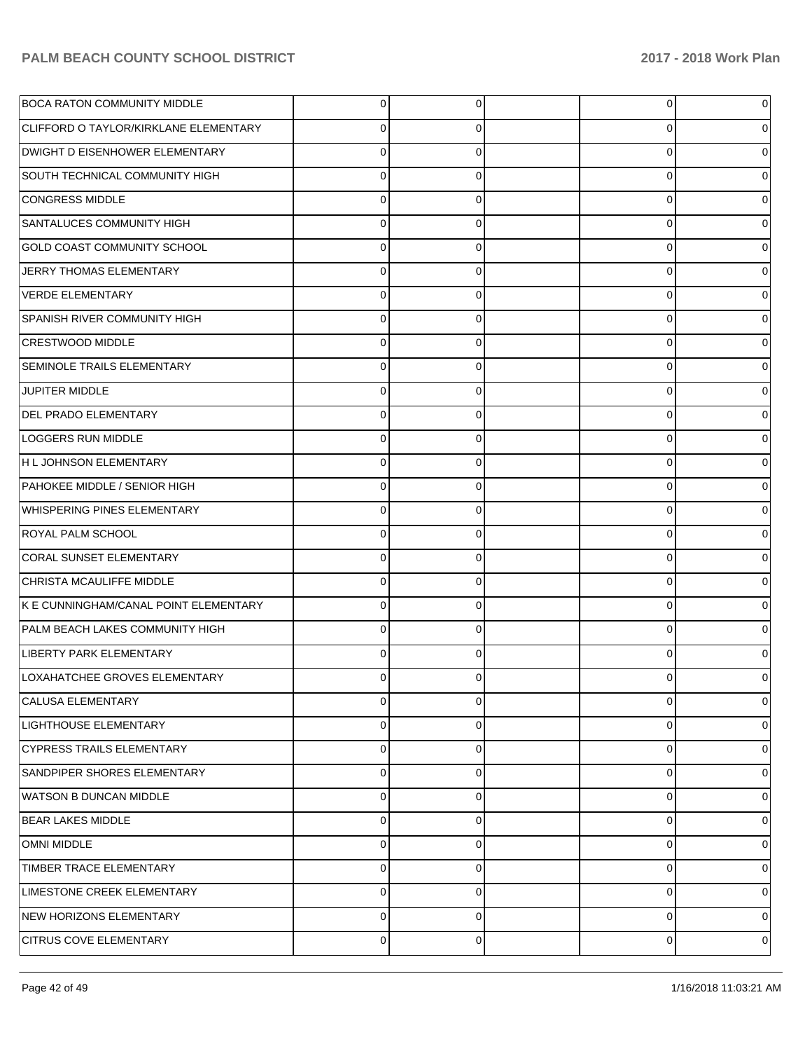| | | | | | |
|---|---|---|---|---|---|
| BOCA RATON COMMUNITY MIDDLE | 0 | 0 | | 0 | 0 |
| CLIFFORD O TAYLOR/KIRKLANE ELEMENTARY | 0 | 0 | | 0 | 0 |
| DWIGHT D EISENHOWER ELEMENTARY | 0 | 0 | | 0 | 0 |
| SOUTH TECHNICAL COMMUNITY HIGH | 0 | 0 | | 0 | 0 |
| CONGRESS MIDDLE | 0 | 0 | | 0 | 0 |
| SANTALUCES COMMUNITY HIGH | 0 | 0 | | 0 | 0 |
| GOLD COAST COMMUNITY SCHOOL | 0 | 0 | | 0 | 0 |
| JERRY THOMAS ELEMENTARY | 0 | 0 | | 0 | 0 |
| VERDE ELEMENTARY | 0 | 0 | | 0 | 0 |
| SPANISH RIVER COMMUNITY HIGH | 0 | 0 | | 0 | 0 |
| CRESTWOOD MIDDLE | 0 | 0 | | 0 | 0 |
| SEMINOLE TRAILS ELEMENTARY | 0 | 0 | | 0 | 0 |
| JUPITER MIDDLE | 0 | 0 | | 0 | 0 |
| DEL PRADO ELEMENTARY | 0 | 0 | | 0 | 0 |
| LOGGERS RUN MIDDLE | 0 | 0 | | 0 | 0 |
| H L JOHNSON ELEMENTARY | 0 | 0 | | 0 | 0 |
| PAHOKEE MIDDLE / SENIOR HIGH | 0 | 0 | | 0 | 0 |
| WHISPERING PINES ELEMENTARY | 0 | 0 | | 0 | 0 |
| ROYAL PALM SCHOOL | 0 | 0 | | 0 | 0 |
| CORAL SUNSET ELEMENTARY | 0 | 0 | | 0 | 0 |
| CHRISTA MCAULIFFE MIDDLE | 0 | 0 | | 0 | 0 |
| K E CUNNINGHAM/CANAL POINT ELEMENTARY | 0 | 0 | | 0 | 0 |
| PALM BEACH LAKES COMMUNITY HIGH | 0 | 0 | | 0 | 0 |
| LIBERTY PARK ELEMENTARY | 0 | 0 | | 0 | 0 |
| LOXAHATCHEE GROVES ELEMENTARY | 0 | 0 | | 0 | 0 |
| CALUSA ELEMENTARY | 0 | 0 | | 0 | 0 |
| LIGHTHOUSE ELEMENTARY | 0 | 0 | | 0 | 0 |
| CYPRESS TRAILS ELEMENTARY | 0 | 0 | | 0 | 0 |
| SANDPIPER SHORES ELEMENTARY | 0 | 0 | | 0 | 0 |
| WATSON B DUNCAN MIDDLE | 0 | 0 | | 0 | 0 |
| BEAR LAKES MIDDLE | 0 | 0 | | 0 | 0 |
| OMNI MIDDLE | 0 | 0 | | 0 | 0 |
| TIMBER TRACE ELEMENTARY | 0 | 0 | | 0 | 0 |
| LIMESTONE CREEK ELEMENTARY | 0 | 0 | | 0 | 0 |
| NEW HORIZONS ELEMENTARY | 0 | 0 | | 0 | 0 |
| CITRUS COVE ELEMENTARY | 0 | 0 | | 0 | 0 |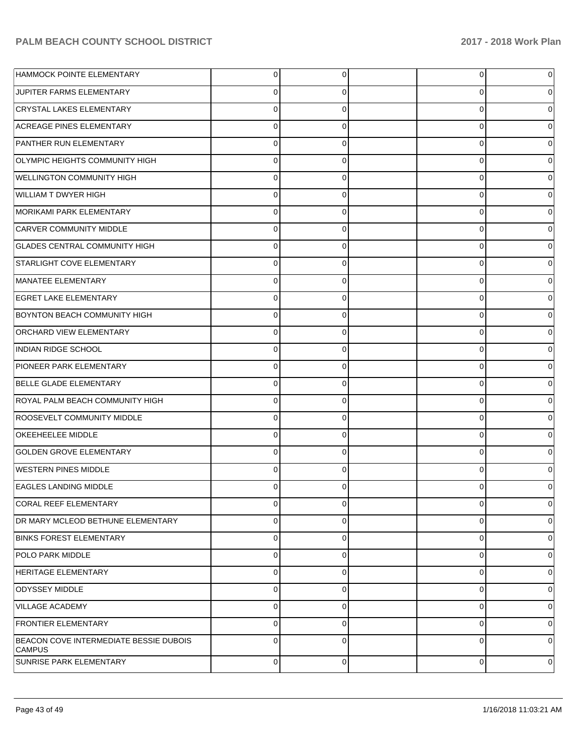| | | | | | |
|---|---|---|---|---|---|
| HAMMOCK POINTE ELEMENTARY | 0 | 0 | | 0 | 0 |
| JUPITER FARMS ELEMENTARY | 0 | 0 | | 0 | 0 |
| CRYSTAL LAKES ELEMENTARY | 0 | 0 | | 0 | 0 |
| ACREAGE PINES ELEMENTARY | 0 | 0 | | 0 | 0 |
| PANTHER RUN ELEMENTARY | 0 | 0 | | 0 | 0 |
| OLYMPIC HEIGHTS COMMUNITY HIGH | 0 | 0 | | 0 | 0 |
| WELLINGTON COMMUNITY HIGH | 0 | 0 | | 0 | 0 |
| WILLIAM T DWYER HIGH | 0 | 0 | | 0 | 0 |
| MORIKAMI PARK ELEMENTARY | 0 | 0 | | 0 | 0 |
| CARVER COMMUNITY MIDDLE | 0 | 0 | | 0 | 0 |
| GLADES CENTRAL COMMUNITY HIGH | 0 | 0 | | 0 | 0 |
| STARLIGHT COVE ELEMENTARY | 0 | 0 | | 0 | 0 |
| MANATEE ELEMENTARY | 0 | 0 | | 0 | 0 |
| EGRET LAKE ELEMENTARY | 0 | 0 | | 0 | 0 |
| BOYNTON BEACH COMMUNITY HIGH | 0 | 0 | | 0 | 0 |
| ORCHARD VIEW ELEMENTARY | 0 | 0 | | 0 | 0 |
| INDIAN RIDGE SCHOOL | 0 | 0 | | 0 | 0 |
| PIONEER PARK ELEMENTARY | 0 | 0 | | 0 | 0 |
| BELLE GLADE ELEMENTARY | 0 | 0 | | 0 | 0 |
| ROYAL PALM BEACH COMMUNITY HIGH | 0 | 0 | | 0 | 0 |
| ROOSEVELT COMMUNITY MIDDLE | 0 | 0 | | 0 | 0 |
| OKEEHEELEE MIDDLE | 0 | 0 | | 0 | 0 |
| GOLDEN GROVE ELEMENTARY | 0 | 0 | | 0 | 0 |
| WESTERN PINES MIDDLE | 0 | 0 | | 0 | 0 |
| EAGLES LANDING MIDDLE | 0 | 0 | | 0 | 0 |
| CORAL REEF ELEMENTARY | 0 | 0 | | 0 | 0 |
| DR MARY MCLEOD BETHUNE ELEMENTARY | 0 | 0 | | 0 | 0 |
| BINKS FOREST ELEMENTARY | 0 | 0 | | 0 | 0 |
| POLO PARK MIDDLE | 0 | 0 | | 0 | 0 |
| HERITAGE ELEMENTARY | 0 | 0 | | 0 | 0 |
| ODYSSEY MIDDLE | 0 | 0 | | 0 | 0 |
| VILLAGE ACADEMY | 0 | 0 | | 0 | 0 |
| FRONTIER ELEMENTARY | 0 | 0 | | 0 | 0 |
| BEACON COVE INTERMEDIATE BESSIE DUBOIS CAMPUS | 0 | 0 | | 0 | 0 |
| SUNRISE PARK ELEMENTARY | 0 | 0 | | 0 | 0 |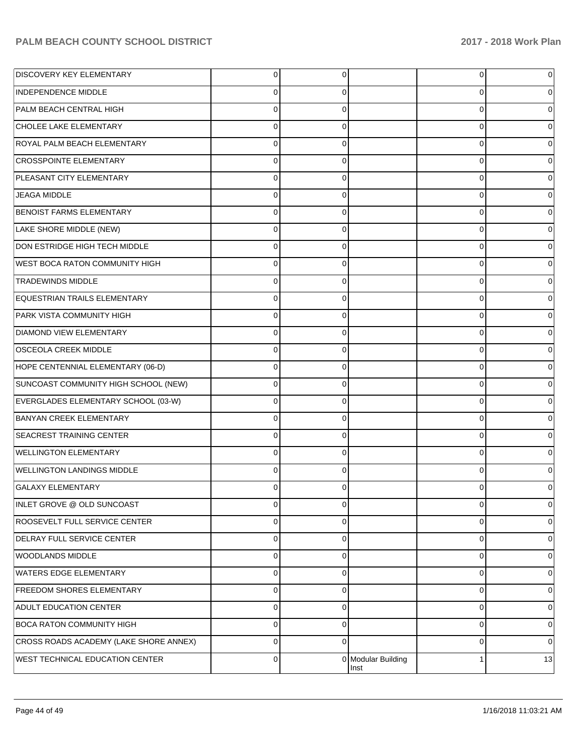| | | | | | |
|---|---|---|---|---|---|
| DISCOVERY KEY ELEMENTARY | 0 | 0 | | 0 | 0 |
| INDEPENDENCE MIDDLE | 0 | 0 | | 0 | 0 |
| PALM BEACH CENTRAL HIGH | 0 | 0 | | 0 | 0 |
| CHOLEE LAKE ELEMENTARY | 0 | 0 | | 0 | 0 |
| ROYAL PALM BEACH ELEMENTARY | 0 | 0 | | 0 | 0 |
| CROSSPOINTE ELEMENTARY | 0 | 0 | | 0 | 0 |
| PLEASANT CITY ELEMENTARY | 0 | 0 | | 0 | 0 |
| JEAGA MIDDLE | 0 | 0 | | 0 | 0 |
| BENOIST FARMS ELEMENTARY | 0 | 0 | | 0 | 0 |
| LAKE SHORE MIDDLE (NEW) | 0 | 0 | | 0 | 0 |
| DON ESTRIDGE HIGH TECH MIDDLE | 0 | 0 | | 0 | 0 |
| WEST BOCA RATON COMMUNITY HIGH | 0 | 0 | | 0 | 0 |
| TRADEWINDS MIDDLE | 0 | 0 | | 0 | 0 |
| EQUESTRIAN TRAILS ELEMENTARY | 0 | 0 | | 0 | 0 |
| PARK VISTA COMMUNITY HIGH | 0 | 0 | | 0 | 0 |
| DIAMOND VIEW ELEMENTARY | 0 | 0 | | 0 | 0 |
| OSCEOLA CREEK MIDDLE | 0 | 0 | | 0 | 0 |
| HOPE CENTENNIAL ELEMENTARY (06-D) | 0 | 0 | | 0 | 0 |
| SUNCOAST COMMUNITY HIGH SCHOOL (NEW) | 0 | 0 | | 0 | 0 |
| EVERGLADES ELEMENTARY SCHOOL (03-W) | 0 | 0 | | 0 | 0 |
| BANYAN CREEK ELEMENTARY | 0 | 0 | | 0 | 0 |
| SEACREST TRAINING CENTER | 0 | 0 | | 0 | 0 |
| WELLINGTON ELEMENTARY | 0 | 0 | | 0 | 0 |
| WELLINGTON LANDINGS MIDDLE | 0 | 0 | | 0 | 0 |
| GALAXY ELEMENTARY | 0 | 0 | | 0 | 0 |
| INLET GROVE @ OLD SUNCOAST | 0 | 0 | | 0 | 0 |
| ROOSEVELT FULL SERVICE CENTER | 0 | 0 | | 0 | 0 |
| DELRAY FULL SERVICE CENTER | 0 | 0 | | 0 | 0 |
| WOODLANDS MIDDLE | 0 | 0 | | 0 | 0 |
| WATERS EDGE ELEMENTARY | 0 | 0 | | 0 | 0 |
| FREEDOM SHORES ELEMENTARY | 0 | 0 | | 0 | 0 |
| ADULT EDUCATION CENTER | 0 | 0 | | 0 | 0 |
| BOCA RATON COMMUNITY HIGH | 0 | 0 | | 0 | 0 |
| CROSS ROADS ACADEMY (LAKE SHORE ANNEX) | 0 | 0 | | 0 | 0 |
| WEST TECHNICAL EDUCATION CENTER | 0 | 0 | Modular Building Inst | 1 | 13 |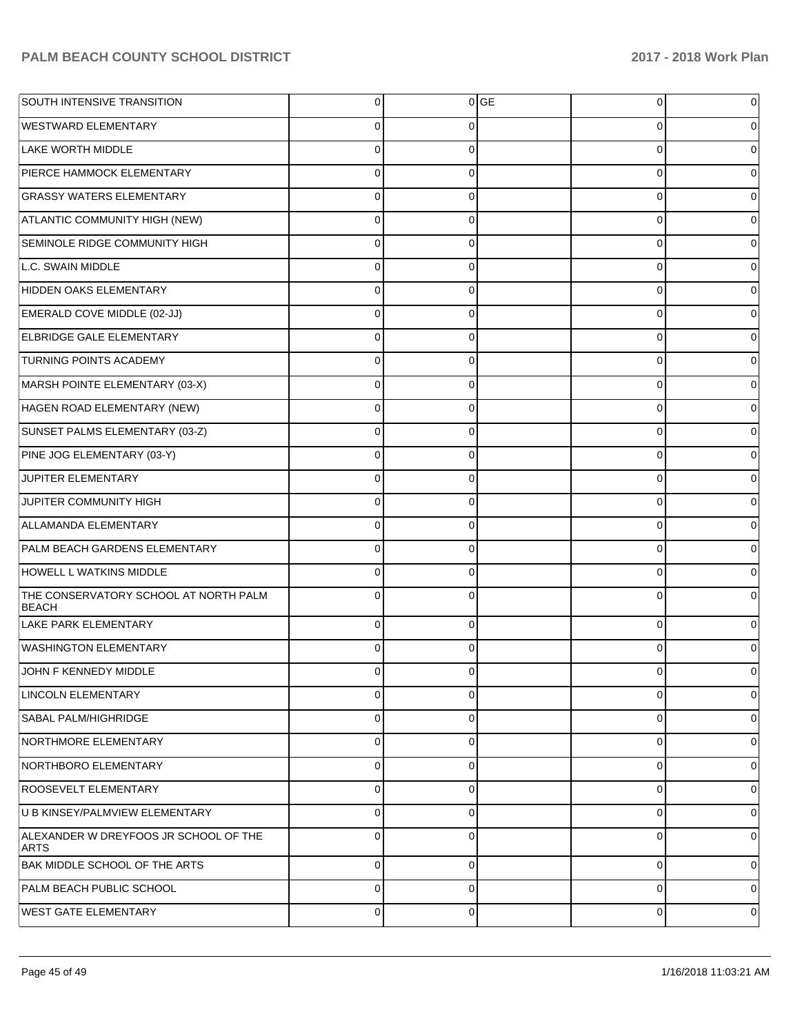| | | | | | |
|---|---|---|---|---|---|
| SOUTH INTENSIVE TRANSITION | 0 | 0 | GE | 0 | 0 |
| WESTWARD ELEMENTARY | 0 | 0 | | 0 | 0 |
| LAKE WORTH MIDDLE | 0 | 0 | | 0 | 0 |
| PIERCE HAMMOCK ELEMENTARY | 0 | 0 | | 0 | 0 |
| GRASSY WATERS ELEMENTARY | 0 | 0 | | 0 | 0 |
| ATLANTIC COMMUNITY HIGH (NEW) | 0 | 0 | | 0 | 0 |
| SEMINOLE RIDGE COMMUNITY HIGH | 0 | 0 | | 0 | 0 |
| L.C. SWAIN MIDDLE | 0 | 0 | | 0 | 0 |
| HIDDEN OAKS ELEMENTARY | 0 | 0 | | 0 | 0 |
| EMERALD COVE MIDDLE (02-JJ) | 0 | 0 | | 0 | 0 |
| ELBRIDGE GALE ELEMENTARY | 0 | 0 | | 0 | 0 |
| TURNING POINTS ACADEMY | 0 | 0 | | 0 | 0 |
| MARSH POINTE ELEMENTARY (03-X) | 0 | 0 | | 0 | 0 |
| HAGEN ROAD ELEMENTARY (NEW) | 0 | 0 | | 0 | 0 |
| SUNSET PALMS ELEMENTARY (03-Z) | 0 | 0 | | 0 | 0 |
| PINE JOG ELEMENTARY (03-Y) | 0 | 0 | | 0 | 0 |
| JUPITER ELEMENTARY | 0 | 0 | | 0 | 0 |
| JUPITER COMMUNITY HIGH | 0 | 0 | | 0 | 0 |
| ALLAMANDA ELEMENTARY | 0 | 0 | | 0 | 0 |
| PALM BEACH GARDENS ELEMENTARY | 0 | 0 | | 0 | 0 |
| HOWELL L WATKINS MIDDLE | 0 | 0 | | 0 | 0 |
| THE CONSERVATORY SCHOOL AT NORTH PALM BEACH | 0 | 0 | | 0 | 0 |
| LAKE PARK ELEMENTARY | 0 | 0 | | 0 | 0 |
| WASHINGTON ELEMENTARY | 0 | 0 | | 0 | 0 |
| JOHN F KENNEDY MIDDLE | 0 | 0 | | 0 | 0 |
| LINCOLN ELEMENTARY | 0 | 0 | | 0 | 0 |
| SABAL PALM/HIGHRIDGE | 0 | 0 | | 0 | 0 |
| NORTHMORE ELEMENTARY | 0 | 0 | | 0 | 0 |
| NORTHBORO ELEMENTARY | 0 | 0 | | 0 | 0 |
| ROOSEVELT ELEMENTARY | 0 | 0 | | 0 | 0 |
| U B KINSEY/PALMVIEW ELEMENTARY | 0 | 0 | | 0 | 0 |
| ALEXANDER W DREYFOOS JR SCHOOL OF THE ARTS | 0 | 0 | | 0 | 0 |
| BAK MIDDLE SCHOOL OF THE ARTS | 0 | 0 | | 0 | 0 |
| PALM BEACH PUBLIC SCHOOL | 0 | 0 | | 0 | 0 |
| WEST GATE ELEMENTARY | 0 | 0 | | 0 | 0 |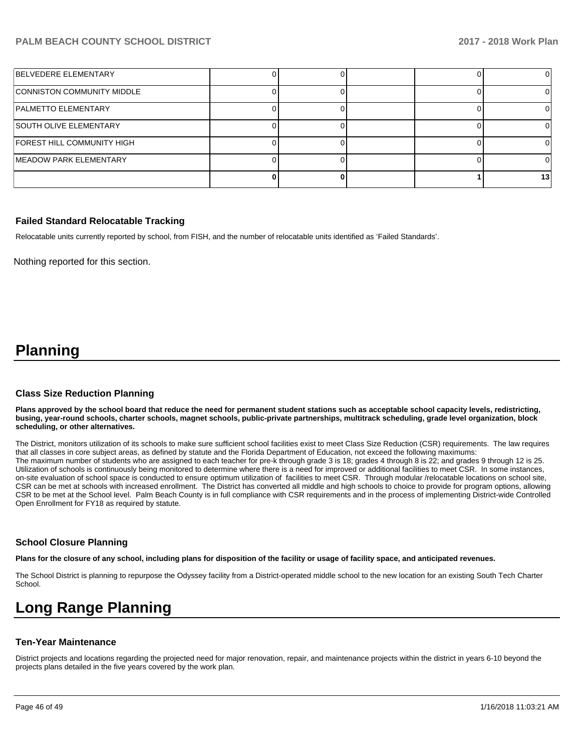| | | | | | |
|---|---|---|---|---|---|
| BELVEDERE ELEMENTARY | 0 | 0 | | 0 | 0 |
| CONNISTON COMMUNITY MIDDLE | 0 | 0 | | 0 | 0 |
| PALMETTO ELEMENTARY | 0 | 0 | | 0 | 0 |
| SOUTH OLIVE ELEMENTARY | 0 | 0 | | 0 | 0 |
| FOREST HILL COMMUNITY HIGH | 0 | 0 | | 0 | 0 |
| MEADOW PARK ELEMENTARY | 0 | 0 | | 0 | 0 |
| | **0** | **0** | | **1** | **13** |

### Failed Standard Relocatable Tracking

Relocatable units currently reported by school, from FISH, and the number of relocatable units identified as 'Failed Standards'.

Nothing reported for this section.

# Planning

### Class Size Reduction Planning

**Plans approved by the school board that reduce the need for permanent student stations such as acceptable school capacity levels, redistricting, busing, year-round schools, charter schools, magnet schools, public-private partnerships, multitrack scheduling, grade level organization, block scheduling, or other alternatives.**

The District, monitors utilization of its schools to make sure sufficient school facilities exist to meet Class Size Reduction (CSR) requirements. The law requires that all classes in core subject areas, as defined by statute and the Florida Department of Education, not exceed the following maximums:
The maximum number of students who are assigned to each teacher for pre-k through grade 3 is 18; grades 4 through 8 is 22; and grades 9 through 12 is 25. Utilization of schools is continuously being monitored to determine where there is a need for improved or additional facilities to meet CSR. In some instances, on-site evaluation of school space is conducted to ensure optimum utilization of facilities to meet CSR. Through modular /relocatable locations on school site, CSR can be met at schools with increased enrollment. The District has converted all middle and high schools to choice to provide for program options, allowing CSR to be met at the School level. Palm Beach County is in full compliance with CSR requirements and in the process of implementing District-wide Controlled Open Enrollment for FY18 as required by statute.

### School Closure Planning

**Plans for the closure of any school, including plans for disposition of the facility or usage of facility space, and anticipated revenues.**

The School District is planning to repurpose the Odyssey facility from a District-operated middle school to the new location for an existing South Tech Charter School.

# Long Range Planning

### Ten-Year Maintenance

District projects and locations regarding the projected need for major renovation, repair, and maintenance projects within the district in years 6-10 beyond the projects plans detailed in the five years covered by the work plan.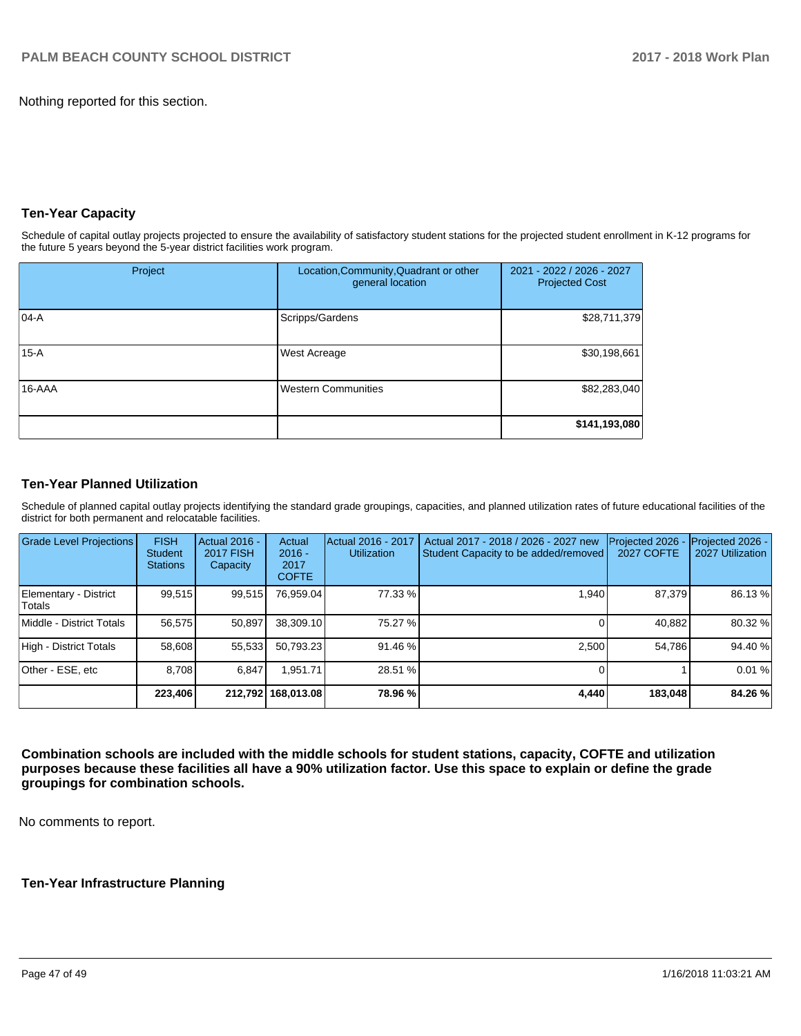Nothing reported for this section.

## Ten-Year Capacity

Schedule of capital outlay projects projected to ensure the availability of satisfactory student stations for the projected student enrollment in K-12 programs for the future 5 years beyond the 5-year district facilities work program.

| Project | Location,Community,Quadrant or other general location | 2021 - 2022 / 2026 - 2027 Projected Cost |
|---|---|---|
| 04-A | Scripps/Gardens | $28,711,379 |
| 15-A | West Acreage | $30,198,661 |
| 16-AAA | Western Communities | $82,283,040 |
| | | **$141,193,080** |

## Ten-Year Planned Utilization

Schedule of planned capital outlay projects identifying the standard grade groupings, capacities, and planned utilization rates of future educational facilities of the district for both permanent and relocatable facilities.

| Grade Level Projections | FISH Student Stations | Actual 2016 - 2017 FISH Capacity | Actual 2016 - 2017 COFTE | Actual 2016 - 2017 Utilization | Actual 2017 - 2018 / 2026 - 2027 new Student Capacity to be added/removed | Projected 2026 - 2027 COFTE | Projected 2026 - 2027 Utilization |
|---|---|---|---|---|---|---|---|
| Elementary - District Totals | 99,515 | 99,515 | 76,959.04 | 77.33 % | 1,940 | 87,379 | 86.13 % |
| Middle - District Totals | 56,575 | 50,897 | 38,309.10 | 75.27 % | 0 | 40,882 | 80.32 % |
| High - District Totals | 58,608 | 55,533 | 50,793.23 | 91.46 % | 2,500 | 54,786 | 94.40 % |
| Other - ESE, etc | 8,708 | 6,847 | 1,951.71 | 28.51 % | 0 | 1 | 0.01 % |
| | **223,406** | **212,792** | **168,013.08** | **78.96 %** | **4,440** | **183,048** | **84.26 %** |

**Combination schools are included with the middle schools for student stations, capacity, COFTE and utilization purposes because these facilities all have a 90% utilization factor. Use this space to explain or define the grade groupings for combination schools.**

No comments to report.

## Ten-Year Infrastructure Planning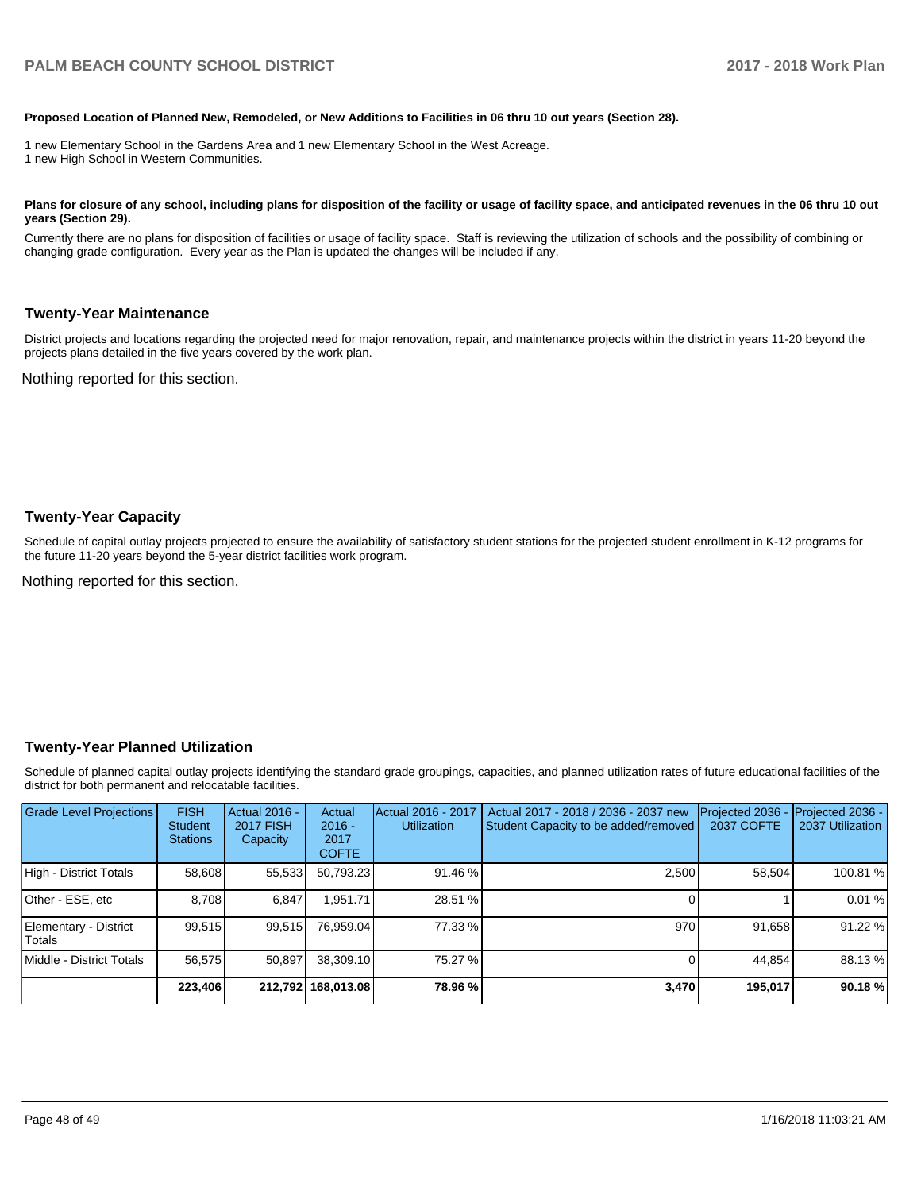**Proposed Location of Planned New, Remodeled, or New Additions to Facilities in 06 thru 10 out years (Section 28).**

1 new Elementary School in the Gardens Area and 1 new Elementary School in the West Acreage.
1 new High School in Western Communities.

**Plans for closure of any school, including plans for disposition of the facility or usage of facility space, and anticipated revenues in the 06 thru 10 out years (Section 29).**

Currently there are no plans for disposition of facilities or usage of facility space. Staff is reviewing the utilization of schools and the possibility of combining or changing grade configuration. Every year as the Plan is updated the changes will be included if any.

## Twenty-Year Maintenance

District projects and locations regarding the projected need for major renovation, repair, and maintenance projects within the district in years 11-20 beyond the projects plans detailed in the five years covered by the work plan.

Nothing reported for this section.

## Twenty-Year Capacity

Schedule of capital outlay projects projected to ensure the availability of satisfactory student stations for the projected student enrollment in K-12 programs for the future 11-20 years beyond the 5-year district facilities work program.

Nothing reported for this section.

## Twenty-Year Planned Utilization

Schedule of planned capital outlay projects identifying the standard grade groupings, capacities, and planned utilization rates of future educational facilities of the district for both permanent and relocatable facilities.

| Grade Level Projections | FISH Student Stations | Actual 2016 - 2017 FISH Capacity | Actual 2016 - 2017 COFTE | Actual 2016 - 2017 Utilization | Actual 2017 - 2018 / 2036 - 2037 new Student Capacity to be added/removed | Projected 2036 - 2037 COFTE | Projected 2036 - 2037 Utilization |
|---|---|---|---|---|---|---|---|
| High - District Totals | 58,608 | 55,533 | 50,793.23 | 91.46 % | 2,500 | 58,504 | 100.81 % |
| Other - ESE, etc | 8,708 | 6,847 | 1,951.71 | 28.51 % | 0 | 1 | 0.01 % |
| Elementary - District Totals | 99,515 | 99,515 | 76,959.04 | 77.33 % | 970 | 91,658 | 91.22 % |
| Middle - District Totals | 56,575 | 50,897 | 38,309.10 | 75.27 % | 0 | 44,854 | 88.13 % |
| | **223,406** | **212,792** | **168,013.08** | **78.96 %** | **3,470** | **195,017** | **90.18 %** |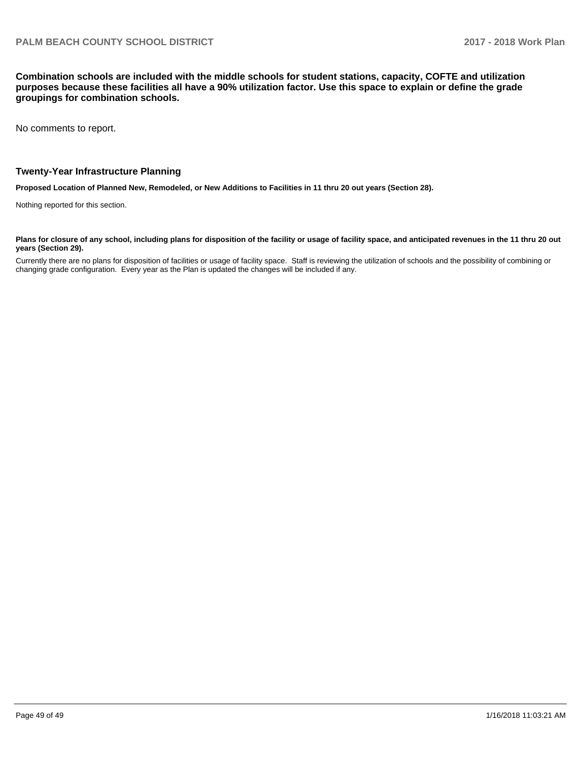**Combination schools are included with the middle schools for student stations, capacity, COFTE and utilization purposes because these facilities all have a 90% utilization factor. Use this space to explain or define the grade groupings for combination schools.**

No comments to report.

## Twenty-Year Infrastructure Planning

**Proposed Location of Planned New, Remodeled, or New Additions to Facilities in 11 thru 20 out years (Section 28).**

Nothing reported for this section.

**Plans for closure of any school, including plans for disposition of the facility or usage of facility space, and anticipated revenues in the 11 thru 20 out years (Section 29).**

Currently there are no plans for disposition of facilities or usage of facility space. Staff is reviewing the utilization of schools and the possibility of combining or changing grade configuration. Every year as the Plan is updated the changes will be included if any.